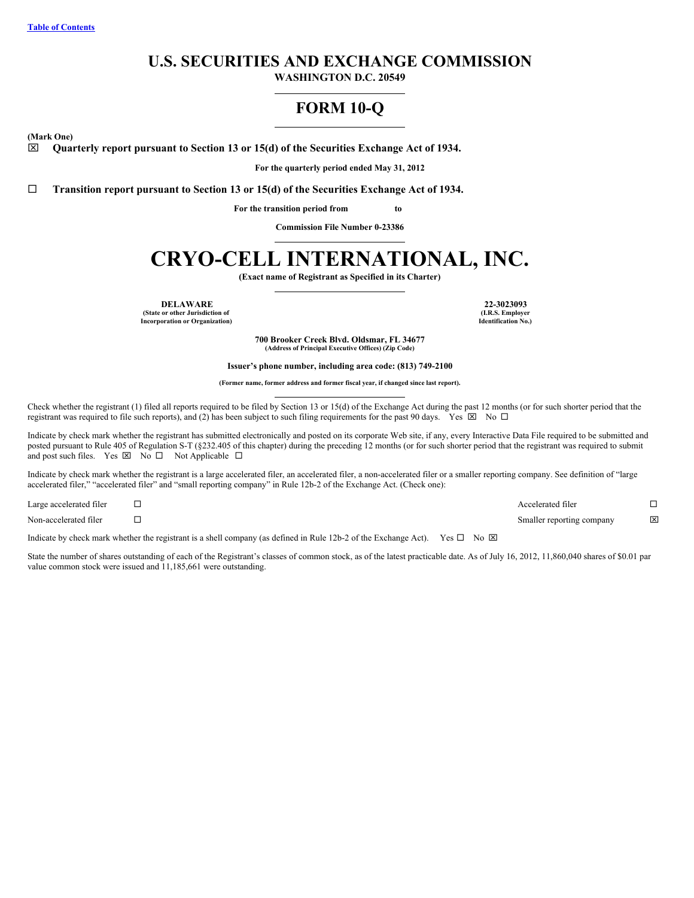[Table of Contents](#)

# U.S. SECURITIES AND EXCHANGE COMMISSION

**WASHINGTON D.C. 20549**

## FORM 10-Q

**(Mark One)**

☒ **Quarterly report pursuant to Section 13 or 15(d) of the Securities Exchange Act of 1934.**

**For the quarterly period ended May 31, 2012**

☐ **Transition report pursuant to Section 13 or 15(d) of the Securities Exchange Act of 1934.**

**For the transition period from to**

**Commission File Number 0-23386**

# CRYO-CELL INTERNATIONAL, INC.

**(Exact name of Registrant as Specified in its Charter)**

| **DELAWARE** | **22-3023093** |
|---|---|
| **(State or other Jurisdiction of Incorporation or Organization)** | **(I.R.S. Employer Identification No.)** |

**700 Brooker Creek Blvd. Oldsmar, FL 34677**
**(Address of Principal Executive Offices) (Zip Code)**

**Issuer's phone number, including area code: (813) 749-2100**

**(Former name, former address and former fiscal year, if changed since last report).**

Check whether the registrant (1) filed all reports required to be filed by Section 13 or 15(d) of the Exchange Act during the past 12 months (or for such shorter period that the registrant was required to file such reports), and (2) has been subject to such filing requirements for the past 90 days. Yes ☒ No ☐

Indicate by check mark whether the registrant has submitted electronically and posted on its corporate Web site, if any, every Interactive Data File required to be submitted and posted pursuant to Rule 405 of Regulation S-T (§232.405 of this chapter) during the preceding 12 months (or for such shorter period that the registrant was required to submit and post such files. Yes ☒ No ☐ Not Applicable ☐

Indicate by check mark whether the registrant is a large accelerated filer, an accelerated filer, a non-accelerated filer or a smaller reporting company. See definition of "large accelerated filer," "accelerated filer" and "small reporting company" in Rule 12b-2 of the Exchange Act. (Check one):

| | | | |
|---|---|---|---|
| Large accelerated filer | ☐ | Accelerated filer | ☐ |
| Non-accelerated filer | ☐ | Smaller reporting company | ☒ |

Indicate by check mark whether the registrant is a shell company (as defined in Rule 12b-2 of the Exchange Act). Yes ☐ No ☒

State the number of shares outstanding of each of the Registrant's classes of common stock, as of the latest practicable date. As of July 16, 2012, 11,860,040 shares of $0.01 par value common stock were issued and 11,185,661 were outstanding.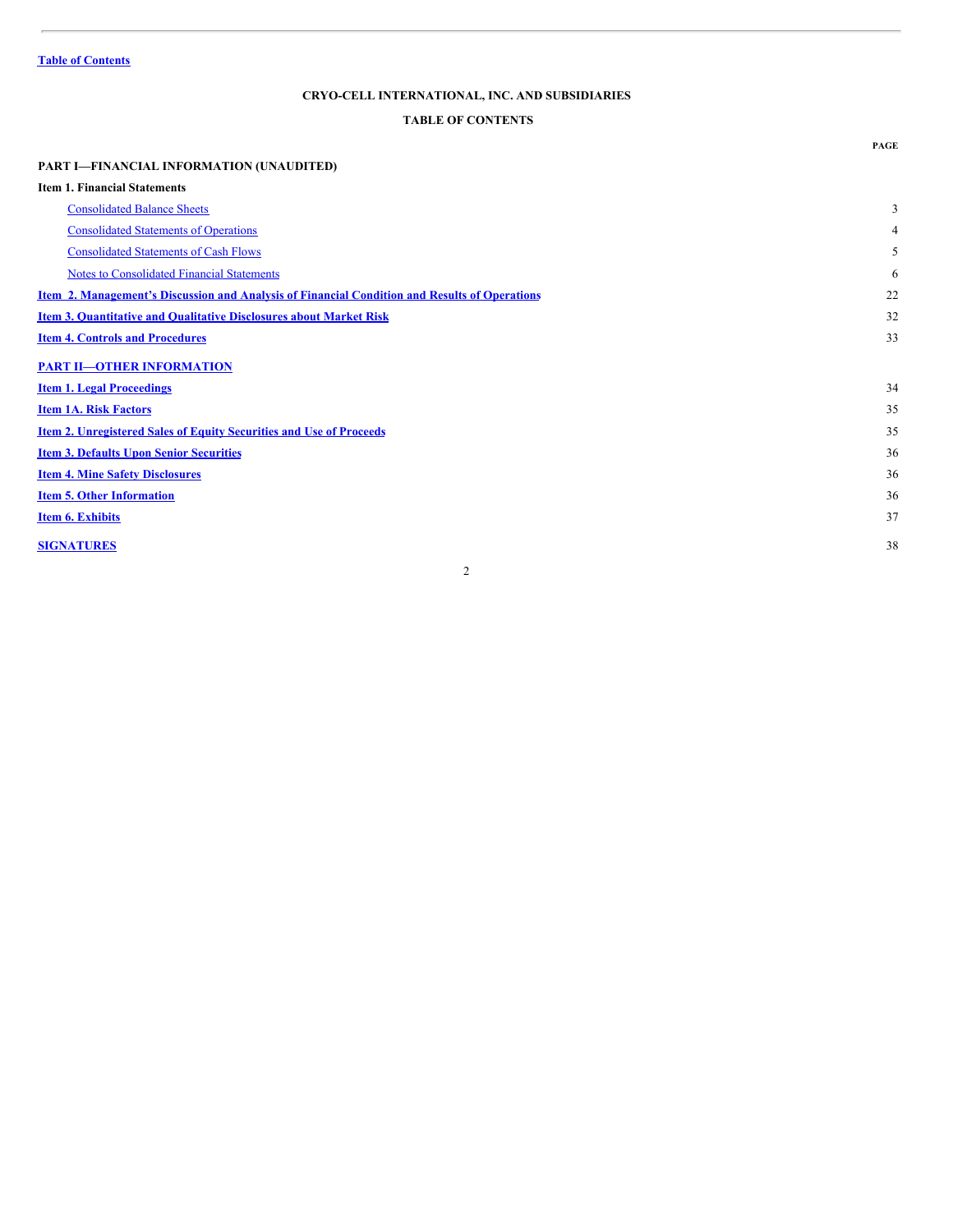Table of Contents

## CRYO-CELL INTERNATIONAL, INC. AND SUBSIDIARIES

## TABLE OF CONTENTS

| | PAGE |
|---|---|
| **PART I—FINANCIAL INFORMATION (UNAUDITED)** | |
| **Item 1. Financial Statements** | |
| Consolidated Balance Sheets | 3 |
| Consolidated Statements of Operations | 4 |
| Consolidated Statements of Cash Flows | 5 |
| Notes to Consolidated Financial Statements | 6 |
| **Item 2. Management's Discussion and Analysis of Financial Condition and Results of Operations** | 22 |
| **Item 3. Quantitative and Qualitative Disclosures about Market Risk** | 32 |
| **Item 4. Controls and Procedures** | 33 |
| **PART II—OTHER INFORMATION** | |
| **Item 1. Legal Proceedings** | 34 |
| **Item 1A. Risk Factors** | 35 |
| **Item 2. Unregistered Sales of Equity Securities and Use of Proceeds** | 35 |
| **Item 3. Defaults Upon Senior Securities** | 36 |
| **Item 4. Mine Safety Disclosures** | 36 |
| **Item 5. Other Information** | 36 |
| **Item 6. Exhibits** | 37 |
| **SIGNATURES** | 38 |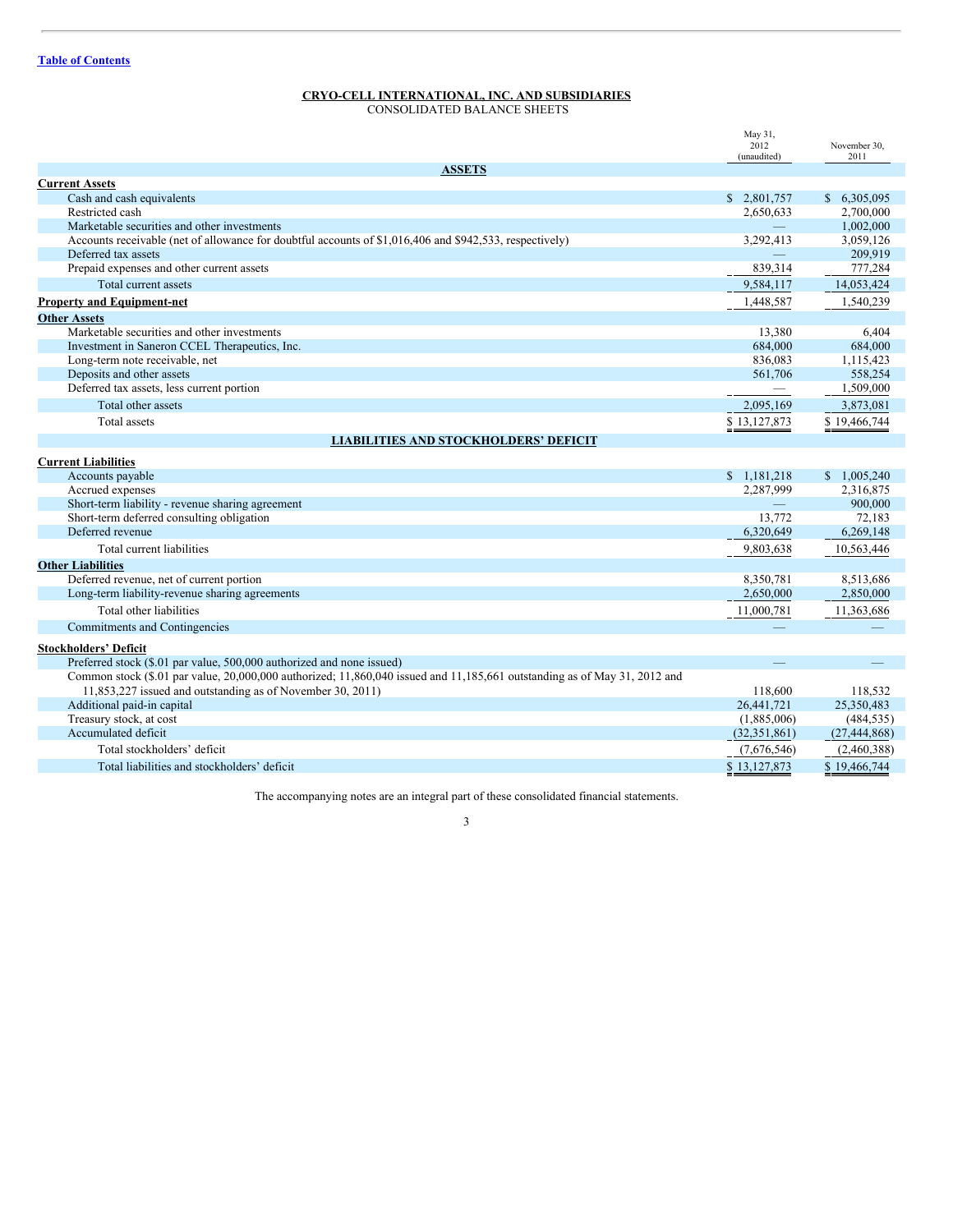[Table of Contents](#)

**CRYO-CELL INTERNATIONAL, INC. AND SUBSIDIARIES**
CONSOLIDATED BALANCE SHEETS

| | May 31, 2012 (unaudited) | November 30, 2011 |
|---|---|---|
| **ASSETS** | | |
| **Current Assets** | | |
| Cash and cash equivalents | $ 2,801,757 | $ 6,305,095 |
| Restricted cash | 2,650,633 | 2,700,000 |
| Marketable securities and other investments | — | 1,002,000 |
| Accounts receivable (net of allowance for doubtful accounts of $1,016,406 and $942,533, respectively) | 3,292,413 | 3,059,126 |
| Deferred tax assets | — | 209,919 |
| Prepaid expenses and other current assets | 839,314 | 777,284 |
| Total current assets | 9,584,117 | 14,053,424 |
| **Property and Equipment-net** | 1,448,587 | 1,540,239 |
| **Other Assets** | | |
| Marketable securities and other investments | 13,380 | 6,404 |
| Investment in Saneron CCEL Therapeutics, Inc. | 684,000 | 684,000 |
| Long-term note receivable, net | 836,083 | 1,115,423 |
| Deposits and other assets | 561,706 | 558,254 |
| Deferred tax assets, less current portion | — | 1,509,000 |
| Total other assets | 2,095,169 | 3,873,081 |
| Total assets | $ 13,127,873 | $ 19,466,744 |
| **LIABILITIES AND STOCKHOLDERS' DEFICIT** | | |
| **Current Liabilities** | | |
| Accounts payable | $ 1,181,218 | $ 1,005,240 |
| Accrued expenses | 2,287,999 | 2,316,875 |
| Short-term liability - revenue sharing agreement | — | 900,000 |
| Short-term deferred consulting obligation | 13,772 | 72,183 |
| Deferred revenue | 6,320,649 | 6,269,148 |
| Total current liabilities | 9,803,638 | 10,563,446 |
| **Other Liabilities** | | |
| Deferred revenue, net of current portion | 8,350,781 | 8,513,686 |
| Long-term liability-revenue sharing agreements | 2,650,000 | 2,850,000 |
| Total other liabilities | 11,000,781 | 11,363,686 |
| Commitments and Contingencies | — | — |
| **Stockholders' Deficit** | | |
| Preferred stock ($.01 par value, 500,000 authorized and none issued) | — | — |
| Common stock ($.01 par value, 20,000,000 authorized; 11,860,040 issued and 11,185,661 outstanding as of May 31, 2012 and 11,853,227 issued and outstanding as of November 30, 2011) | 118,600 | 118,532 |
| Additional paid-in capital | 26,441,721 | 25,350,483 |
| Treasury stock, at cost | (1,885,006) | (484,535) |
| Accumulated deficit | (32,351,861) | (27,444,868) |
| Total stockholders' deficit | (7,676,546) | (2,460,388) |
| Total liabilities and stockholders' deficit | $ 13,127,873 | $ 19,466,744 |

The accompanying notes are an integral part of these consolidated financial statements.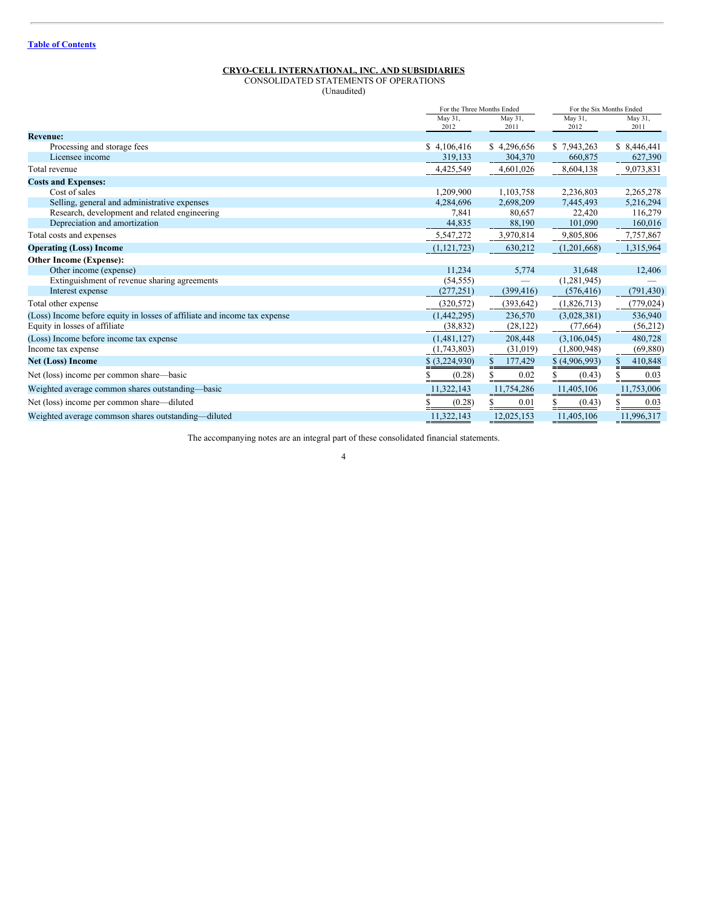[Table of Contents](#)

**CRYO-CELL INTERNATIONAL, INC. AND SUBSIDIARIES**

CONSOLIDATED STATEMENTS OF OPERATIONS

(Unaudited)

| | For the Three Months Ended | | For the Six Months Ended | |
|---|---|---|---|---|
| | May 31, 2012 | May 31, 2011 | May 31, 2012 | May 31, 2011 |
| **Revenue:** | | | | |
| Processing and storage fees | $ 4,106,416 | $ 4,296,656 | $ 7,943,263 | $ 8,446,441 |
| Licensee income | 319,133 | 304,370 | 660,875 | 627,390 |
| Total revenue | 4,425,549 | 4,601,026 | 8,604,138 | 9,073,831 |
| **Costs and Expenses:** | | | | |
| Cost of sales | 1,209,900 | 1,103,758 | 2,236,803 | 2,265,278 |
| Selling, general and administrative expenses | 4,284,696 | 2,698,209 | 7,445,493 | 5,216,294 |
| Research, development and related engineering | 7,841 | 80,657 | 22,420 | 116,279 |
| Depreciation and amortization | 44,835 | 88,190 | 101,090 | 160,016 |
| Total costs and expenses | 5,547,272 | 3,970,814 | 9,805,806 | 7,757,867 |
| **Operating (Loss) Income** | (1,121,723) | 630,212 | (1,201,668) | 1,315,964 |
| **Other Income (Expense):** | | | | |
| Other income (expense) | 11,234 | 5,774 | 31,648 | 12,406 |
| Extinguishment of revenue sharing agreements | (54,555) | — | (1,281,945) | — |
| Interest expense | (277,251) | (399,416) | (576,416) | (791,430) |
| Total other expense | (320,572) | (393,642) | (1,826,713) | (779,024) |
| (Loss) Income before equity in losses of affiliate and income tax expense | (1,442,295) | 236,570 | (3,028,381) | 536,940 |
| Equity in losses of affiliate | (38,832) | (28,122) | (77,664) | (56,212) |
| (Loss) Income before income tax expense | (1,481,127) | 208,448 | (3,106,045) | 480,728 |
| Income tax expense | (1,743,803) | (31,019) | (1,800,948) | (69,880) |
| **Net (Loss) Income** | $ (3,224,930) | $ 177,429 | $ (4,906,993) | $ 410,848 |
| Net (loss) income per common share—basic | $ (0.28) | $ 0.02 | $ (0.43) | $ 0.03 |
| Weighted average common shares outstanding—basic | 11,322,143 | 11,754,286 | 11,405,106 | 11,753,006 |
| Net (loss) income per common share—diluted | $ (0.28) | $ 0.01 | $ (0.43) | $ 0.03 |
| Weighted average commson shares outstanding—diluted | 11,322,143 | 12,025,153 | 11,405,106 | 11,996,317 |

The accompanying notes are an integral part of these consolidated financial statements.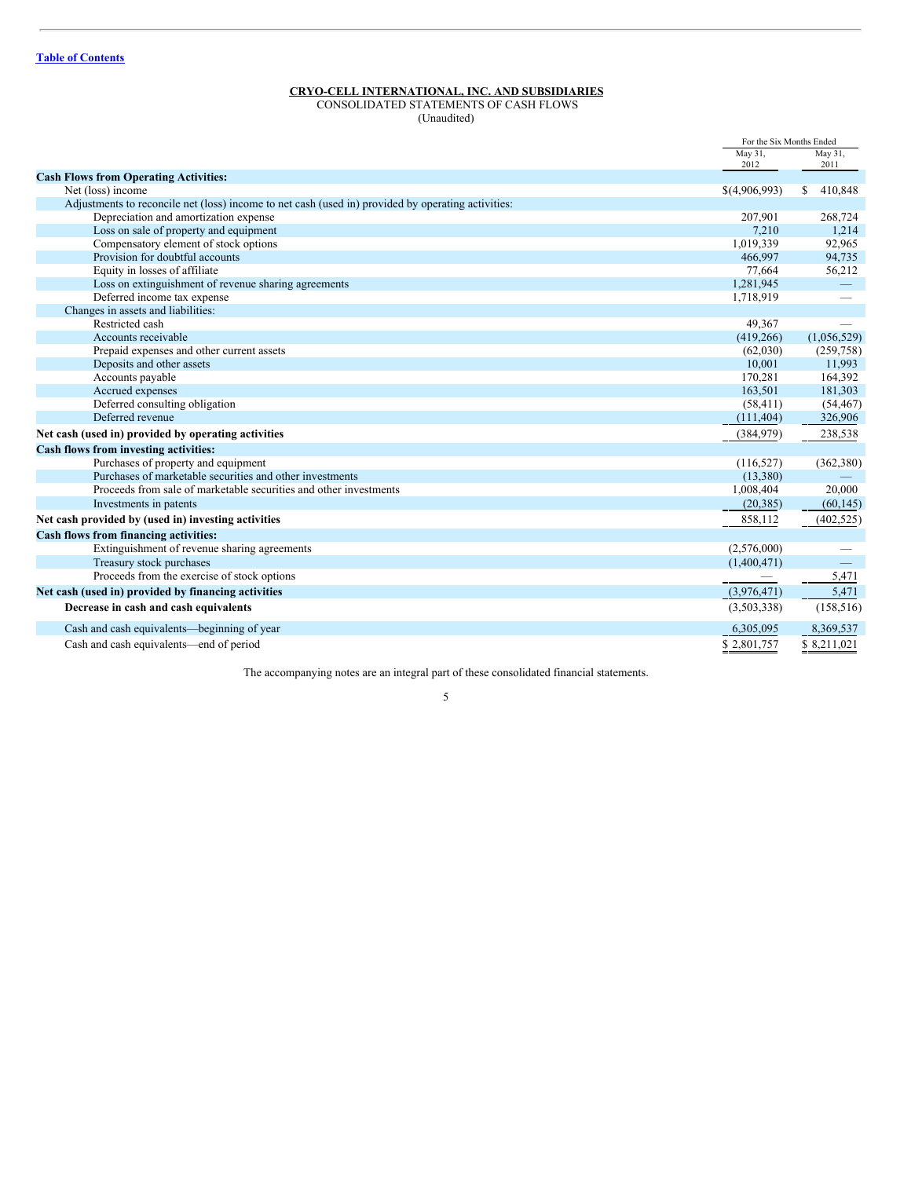[Table of Contents](#)

**CRYO-CELL INTERNATIONAL, INC. AND SUBSIDIARIES**

CONSOLIDATED STATEMENTS OF CASH FLOWS

(Unaudited)

| | For the Six Months Ended | |
|---|---|---|
| | May 31, 2012 | May 31, 2011 |
| **Cash Flows from Operating Activities:** | | |
| Net (loss) income | $(4,906,993) | $ 410,848 |
| Adjustments to reconcile net (loss) income to net cash (used in) provided by operating activities: | | |
| Depreciation and amortization expense | 207,901 | 268,724 |
| Loss on sale of property and equipment | 7,210 | 1,214 |
| Compensatory element of stock options | 1,019,339 | 92,965 |
| Provision for doubtful accounts | 466,997 | 94,735 |
| Equity in losses of affiliate | 77,664 | 56,212 |
| Loss on extinguishment of revenue sharing agreements | 1,281,945 | — |
| Deferred income tax expense | 1,718,919 | — |
| Changes in assets and liabilities: | | |
| Restricted cash | 49,367 | — |
| Accounts receivable | (419,266) | (1,056,529) |
| Prepaid expenses and other current assets | (62,030) | (259,758) |
| Deposits and other assets | 10,001 | 11,993 |
| Accounts payable | 170,281 | 164,392 |
| Accrued expenses | 163,501 | 181,303 |
| Deferred consulting obligation | (58,411) | (54,467) |
| Deferred revenue | (111,404) | 326,906 |
| **Net cash (used in) provided by operating activities** | (384,979) | 238,538 |
| **Cash flows from investing activities:** | | |
| Purchases of property and equipment | (116,527) | (362,380) |
| Purchases of marketable securities and other investments | (13,380) | — |
| Proceeds from sale of marketable securities and other investments | 1,008,404 | 20,000 |
| Investments in patents | (20,385) | (60,145) |
| **Net cash provided by (used in) investing activities** | 858,112 | (402,525) |
| **Cash flows from financing activities:** | | |
| Extinguishment of revenue sharing agreements | (2,576,000) | — |
| Treasury stock purchases | (1,400,471) | — |
| Proceeds from the exercise of stock options | — | 5,471 |
| **Net cash (used in) provided by financing activities** | (3,976,471) | 5,471 |
| **Decrease in cash and cash equivalents** | (3,503,338) | (158,516) |
| Cash and cash equivalents—beginning of year | 6,305,095 | 8,369,537 |
| Cash and cash equivalents—end of period | $ 2,801,757 | $ 8,211,021 |

The accompanying notes are an integral part of these consolidated financial statements.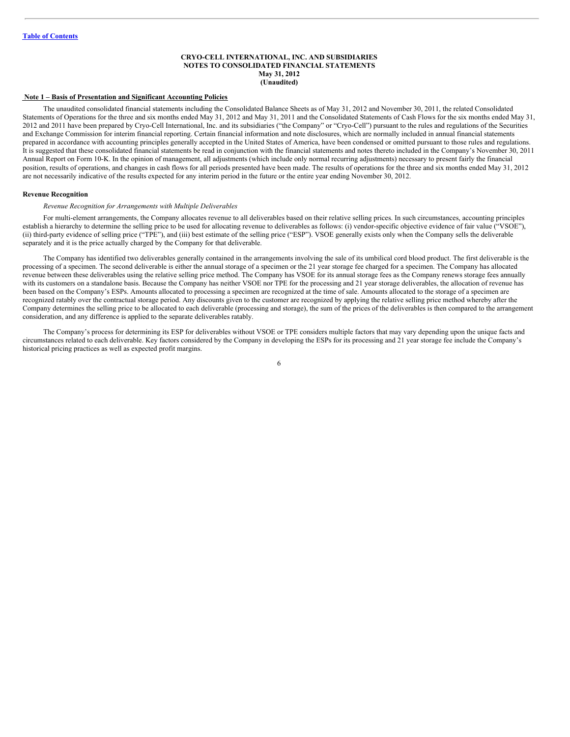**CRYO-CELL INTERNATIONAL, INC. AND SUBSIDIARIES**
**NOTES TO CONSOLIDATED FINANCIAL STATEMENTS**
**May 31, 2012**
**(Unaudited)**

**Note 1 – Basis of Presentation and Significant Accounting Policies**

The unaudited consolidated financial statements including the Consolidated Balance Sheets as of May 31, 2012 and November 30, 2011, the related Consolidated Statements of Operations for the three and six months ended May 31, 2012 and May 31, 2011 and the Consolidated Statements of Cash Flows for the six months ended May 31, 2012 and 2011 have been prepared by Cryo-Cell International, Inc. and its subsidiaries ("the Company" or "Cryo-Cell") pursuant to the rules and regulations of the Securities and Exchange Commission for interim financial reporting. Certain financial information and note disclosures, which are normally included in annual financial statements prepared in accordance with accounting principles generally accepted in the United States of America, have been condensed or omitted pursuant to those rules and regulations. It is suggested that these consolidated financial statements be read in conjunction with the financial statements and notes thereto included in the Company's November 30, 2011 Annual Report on Form 10-K. In the opinion of management, all adjustments (which include only normal recurring adjustments) necessary to present fairly the financial position, results of operations, and changes in cash flows for all periods presented have been made. The results of operations for the three and six months ended May 31, 2012 are not necessarily indicative of the results expected for any interim period in the future or the entire year ending November 30, 2012.

**Revenue Recognition**

*Revenue Recognition for Arrangements with Multiple Deliverables*

For multi-element arrangements, the Company allocates revenue to all deliverables based on their relative selling prices. In such circumstances, accounting principles establish a hierarchy to determine the selling price to be used for allocating revenue to deliverables as follows: (i) vendor-specific objective evidence of fair value ("VSOE"), (ii) third-party evidence of selling price ("TPE"), and (iii) best estimate of the selling price ("ESP"). VSOE generally exists only when the Company sells the deliverable separately and it is the price actually charged by the Company for that deliverable.

The Company has identified two deliverables generally contained in the arrangements involving the sale of its umbilical cord blood product. The first deliverable is the processing of a specimen. The second deliverable is either the annual storage of a specimen or the 21 year storage fee charged for a specimen. The Company has allocated revenue between these deliverables using the relative selling price method. The Company has VSOE for its annual storage fees as the Company renews storage fees annually with its customers on a standalone basis. Because the Company has neither VSOE nor TPE for the processing and 21 year storage deliverables, the allocation of revenue has been based on the Company's ESPs. Amounts allocated to processing a specimen are recognized at the time of sale. Amounts allocated to the storage of a specimen are recognized ratably over the contractual storage period. Any discounts given to the customer are recognized by applying the relative selling price method whereby after the Company determines the selling price to be allocated to each deliverable (processing and storage), the sum of the prices of the deliverables is then compared to the arrangement consideration, and any difference is applied to the separate deliverables ratably.

The Company's process for determining its ESP for deliverables without VSOE or TPE considers multiple factors that may vary depending upon the unique facts and circumstances related to each deliverable. Key factors considered by the Company in developing the ESPs for its processing and 21 year storage fee include the Company's historical pricing practices as well as expected profit margins.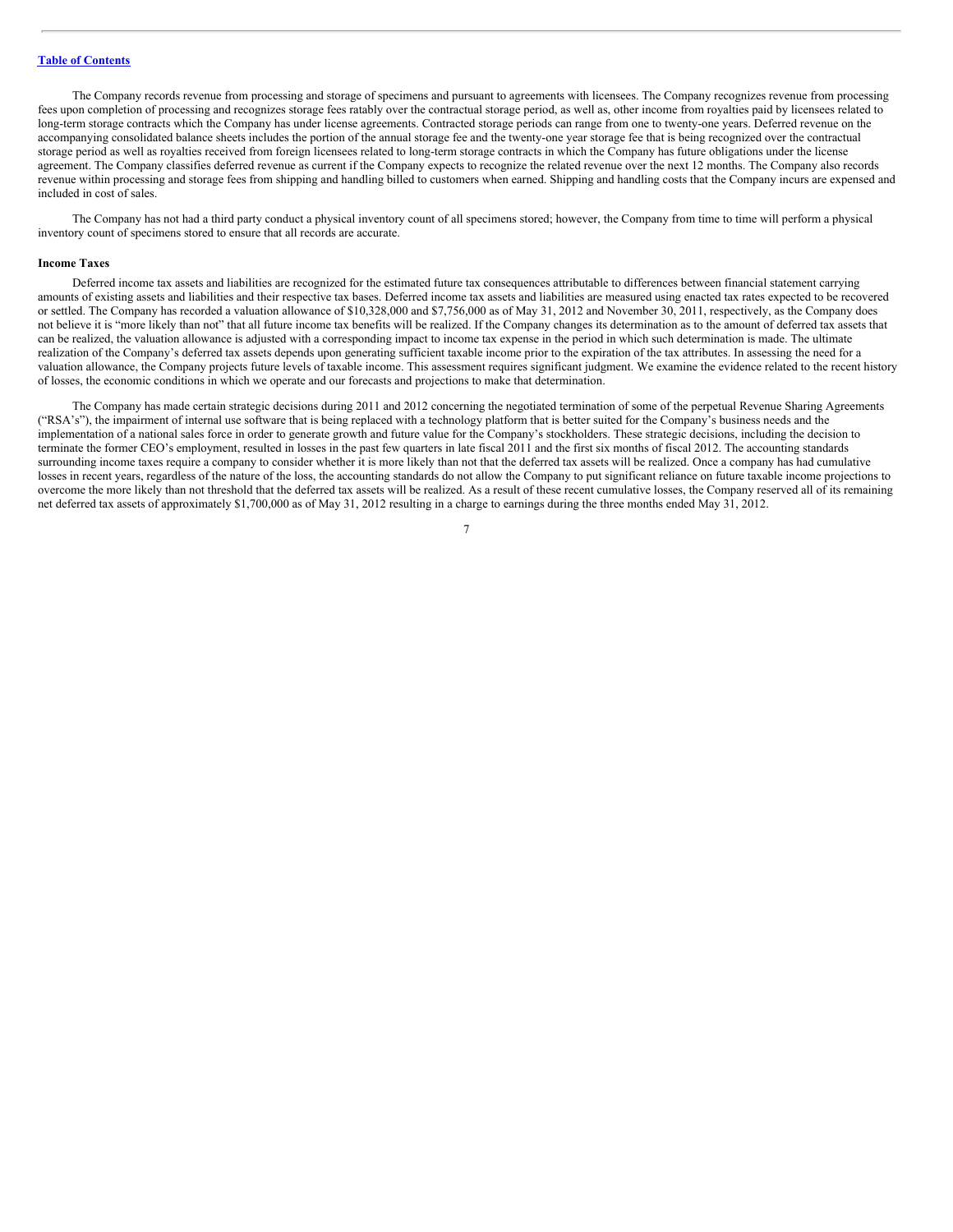The Company records revenue from processing and storage of specimens and pursuant to agreements with licensees. The Company recognizes revenue from processing fees upon completion of processing and recognizes storage fees ratably over the contractual storage period, as well as, other income from royalties paid by licensees related to long-term storage contracts which the Company has under license agreements. Contracted storage periods can range from one to twenty-one years. Deferred revenue on the accompanying consolidated balance sheets includes the portion of the annual storage fee and the twenty-one year storage fee that is being recognized over the contractual storage period as well as royalties received from foreign licensees related to long-term storage contracts in which the Company has future obligations under the license agreement. The Company classifies deferred revenue as current if the Company expects to recognize the related revenue over the next 12 months. The Company also records revenue within processing and storage fees from shipping and handling billed to customers when earned. Shipping and handling costs that the Company incurs are expensed and included in cost of sales.

The Company has not had a third party conduct a physical inventory count of all specimens stored; however, the Company from time to time will perform a physical inventory count of specimens stored to ensure that all records are accurate.

**Income Taxes**

Deferred income tax assets and liabilities are recognized for the estimated future tax consequences attributable to differences between financial statement carrying amounts of existing assets and liabilities and their respective tax bases. Deferred income tax assets and liabilities are measured using enacted tax rates expected to be recovered or settled. The Company has recorded a valuation allowance of $10,328,000 and $7,756,000 as of May 31, 2012 and November 30, 2011, respectively, as the Company does not believe it is "more likely than not" that all future income tax benefits will be realized. If the Company changes its determination as to the amount of deferred tax assets that can be realized, the valuation allowance is adjusted with a corresponding impact to income tax expense in the period in which such determination is made. The ultimate realization of the Company's deferred tax assets depends upon generating sufficient taxable income prior to the expiration of the tax attributes. In assessing the need for a valuation allowance, the Company projects future levels of taxable income. This assessment requires significant judgment. We examine the evidence related to the recent history of losses, the economic conditions in which we operate and our forecasts and projections to make that determination.

The Company has made certain strategic decisions during 2011 and 2012 concerning the negotiated termination of some of the perpetual Revenue Sharing Agreements ("RSA's"), the impairment of internal use software that is being replaced with a technology platform that is better suited for the Company's business needs and the implementation of a national sales force in order to generate growth and future value for the Company's stockholders. These strategic decisions, including the decision to terminate the former CEO's employment, resulted in losses in the past few quarters in late fiscal 2011 and the first six months of fiscal 2012. The accounting standards surrounding income taxes require a company to consider whether it is more likely than not that the deferred tax assets will be realized. Once a company has had cumulative losses in recent years, regardless of the nature of the loss, the accounting standards do not allow the Company to put significant reliance on future taxable income projections to overcome the more likely than not threshold that the deferred tax assets will be realized. As a result of these recent cumulative losses, the Company reserved all of its remaining net deferred tax assets of approximately $1,700,000 as of May 31, 2012 resulting in a charge to earnings during the three months ended May 31, 2012.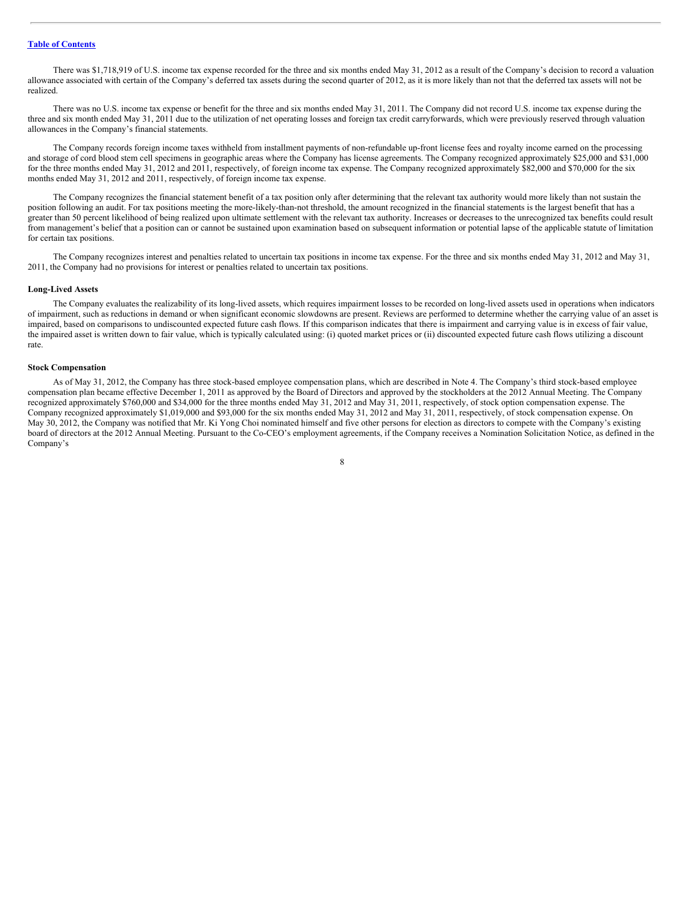[Table of Contents](#)

There was $1,718,919 of U.S. income tax expense recorded for the three and six months ended May 31, 2012 as a result of the Company's decision to record a valuation allowance associated with certain of the Company's deferred tax assets during the second quarter of 2012, as it is more likely than not that the deferred tax assets will not be realized.

There was no U.S. income tax expense or benefit for the three and six months ended May 31, 2011. The Company did not record U.S. income tax expense during the three and six month ended May 31, 2011 due to the utilization of net operating losses and foreign tax credit carryforwards, which were previously reserved through valuation allowances in the Company's financial statements.

The Company records foreign income taxes withheld from installment payments of non-refundable up-front license fees and royalty income earned on the processing and storage of cord blood stem cell specimens in geographic areas where the Company has license agreements. The Company recognized approximately $25,000 and $31,000 for the three months ended May 31, 2012 and 2011, respectively, of foreign income tax expense. The Company recognized approximately $82,000 and $70,000 for the six months ended May 31, 2012 and 2011, respectively, of foreign income tax expense.

The Company recognizes the financial statement benefit of a tax position only after determining that the relevant tax authority would more likely than not sustain the position following an audit. For tax positions meeting the more-likely-than-not threshold, the amount recognized in the financial statements is the largest benefit that has a greater than 50 percent likelihood of being realized upon ultimate settlement with the relevant tax authority. Increases or decreases to the unrecognized tax benefits could result from management's belief that a position can or cannot be sustained upon examination based on subsequent information or potential lapse of the applicable statute of limitation for certain tax positions.

The Company recognizes interest and penalties related to uncertain tax positions in income tax expense. For the three and six months ended May 31, 2012 and May 31, 2011, the Company had no provisions for interest or penalties related to uncertain tax positions.

**Long-Lived Assets**

The Company evaluates the realizability of its long-lived assets, which requires impairment losses to be recorded on long-lived assets used in operations when indicators of impairment, such as reductions in demand or when significant economic slowdowns are present. Reviews are performed to determine whether the carrying value of an asset is impaired, based on comparisons to undiscounted expected future cash flows. If this comparison indicates that there is impairment and carrying value is in excess of fair value, the impaired asset is written down to fair value, which is typically calculated using: (i) quoted market prices or (ii) discounted expected future cash flows utilizing a discount rate.

**Stock Compensation**

As of May 31, 2012, the Company has three stock-based employee compensation plans, which are described in Note 4. The Company's third stock-based employee compensation plan became effective December 1, 2011 as approved by the Board of Directors and approved by the stockholders at the 2012 Annual Meeting. The Company recognized approximately $760,000 and $34,000 for the three months ended May 31, 2012 and May 31, 2011, respectively, of stock option compensation expense. The Company recognized approximately $1,019,000 and $93,000 for the six months ended May 31, 2012 and May 31, 2011, respectively, of stock compensation expense. On May 30, 2012, the Company was notified that Mr. Ki Yong Choi nominated himself and five other persons for election as directors to compete with the Company's existing board of directors at the 2012 Annual Meeting. Pursuant to the Co-CEO's employment agreements, if the Company receives a Nomination Solicitation Notice, as defined in the Company's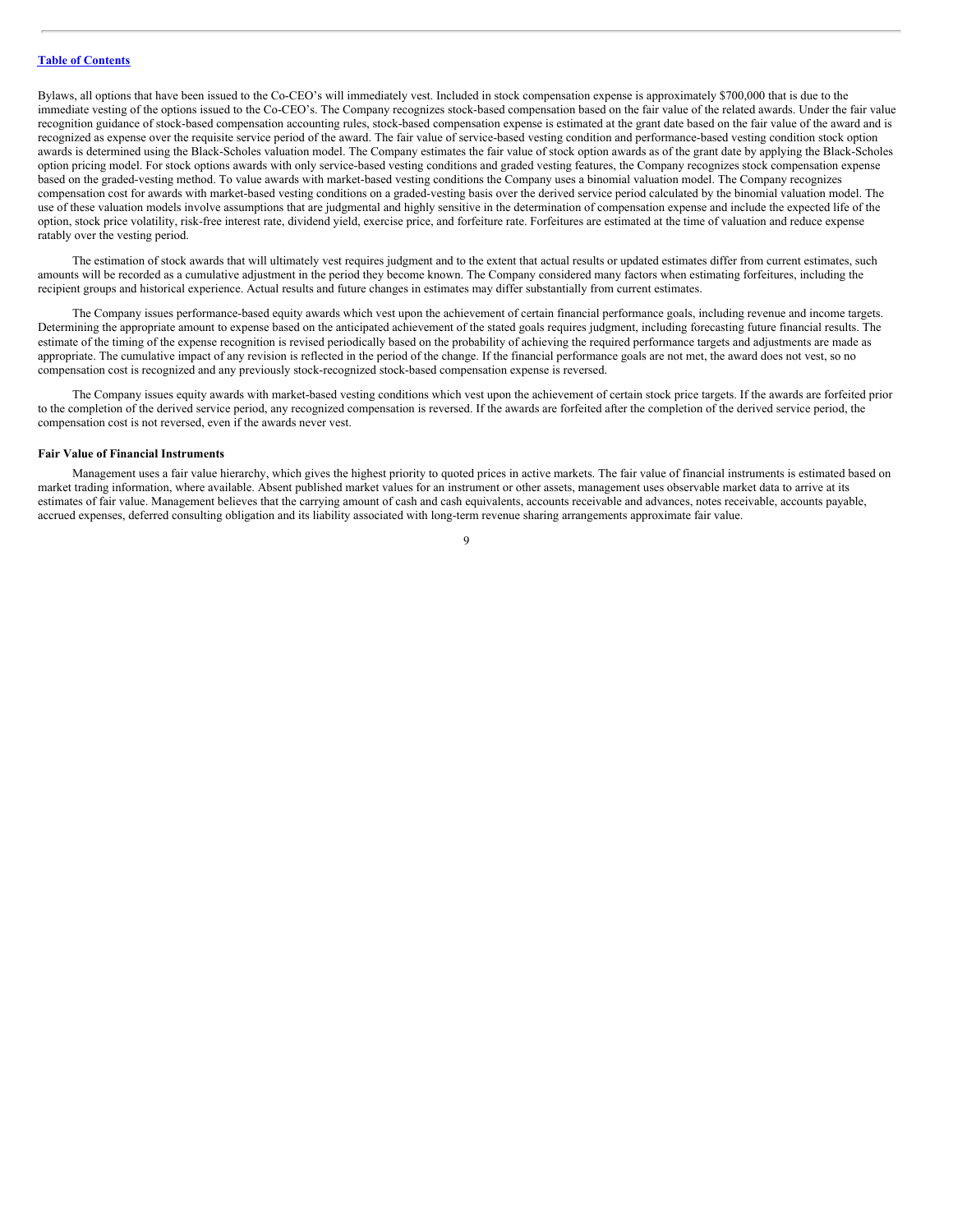Bylaws, all options that have been issued to the Co-CEO's will immediately vest. Included in stock compensation expense is approximately $700,000 that is due to the immediate vesting of the options issued to the Co-CEO's. The Company recognizes stock-based compensation based on the fair value of the related awards. Under the fair value recognition guidance of stock-based compensation accounting rules, stock-based compensation expense is estimated at the grant date based on the fair value of the award and is recognized as expense over the requisite service period of the award. The fair value of service-based vesting condition and performance-based vesting condition stock option awards is determined using the Black-Scholes valuation model. The Company estimates the fair value of stock option awards as of the grant date by applying the Black-Scholes option pricing model. For stock options awards with only service-based vesting conditions and graded vesting features, the Company recognizes stock compensation expense based on the graded-vesting method. To value awards with market-based vesting conditions the Company uses a binomial valuation model. The Company recognizes compensation cost for awards with market-based vesting conditions on a graded-vesting basis over the derived service period calculated by the binomial valuation model. The use of these valuation models involve assumptions that are judgmental and highly sensitive in the determination of compensation expense and include the expected life of the option, stock price volatility, risk-free interest rate, dividend yield, exercise price, and forfeiture rate. Forfeitures are estimated at the time of valuation and reduce expense ratably over the vesting period.

The estimation of stock awards that will ultimately vest requires judgment and to the extent that actual results or updated estimates differ from current estimates, such amounts will be recorded as a cumulative adjustment in the period they become known. The Company considered many factors when estimating forfeitures, including the recipient groups and historical experience. Actual results and future changes in estimates may differ substantially from current estimates.

The Company issues performance-based equity awards which vest upon the achievement of certain financial performance goals, including revenue and income targets. Determining the appropriate amount to expense based on the anticipated achievement of the stated goals requires judgment, including forecasting future financial results. The estimate of the timing of the expense recognition is revised periodically based on the probability of achieving the required performance targets and adjustments are made as appropriate. The cumulative impact of any revision is reflected in the period of the change. If the financial performance goals are not met, the award does not vest, so no compensation cost is recognized and any previously stock-recognized stock-based compensation expense is reversed.

The Company issues equity awards with market-based vesting conditions which vest upon the achievement of certain stock price targets. If the awards are forfeited prior to the completion of the derived service period, any recognized compensation is reversed. If the awards are forfeited after the completion of the derived service period, the compensation cost is not reversed, even if the awards never vest.

**Fair Value of Financial Instruments**

Management uses a fair value hierarchy, which gives the highest priority to quoted prices in active markets. The fair value of financial instruments is estimated based on market trading information, where available. Absent published market values for an instrument or other assets, management uses observable market data to arrive at its estimates of fair value. Management believes that the carrying amount of cash and cash equivalents, accounts receivable and advances, notes receivable, accounts payable, accrued expenses, deferred consulting obligation and its liability associated with long-term revenue sharing arrangements approximate fair value.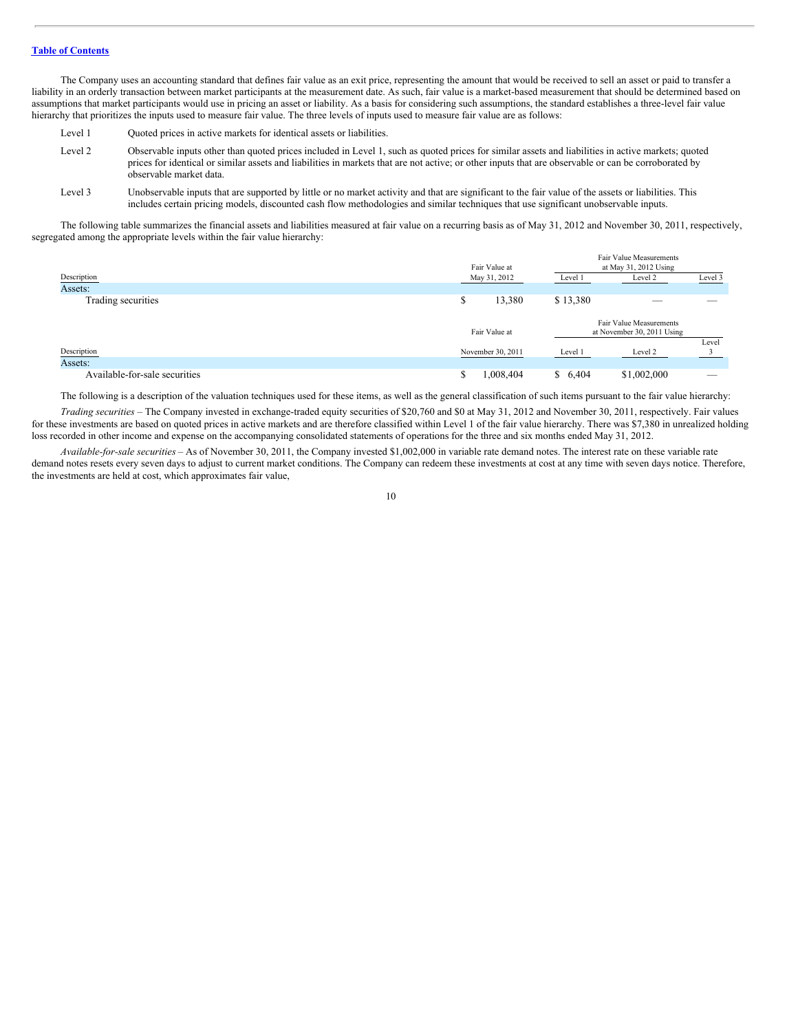The Company uses an accounting standard that defines fair value as an exit price, representing the amount that would be received to sell an asset or paid to transfer a liability in an orderly transaction between market participants at the measurement date. As such, fair value is a market-based measurement that should be determined based on assumptions that market participants would use in pricing an asset or liability. As a basis for considering such assumptions, the standard establishes a three-level fair value hierarchy that prioritizes the inputs used to measure fair value. The three levels of inputs used to measure fair value are as follows:

| | |
|---|---|
| Level 1 | Quoted prices in active markets for identical assets or liabilities. |
| Level 2 | Observable inputs other than quoted prices included in Level 1, such as quoted prices for similar assets and liabilities in active markets; quoted prices for identical or similar assets and liabilities in markets that are not active; or other inputs that are observable or can be corroborated by observable market data. |
| Level 3 | Unobservable inputs that are supported by little or no market activity and that are significant to the fair value of the assets or liabilities. This includes certain pricing models, discounted cash flow methodologies and similar techniques that use significant unobservable inputs. |

The following table summarizes the financial assets and liabilities measured at fair value on a recurring basis as of May 31, 2012 and November 30, 2011, respectively, segregated among the appropriate levels within the fair value hierarchy:

| Description | Fair Value at May 31, 2012 | Fair Value Measurements at May 31, 2012 Using | | |
|---|---|---|---|---|
| | | Level 1 | Level 2 | Level 3 |
| Assets: | | | | |
| Trading securities | $ 13,380 | $ 13,380 | — | — |

| Description | Fair Value at November 30, 2011 | Fair Value Measurements at November 30, 2011 Using | | |
|---|---|---|---|---|
| | | Level 1 | Level 2 | Level 3 |
| Assets: | | | | |
| Available-for-sale securities | $ 1,008,404 | $ 6,404 | $1,002,000 | — |

The following is a description of the valuation techniques used for these items, as well as the general classification of such items pursuant to the fair value hierarchy:

*Trading securities* – The Company invested in exchange-traded equity securities of $20,760 and $0 at May 31, 2012 and November 30, 2011, respectively. Fair values for these investments are based on quoted prices in active markets and are therefore classified within Level 1 of the fair value hierarchy. There was $7,380 in unrealized holding loss recorded in other income and expense on the accompanying consolidated statements of operations for the three and six months ended May 31, 2012.

*Available-for-sale securities* – As of November 30, 2011, the Company invested $1,002,000 in variable rate demand notes. The interest rate on these variable rate demand notes resets every seven days to adjust to current market conditions. The Company can redeem these investments at cost at any time with seven days notice. Therefore, the investments are held at cost, which approximates fair value,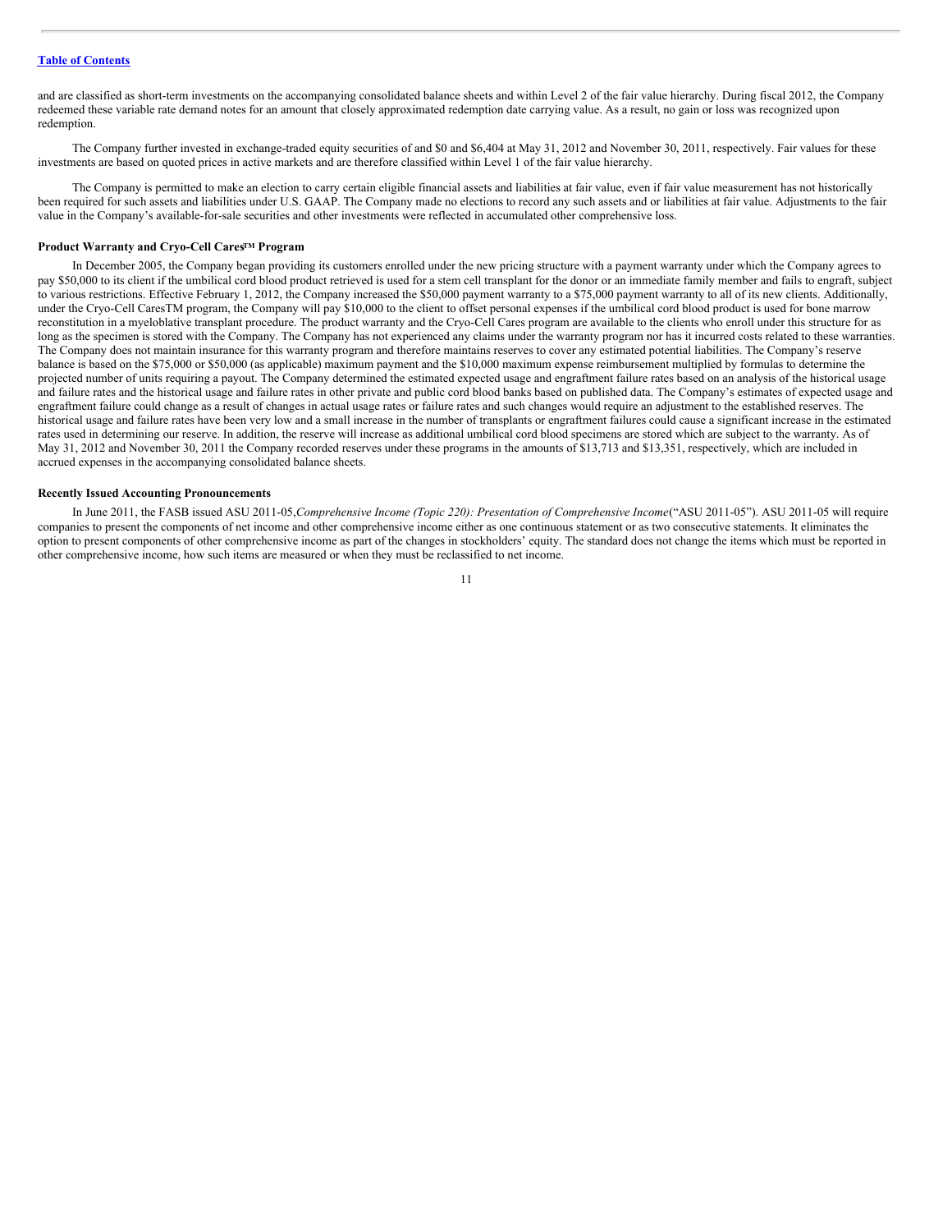and are classified as short-term investments on the accompanying consolidated balance sheets and within Level 2 of the fair value hierarchy. During fiscal 2012, the Company redeemed these variable rate demand notes for an amount that closely approximated redemption date carrying value. As a result, no gain or loss was recognized upon redemption.

The Company further invested in exchange-traded equity securities of and $0 and $6,404 at May 31, 2012 and November 30, 2011, respectively. Fair values for these investments are based on quoted prices in active markets and are therefore classified within Level 1 of the fair value hierarchy.

The Company is permitted to make an election to carry certain eligible financial assets and liabilities at fair value, even if fair value measurement has not historically been required for such assets and liabilities under U.S. GAAP. The Company made no elections to record any such assets and or liabilities at fair value. Adjustments to the fair value in the Company's available-for-sale securities and other investments were reflected in accumulated other comprehensive loss.

**Product Warranty and Cryo-Cell Cares™ Program**

In December 2005, the Company began providing its customers enrolled under the new pricing structure with a payment warranty under which the Company agrees to pay $50,000 to its client if the umbilical cord blood product retrieved is used for a stem cell transplant for the donor or an immediate family member and fails to engraft, subject to various restrictions. Effective February 1, 2012, the Company increased the $50,000 payment warranty to a $75,000 payment warranty to all of its new clients. Additionally, under the Cryo-Cell CaresTM program, the Company will pay $10,000 to the client to offset personal expenses if the umbilical cord blood product is used for bone marrow reconstitution in a myeloblative transplant procedure. The product warranty and the Cryo-Cell Cares program are available to the clients who enroll under this structure for as long as the specimen is stored with the Company. The Company has not experienced any claims under the warranty program nor has it incurred costs related to these warranties. The Company does not maintain insurance for this warranty program and therefore maintains reserves to cover any estimated potential liabilities. The Company's reserve balance is based on the $75,000 or $50,000 (as applicable) maximum payment and the $10,000 maximum expense reimbursement multiplied by formulas to determine the projected number of units requiring a payout. The Company determined the estimated expected usage and engraftment failure rates based on an analysis of the historical usage and failure rates and the historical usage and failure rates in other private and public cord blood banks based on published data. The Company's estimates of expected usage and engraftment failure could change as a result of changes in actual usage rates or failure rates and such changes would require an adjustment to the established reserves. The historical usage and failure rates have been very low and a small increase in the number of transplants or engraftment failures could cause a significant increase in the estimated rates used in determining our reserve. In addition, the reserve will increase as additional umbilical cord blood specimens are stored which are subject to the warranty. As of May 31, 2012 and November 30, 2011 the Company recorded reserves under these programs in the amounts of $13,713 and $13,351, respectively, which are included in accrued expenses in the accompanying consolidated balance sheets.

**Recently Issued Accounting Pronouncements**

In June 2011, the FASB issued ASU 2011-05, *Comprehensive Income (Topic 220): Presentation of Comprehensive Income* ("ASU 2011-05"). ASU 2011-05 will require companies to present the components of net income and other comprehensive income either as one continuous statement or as two consecutive statements. It eliminates the option to present components of other comprehensive income as part of the changes in stockholders' equity. The standard does not change the items which must be reported in other comprehensive income, how such items are measured or when they must be reclassified to net income.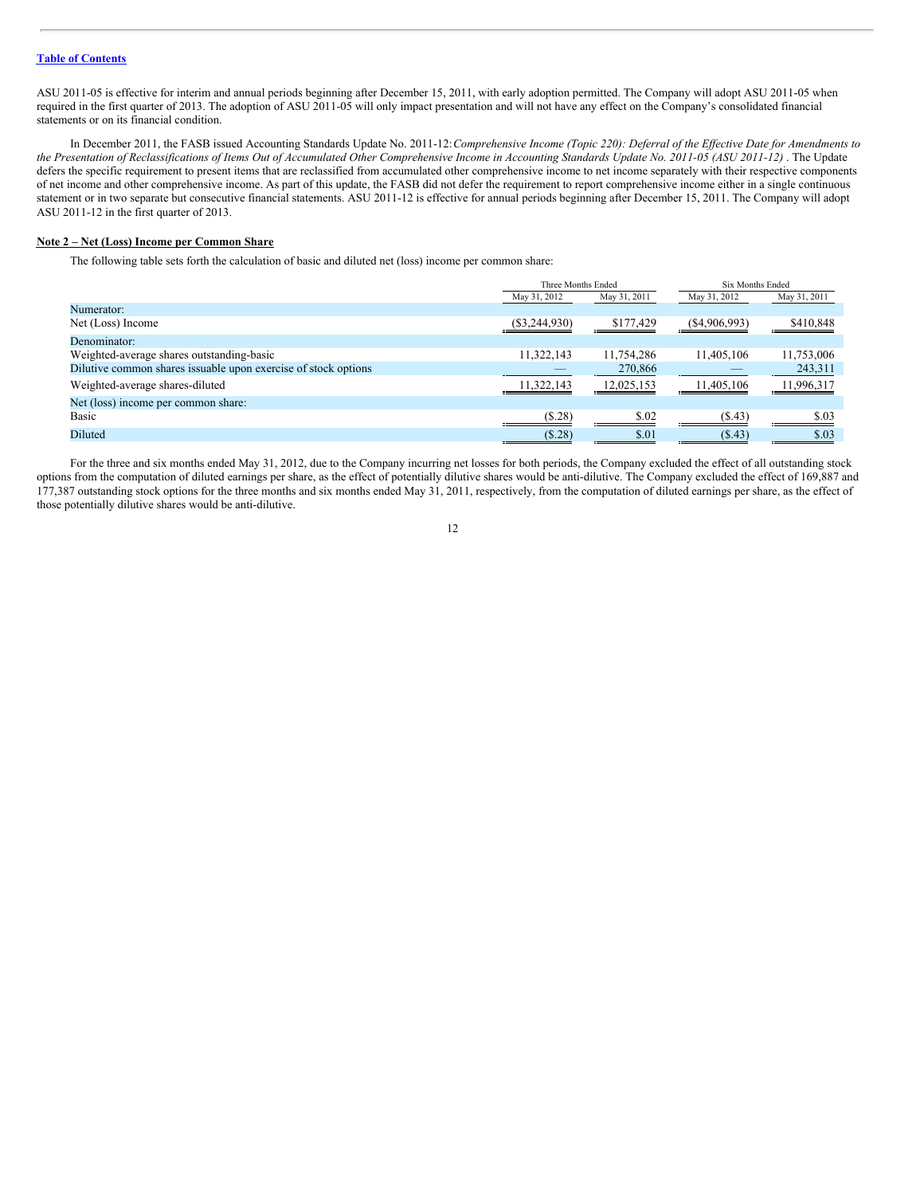ASU 2011-05 is effective for interim and annual periods beginning after December 15, 2011, with early adoption permitted. The Company will adopt ASU 2011-05 when required in the first quarter of 2013. The adoption of ASU 2011-05 will only impact presentation and will not have any effect on the Company's consolidated financial statements or on its financial condition.

In December 2011, the FASB issued Accounting Standards Update No. 2011-12: *Comprehensive Income (Topic 220): Deferral of the Effective Date for Amendments to the Presentation of Reclassifications of Items Out of Accumulated Other Comprehensive Income in Accounting Standards Update No. 2011-05 (ASU 2011-12)* . The Update defers the specific requirement to present items that are reclassified from accumulated other comprehensive income to net income separately with their respective components of net income and other comprehensive income. As part of this update, the FASB did not defer the requirement to report comprehensive income either in a single continuous statement or in two separate but consecutive financial statements. ASU 2011-12 is effective for annual periods beginning after December 15, 2011. The Company will adopt ASU 2011-12 in the first quarter of 2013.

**Note 2 – Net (Loss) Income per Common Share**

The following table sets forth the calculation of basic and diluted net (loss) income per common share:

| | Three Months Ended | | Six Months Ended | |
|---|---|---|---|---|
| | May 31, 2012 | May 31, 2011 | May 31, 2012 | May 31, 2011 |
| Numerator: | | | | |
| Net (Loss) Income | ($3,244,930) | $177,429 | ($4,906,993) | $410,848 |
| Denominator: | | | | |
| Weighted-average shares outstanding-basic | 11,322,143 | 11,754,286 | 11,405,106 | 11,753,006 |
| Dilutive common shares issuable upon exercise of stock options | — | 270,866 | — | 243,311 |
| Weighted-average shares-diluted | 11,322,143 | 12,025,153 | 11,405,106 | 11,996,317 |
| Net (loss) income per common share: | | | | |
| Basic | ($.28) | $.02 | ($.43) | $.03 |
| Diluted | ($.28) | $.01 | ($.43) | $.03 |

For the three and six months ended May 31, 2012, due to the Company incurring net losses for both periods, the Company excluded the effect of all outstanding stock options from the computation of diluted earnings per share, as the effect of potentially dilutive shares would be anti-dilutive. The Company excluded the effect of 169,887 and 177,387 outstanding stock options for the three months and six months ended May 31, 2011, respectively, from the computation of diluted earnings per share, as the effect of those potentially dilutive shares would be anti-dilutive.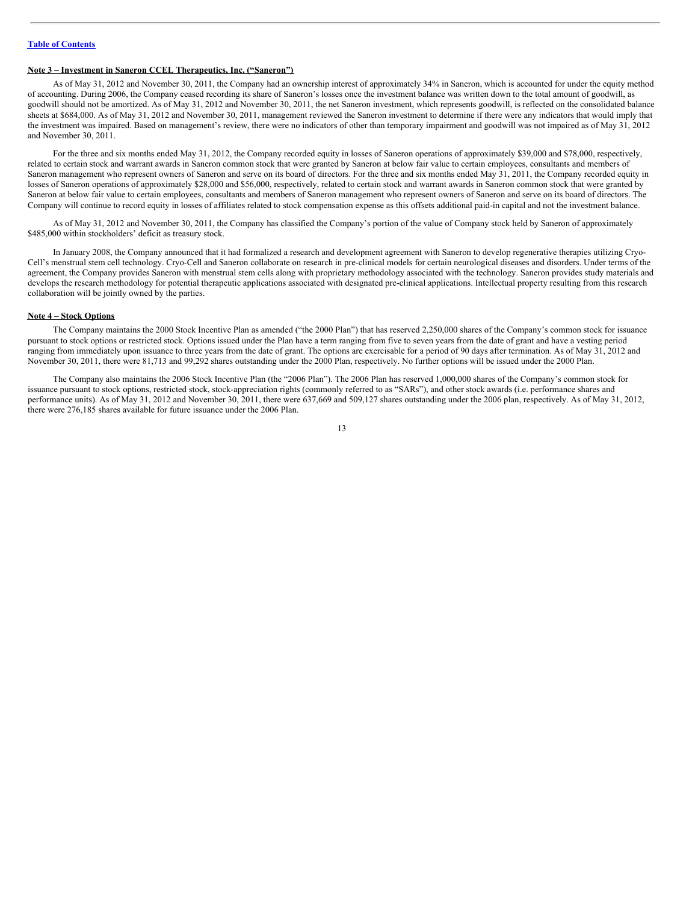[Table of Contents](#)

**Note 3 – Investment in Saneron CCEL Therapeutics, Inc. ("Saneron")**

As of May 31, 2012 and November 30, 2011, the Company had an ownership interest of approximately 34% in Saneron, which is accounted for under the equity method of accounting. During 2006, the Company ceased recording its share of Saneron's losses once the investment balance was written down to the total amount of goodwill, as goodwill should not be amortized. As of May 31, 2012 and November 30, 2011, the net Saneron investment, which represents goodwill, is reflected on the consolidated balance sheets at $684,000. As of May 31, 2012 and November 30, 2011, management reviewed the Saneron investment to determine if there were any indicators that would imply that the investment was impaired. Based on management's review, there were no indicators of other than temporary impairment and goodwill was not impaired as of May 31, 2012 and November 30, 2011.

For the three and six months ended May 31, 2012, the Company recorded equity in losses of Saneron operations of approximately $39,000 and $78,000, respectively, related to certain stock and warrant awards in Saneron common stock that were granted by Saneron at below fair value to certain employees, consultants and members of Saneron management who represent owners of Saneron and serve on its board of directors. For the three and six months ended May 31, 2011, the Company recorded equity in losses of Saneron operations of approximately $28,000 and $56,000, respectively, related to certain stock and warrant awards in Saneron common stock that were granted by Saneron at below fair value to certain employees, consultants and members of Saneron management who represent owners of Saneron and serve on its board of directors. The Company will continue to record equity in losses of affiliates related to stock compensation expense as this offsets additional paid-in capital and not the investment balance.

As of May 31, 2012 and November 30, 2011, the Company has classified the Company's portion of the value of Company stock held by Saneron of approximately $485,000 within stockholders' deficit as treasury stock.

In January 2008, the Company announced that it had formalized a research and development agreement with Saneron to develop regenerative therapies utilizing Cryo-Cell's menstrual stem cell technology. Cryo-Cell and Saneron collaborate on research in pre-clinical models for certain neurological diseases and disorders. Under terms of the agreement, the Company provides Saneron with menstrual stem cells along with proprietary methodology associated with the technology. Saneron provides study materials and develops the research methodology for potential therapeutic applications associated with designated pre-clinical applications. Intellectual property resulting from this research collaboration will be jointly owned by the parties.

**Note 4 – Stock Options**

The Company maintains the 2000 Stock Incentive Plan as amended ("the 2000 Plan") that has reserved 2,250,000 shares of the Company's common stock for issuance pursuant to stock options or restricted stock. Options issued under the Plan have a term ranging from five to seven years from the date of grant and have a vesting period ranging from immediately upon issuance to three years from the date of grant. The options are exercisable for a period of 90 days after termination. As of May 31, 2012 and November 30, 2011, there were 81,713 and 99,292 shares outstanding under the 2000 Plan, respectively. No further options will be issued under the 2000 Plan.

The Company also maintains the 2006 Stock Incentive Plan (the "2006 Plan"). The 2006 Plan has reserved 1,000,000 shares of the Company's common stock for issuance pursuant to stock options, restricted stock, stock-appreciation rights (commonly referred to as "SARs"), and other stock awards (i.e. performance shares and performance units). As of May 31, 2012 and November 30, 2011, there were 637,669 and 509,127 shares outstanding under the 2006 plan, respectively. As of May 31, 2012, there were 276,185 shares available for future issuance under the 2006 Plan.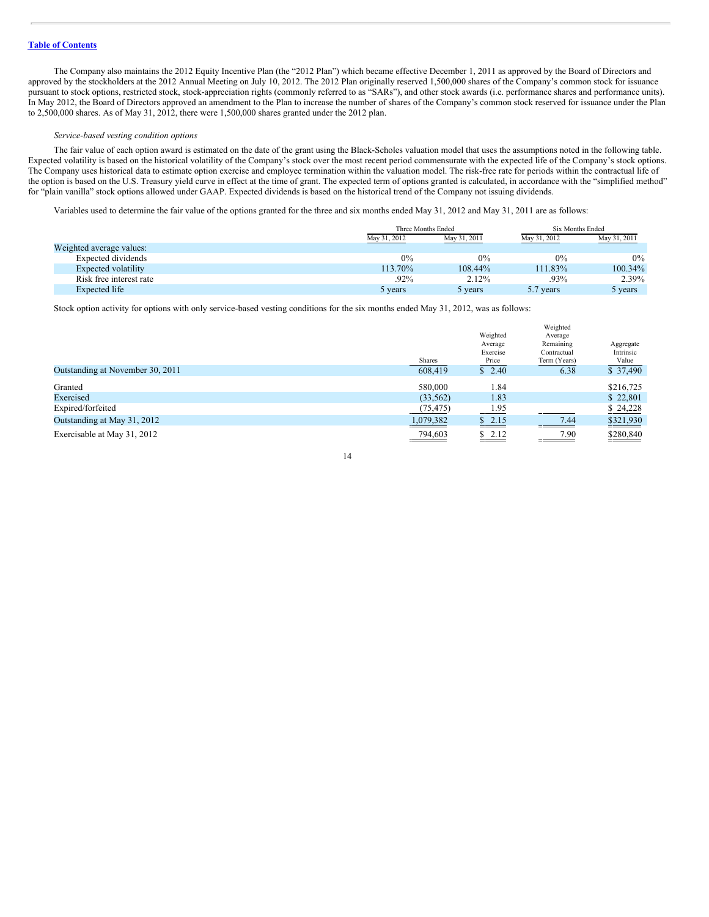The Company also maintains the 2012 Equity Incentive Plan (the "2012 Plan") which became effective December 1, 2011 as approved by the Board of Directors and approved by the stockholders at the 2012 Annual Meeting on July 10, 2012. The 2012 Plan originally reserved 1,500,000 shares of the Company's common stock for issuance pursuant to stock options, restricted stock, stock-appreciation rights (commonly referred to as "SARs"), and other stock awards (i.e. performance shares and performance units). In May 2012, the Board of Directors approved an amendment to the Plan to increase the number of shares of the Company's common stock reserved for issuance under the Plan to 2,500,000 shares. As of May 31, 2012, there were 1,500,000 shares granted under the 2012 plan.

*Service-based vesting condition options*

The fair value of each option award is estimated on the date of the grant using the Black-Scholes valuation model that uses the assumptions noted in the following table. Expected volatility is based on the historical volatility of the Company's stock over the most recent period commensurate with the expected life of the Company's stock options. The Company uses historical data to estimate option exercise and employee termination within the valuation model. The risk-free rate for periods within the contractual life of the option is based on the U.S. Treasury yield curve in effect at the time of grant. The expected term of options granted is calculated, in accordance with the "simplified method" for "plain vanilla" stock options allowed under GAAP. Expected dividends is based on the historical trend of the Company not issuing dividends.

Variables used to determine the fair value of the options granted for the three and six months ended May 31, 2012 and May 31, 2011 are as follows:

| | Three Months Ended | | Six Months Ended | |
|---|---|---|---|---|
| | May 31, 2012 | May 31, 2011 | May 31, 2012 | May 31, 2011 |
| Weighted average values: | | | | |
| Expected dividends | 0% | 0% | 0% | 0% |
| Expected volatility | 113.70% | 108.44% | 111.83% | 100.34% |
| Risk free interest rate | .92% | 2.12% | .93% | 2.39% |
| Expected life | 5 years | 5 years | 5.7 years | 5 years |

Stock option activity for options with only service-based vesting conditions for the six months ended May 31, 2012, was as follows:

| | Shares | Weighted Average Exercise Price | Weighted Average Remaining Contractual Term (Years) | Aggregate Intrinsic Value |
|---|---|---|---|---|
| Outstanding at November 30, 2011 | 608,419 | $ 2.40 | 6.38 | $ 37,490 |
| Granted | 580,000 | 1.84 | | $216,725 |
| Exercised | (33,562) | 1.83 | | $ 22,801 |
| Expired/forfeited | (75,475) | 1.95 | | $ 24,228 |
| Outstanding at May 31, 2012 | 1,079,382 | $ 2.15 | 7.44 | $321,930 |
| Exercisable at May 31, 2012 | 794,603 | $ 2.12 | 7.90 | $280,840 |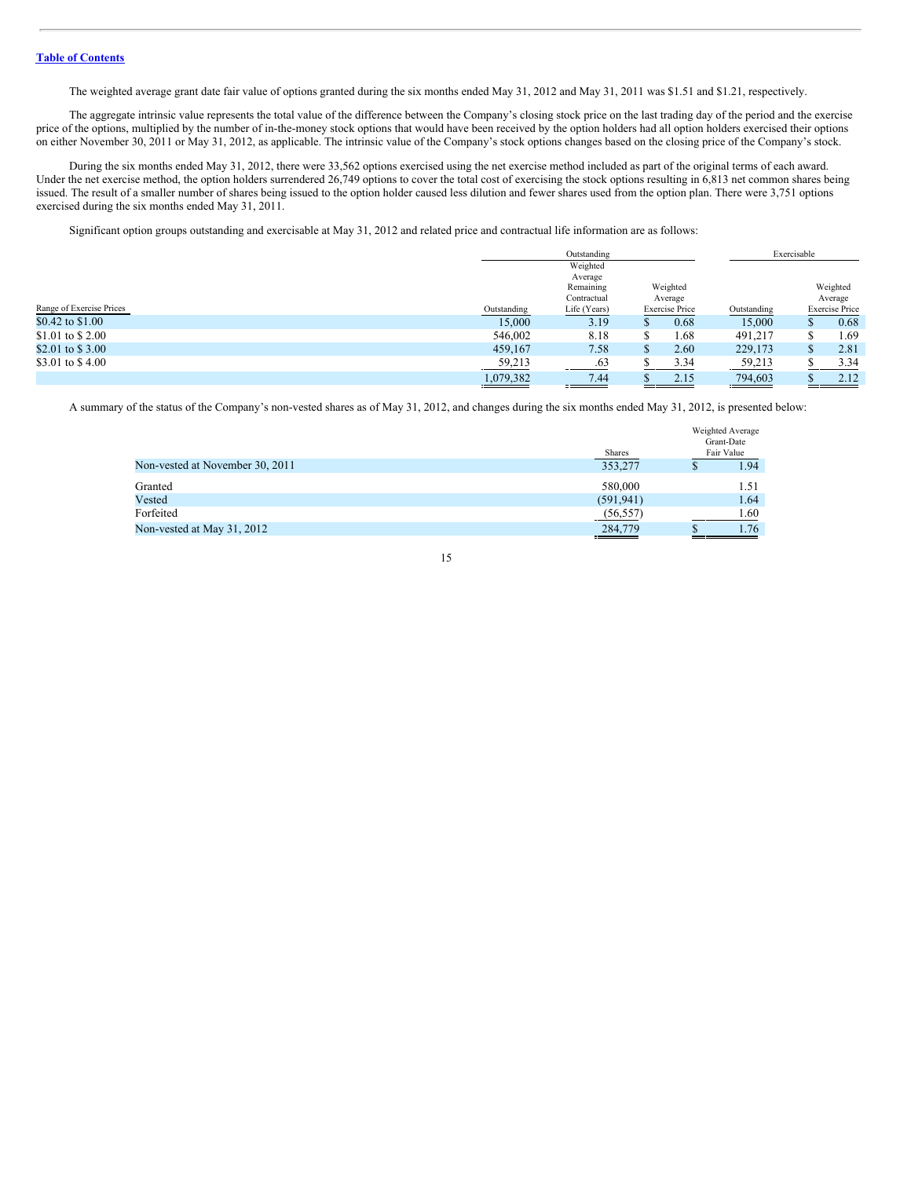The weighted average grant date fair value of options granted during the six months ended May 31, 2012 and May 31, 2011 was $1.51 and $1.21, respectively.

The aggregate intrinsic value represents the total value of the difference between the Company's closing stock price on the last trading day of the period and the exercise price of the options, multiplied by the number of in-the-money stock options that would have been received by the option holders had all option holders exercised their options on either November 30, 2011 or May 31, 2012, as applicable. The intrinsic value of the Company's stock options changes based on the closing price of the Company's stock.

During the six months ended May 31, 2012, there were 33,562 options exercised using the net exercise method included as part of the original terms of each award. Under the net exercise method, the option holders surrendered 26,749 options to cover the total cost of exercising the stock options resulting in 6,813 net common shares being issued. The result of a smaller number of shares being issued to the option holder caused less dilution and fewer shares used from the option plan. There were 3,751 options exercised during the six months ended May 31, 2011.

Significant option groups outstanding and exercisable at May 31, 2012 and related price and contractual life information are as follows:

| | Outstanding | | | Exercisable | |
|---|---|---|---|---|---|
| Range of Exercise Prices | Outstanding | Weighted Average Remaining Contractual Life (Years) | Weighted Average Exercise Price | Outstanding | Weighted Average Exercise Price |
| $0.42 to $1.00 | 15,000 | 3.19 | $ 0.68 | 15,000 | $ 0.68 |
| $1.01 to $ 2.00 | 546,002 | 8.18 | $ 1.68 | 491,217 | $ 1.69 |
| $2.01 to $ 3.00 | 459,167 | 7.58 | $ 2.60 | 229,173 | $ 2.81 |
| $3.01 to $ 4.00 | 59,213 | .63 | $ 3.34 | 59,213 | $ 3.34 |
| | 1,079,382 | 7.44 | $ 2.15 | 794,603 | $ 2.12 |

A summary of the status of the Company's non-vested shares as of May 31, 2012, and changes during the six months ended May 31, 2012, is presented below:

| | Shares | Weighted Average Grant-Date Fair Value |
|---|---|---|
| Non-vested at November 30, 2011 | 353,277 | $ 1.94 |
| Granted | 580,000 | 1.51 |
| Vested | (591,941) | 1.64 |
| Forfeited | (56,557) | 1.60 |
| Non-vested at May 31, 2012 | 284,779 | $ 1.76 |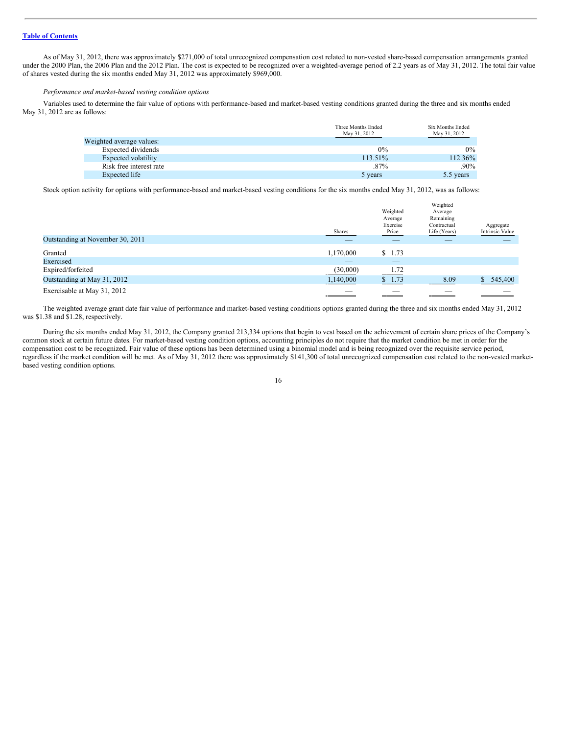As of May 31, 2012, there was approximately $271,000 of total unrecognized compensation cost related to non-vested share-based compensation arrangements granted under the 2000 Plan, the 2006 Plan and the 2012 Plan. The cost is expected to be recognized over a weighted-average period of 2.2 years as of May 31, 2012. The total fair value of shares vested during the six months ended May 31, 2012 was approximately $969,000.

*Performance and market-based vesting condition options*

Variables used to determine the fair value of options with performance-based and market-based vesting conditions granted during the three and six months ended May 31, 2012 are as follows:

| | Three Months Ended May 31, 2012 | Six Months Ended May 31, 2012 |
|---|---|---|
| Weighted average values: | | |
| Expected dividends | 0% | 0% |
| Expected volatility | 113.51% | 112.36% |
| Risk free interest rate | .87% | .90% |
| Expected life | 5 years | 5.5 years |

Stock option activity for options with performance-based and market-based vesting conditions for the six months ended May 31, 2012, was as follows:

| | Shares | Weighted Average Exercise Price | Weighted Average Remaining Contractual Life (Years) | Aggregate Intrinsic Value |
|---|---|---|---|---|
| Outstanding at November 30, 2011 | — | — | — | — |
| Granted | 1,170,000 | $ 1.73 | | |
| Exercised | — | — | | |
| Expired/forfeited | (30,000) | 1.72 | | |
| Outstanding at May 31, 2012 | 1,140,000 | $ 1.73 | 8.09 | $ 545,400 |
| Exercisable at May 31, 2012 | — | — | — | — |

The weighted average grant date fair value of performance and market-based vesting conditions options granted during the three and six months ended May 31, 2012 was $1.38 and $1.28, respectively.

During the six months ended May 31, 2012, the Company granted 213,334 options that begin to vest based on the achievement of certain share prices of the Company's common stock at certain future dates. For market-based vesting condition options, accounting principles do not require that the market condition be met in order for the compensation cost to be recognized. Fair value of these options has been determined using a binomial model and is being recognized over the requisite service period, regardless if the market condition will be met. As of May 31, 2012 there was approximately $141,300 of total unrecognized compensation cost related to the non-vested market-based vesting condition options.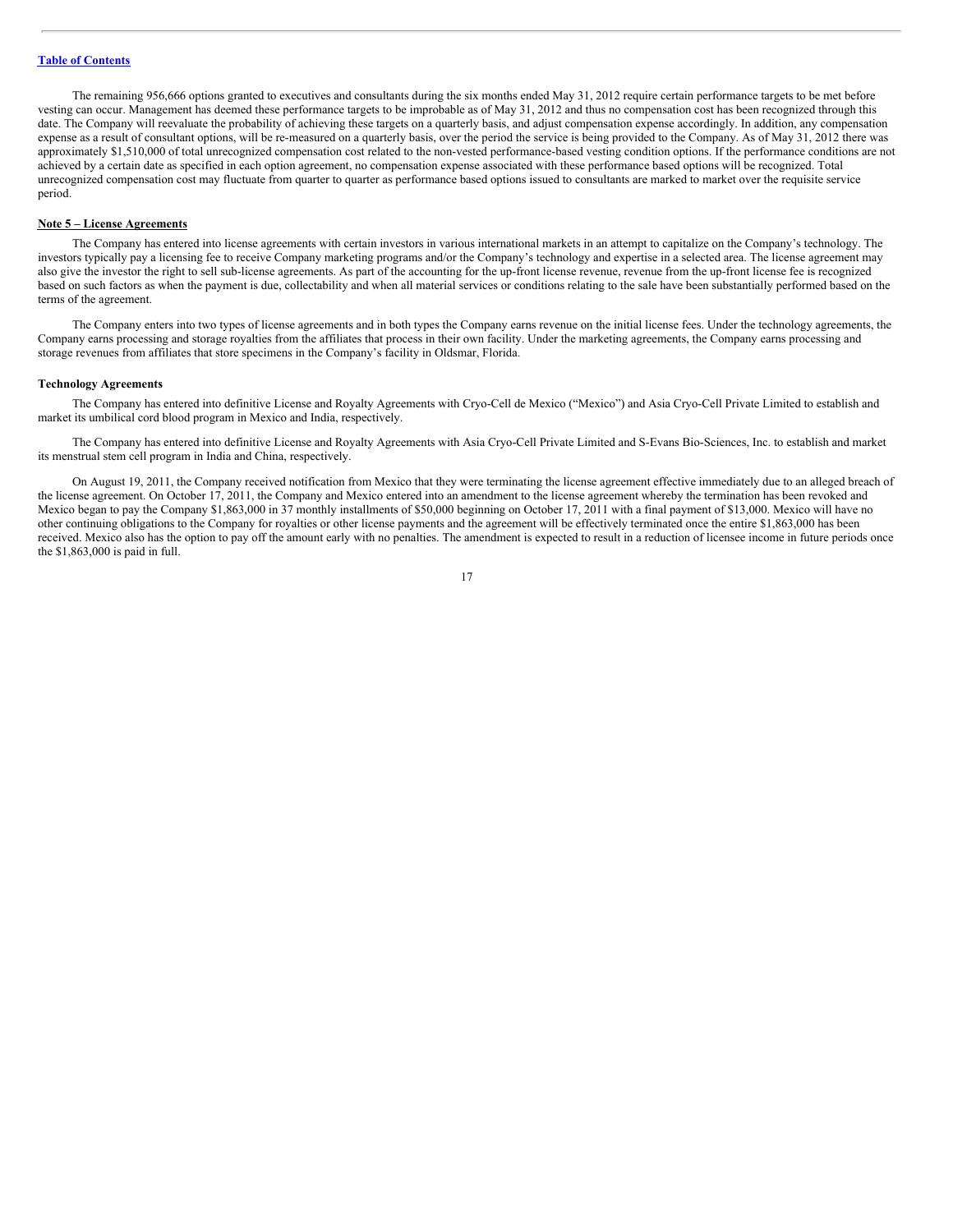The remaining 956,666 options granted to executives and consultants during the six months ended May 31, 2012 require certain performance targets to be met before vesting can occur. Management has deemed these performance targets to be improbable as of May 31, 2012 and thus no compensation cost has been recognized through this date. The Company will reevaluate the probability of achieving these targets on a quarterly basis, and adjust compensation expense accordingly. In addition, any compensation expense as a result of consultant options, will be re-measured on a quarterly basis, over the period the service is being provided to the Company. As of May 31, 2012 there was approximately $1,510,000 of total unrecognized compensation cost related to the non-vested performance-based vesting condition options. If the performance conditions are not achieved by a certain date as specified in each option agreement, no compensation expense associated with these performance based options will be recognized. Total unrecognized compensation cost may fluctuate from quarter to quarter as performance based options issued to consultants are marked to market over the requisite service period.

## Note 5 – License Agreements

The Company has entered into license agreements with certain investors in various international markets in an attempt to capitalize on the Company's technology. The investors typically pay a licensing fee to receive Company marketing programs and/or the Company's technology and expertise in a selected area. The license agreement may also give the investor the right to sell sub-license agreements. As part of the accounting for the up-front license revenue, revenue from the up-front license fee is recognized based on such factors as when the payment is due, collectability and when all material services or conditions relating to the sale have been substantially performed based on the terms of the agreement.

The Company enters into two types of license agreements and in both types the Company earns revenue on the initial license fees. Under the technology agreements, the Company earns processing and storage royalties from the affiliates that process in their own facility. Under the marketing agreements, the Company earns processing and storage revenues from affiliates that store specimens in the Company's facility in Oldsmar, Florida.

### Technology Agreements

The Company has entered into definitive License and Royalty Agreements with Cryo-Cell de Mexico ("Mexico") and Asia Cryo-Cell Private Limited to establish and market its umbilical cord blood program in Mexico and India, respectively.

The Company has entered into definitive License and Royalty Agreements with Asia Cryo-Cell Private Limited and S-Evans Bio-Sciences, Inc. to establish and market its menstrual stem cell program in India and China, respectively.

On August 19, 2011, the Company received notification from Mexico that they were terminating the license agreement effective immediately due to an alleged breach of the license agreement. On October 17, 2011, the Company and Mexico entered into an amendment to the license agreement whereby the termination has been revoked and Mexico began to pay the Company $1,863,000 in 37 monthly installments of $50,000 beginning on October 17, 2011 with a final payment of $13,000. Mexico will have no other continuing obligations to the Company for royalties or other license payments and the agreement will be effectively terminated once the entire $1,863,000 has been received. Mexico also has the option to pay off the amount early with no penalties. The amendment is expected to result in a reduction of licensee income in future periods once the $1,863,000 is paid in full.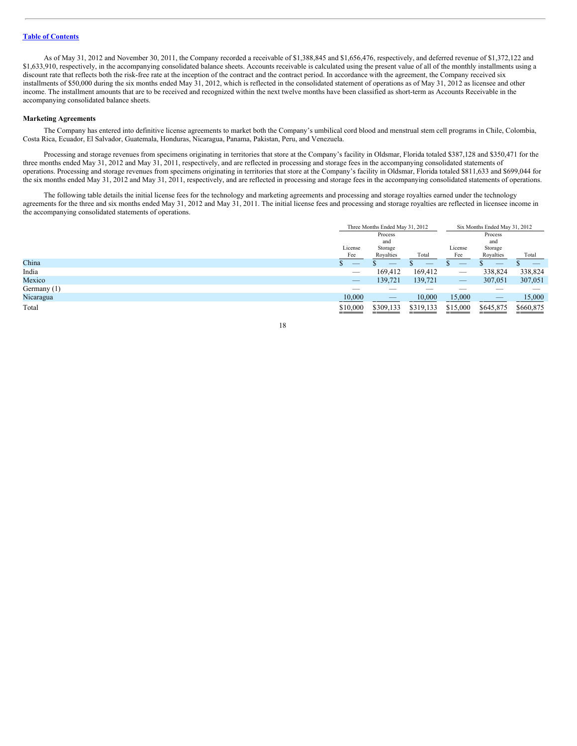As of May 31, 2012 and November 30, 2011, the Company recorded a receivable of $1,388,845 and $1,656,476, respectively, and deferred revenue of $1,372,122 and $1,633,910, respectively, in the accompanying consolidated balance sheets. Accounts receivable is calculated using the present value of all of the monthly installments using a discount rate that reflects both the risk-free rate at the inception of the contract and the contract period. In accordance with the agreement, the Company received six installments of $50,000 during the six months ended May 31, 2012, which is reflected in the consolidated statement of operations as of May 31, 2012 as licensee and other income. The installment amounts that are to be received and recognized within the next twelve months have been classified as short-term as Accounts Receivable in the accompanying consolidated balance sheets.

**Marketing Agreements**

The Company has entered into definitive license agreements to market both the Company's umbilical cord blood and menstrual stem cell programs in Chile, Colombia, Costa Rica, Ecuador, El Salvador, Guatemala, Honduras, Nicaragua, Panama, Pakistan, Peru, and Venezuela.

Processing and storage revenues from specimens originating in territories that store at the Company's facility in Oldsmar, Florida totaled $387,128 and $350,471 for the three months ended May 31, 2012 and May 31, 2011, respectively, and are reflected in processing and storage fees in the accompanying consolidated statements of operations. Processing and storage revenues from specimens originating in territories that store at the Company's facility in Oldsmar, Florida totaled $811,633 and $699,044 for the six months ended May 31, 2012 and May 31, 2011, respectively, and are reflected in processing and storage fees in the accompanying consolidated statements of operations.

The following table details the initial license fees for the technology and marketing agreements and processing and storage royalties earned under the technology agreements for the three and six months ended May 31, 2012 and May 31, 2011. The initial license fees and processing and storage royalties are reflected in licensee income in the accompanying consolidated statements of operations.

| | Three Months Ended May 31, 2012 | | | Six Months Ended May 31, 2012 | | |
|---|---|---|---|---|---|---|
| | License Fee | Process and Storage Royalties | Total | License Fee | Process and Storage Royalties | Total |
| China | $ — | $ — | $ — | $ — | $ — | $ — |
| India | — | 169,412 | 169,412 | — | 338,824 | 338,824 |
| Mexico | — | 139,721 | 139,721 | — | 307,051 | 307,051 |
| Germany (1) | — | — | — | — | — | — |
| Nicaragua | 10,000 | — | 10,000 | 15,000 | — | 15,000 |
| Total | $10,000 | $309,133 | $319,133 | $15,000 | $645,875 | $660,875 |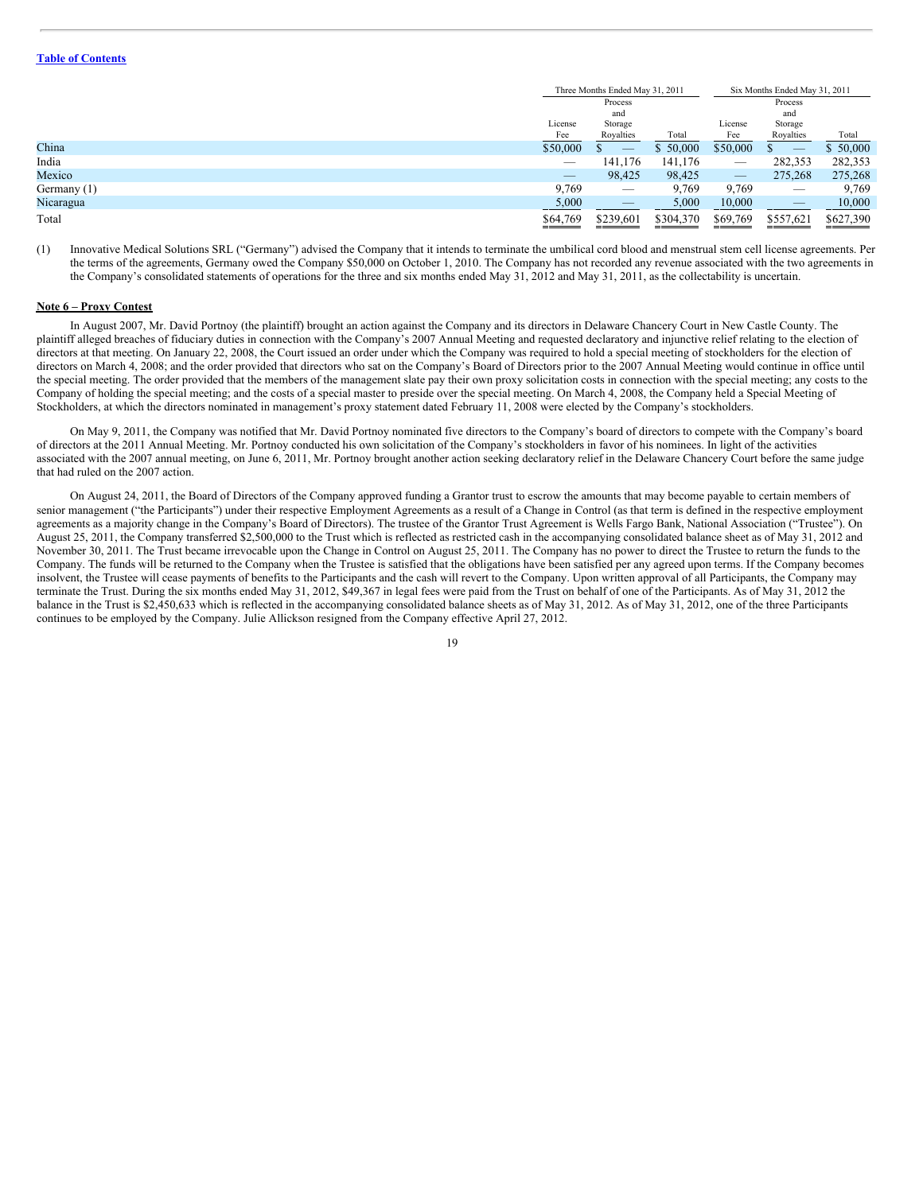[Table of Contents](#)

| | Three Months Ended May 31, 2011 | | | Six Months Ended May 31, 2011 | | |
|---|---|---|---|---|---|---|
| | License Fee | Process and Storage Royalties | Total | License Fee | Process and Storage Royalties | Total |
| China | $50,000 | $ — | $ 50,000 | $50,000 | $ — | $ 50,000 |
| India | — | 141,176 | 141,176 | — | 282,353 | 282,353 |
| Mexico | — | 98,425 | 98,425 | — | 275,268 | 275,268 |
| Germany (1) | 9,769 | — | 9,769 | 9,769 | — | 9,769 |
| Nicaragua | 5,000 | — | 5,000 | 10,000 | — | 10,000 |
| Total | $64,769 | $239,601 | $304,370 | $69,769 | $557,621 | $627,390 |

(1) Innovative Medical Solutions SRL ("Germany") advised the Company that it intends to terminate the umbilical cord blood and menstrual stem cell license agreements. Per the terms of the agreements, Germany owed the Company $50,000 on October 1, 2010. The Company has not recorded any revenue associated with the two agreements in the Company's consolidated statements of operations for the three and six months ended May 31, 2012 and May 31, 2011, as the collectability is uncertain.

**Note 6 – Proxy Contest**

In August 2007, Mr. David Portnoy (the plaintiff) brought an action against the Company and its directors in Delaware Chancery Court in New Castle County. The plaintiff alleged breaches of fiduciary duties in connection with the Company's 2007 Annual Meeting and requested declaratory and injunctive relief relating to the election of directors at that meeting. On January 22, 2008, the Court issued an order under which the Company was required to hold a special meeting of stockholders for the election of directors on March 4, 2008; and the order provided that directors who sat on the Company's Board of Directors prior to the 2007 Annual Meeting would continue in office until the special meeting. The order provided that the members of the management slate pay their own proxy solicitation costs in connection with the special meeting; any costs to the Company of holding the special meeting; and the costs of a special master to preside over the special meeting. On March 4, 2008, the Company held a Special Meeting of Stockholders, at which the directors nominated in management's proxy statement dated February 11, 2008 were elected by the Company's stockholders.

On May 9, 2011, the Company was notified that Mr. David Portnoy nominated five directors to the Company's board of directors to compete with the Company's board of directors at the 2011 Annual Meeting. Mr. Portnoy conducted his own solicitation of the Company's stockholders in favor of his nominees. In light of the activities associated with the 2007 annual meeting, on June 6, 2011, Mr. Portnoy brought another action seeking declaratory relief in the Delaware Chancery Court before the same judge that had ruled on the 2007 action.

On August 24, 2011, the Board of Directors of the Company approved funding a Grantor trust to escrow the amounts that may become payable to certain members of senior management ("the Participants") under their respective Employment Agreements as a result of a Change in Control (as that term is defined in the respective employment agreements as a majority change in the Company's Board of Directors). The trustee of the Grantor Trust Agreement is Wells Fargo Bank, National Association ("Trustee"). On August 25, 2011, the Company transferred $2,500,000 to the Trust which is reflected as restricted cash in the accompanying consolidated balance sheet as of May 31, 2012 and November 30, 2011. The Trust became irrevocable upon the Change in Control on August 25, 2011. The Company has no power to direct the Trustee to return the funds to the Company. The funds will be returned to the Company when the Trustee is satisfied that the obligations have been satisfied per any agreed upon terms. If the Company becomes insolvent, the Trustee will cease payments of benefits to the Participants and the cash will revert to the Company. Upon written approval of all Participants, the Company may terminate the Trust. During the six months ended May 31, 2012, $49,367 in legal fees were paid from the Trust on behalf of one of the Participants. As of May 31, 2012 the balance in the Trust is $2,450,633 which is reflected in the accompanying consolidated balance sheets as of May 31, 2012. As of May 31, 2012, one of the three Participants continues to be employed by the Company. Julie Allickson resigned from the Company effective April 27, 2012.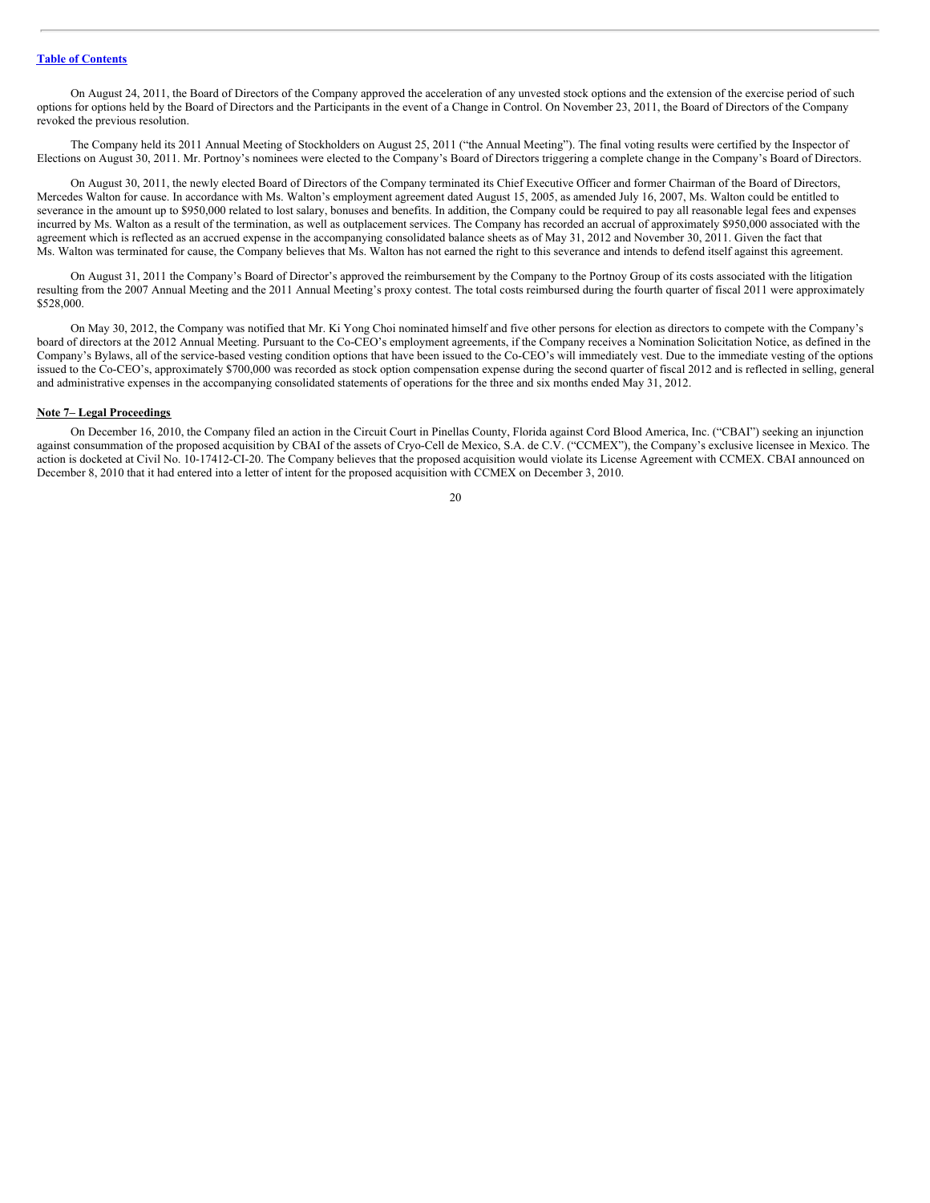On August 24, 2011, the Board of Directors of the Company approved the acceleration of any unvested stock options and the extension of the exercise period of such options for options held by the Board of Directors and the Participants in the event of a Change in Control. On November 23, 2011, the Board of Directors of the Company revoked the previous resolution.

The Company held its 2011 Annual Meeting of Stockholders on August 25, 2011 ("the Annual Meeting"). The final voting results were certified by the Inspector of Elections on August 30, 2011. Mr. Portnoy's nominees were elected to the Company's Board of Directors triggering a complete change in the Company's Board of Directors.

On August 30, 2011, the newly elected Board of Directors of the Company terminated its Chief Executive Officer and former Chairman of the Board of Directors, Mercedes Walton for cause. In accordance with Ms. Walton's employment agreement dated August 15, 2005, as amended July 16, 2007, Ms. Walton could be entitled to severance in the amount up to $950,000 related to lost salary, bonuses and benefits. In addition, the Company could be required to pay all reasonable legal fees and expenses incurred by Ms. Walton as a result of the termination, as well as outplacement services. The Company has recorded an accrual of approximately $950,000 associated with the agreement which is reflected as an accrued expense in the accompanying consolidated balance sheets as of May 31, 2012 and November 30, 2011. Given the fact that Ms. Walton was terminated for cause, the Company believes that Ms. Walton has not earned the right to this severance and intends to defend itself against this agreement.

On August 31, 2011 the Company's Board of Director's approved the reimbursement by the Company to the Portnoy Group of its costs associated with the litigation resulting from the 2007 Annual Meeting and the 2011 Annual Meeting's proxy contest. The total costs reimbursed during the fourth quarter of fiscal 2011 were approximately $528,000.

On May 30, 2012, the Company was notified that Mr. Ki Yong Choi nominated himself and five other persons for election as directors to compete with the Company's board of directors at the 2012 Annual Meeting. Pursuant to the Co-CEO's employment agreements, if the Company receives a Nomination Solicitation Notice, as defined in the Company's Bylaws, all of the service-based vesting condition options that have been issued to the Co-CEO's will immediately vest. Due to the immediate vesting of the options issued to the Co-CEO's, approximately $700,000 was recorded as stock option compensation expense during the second quarter of fiscal 2012 and is reflected in selling, general and administrative expenses in the accompanying consolidated statements of operations for the three and six months ended May 31, 2012.

**Note 7– Legal Proceedings**

On December 16, 2010, the Company filed an action in the Circuit Court in Pinellas County, Florida against Cord Blood America, Inc. ("CBAI") seeking an injunction against consummation of the proposed acquisition by CBAI of the assets of Cryo-Cell de Mexico, S.A. de C.V. ("CCMEX"), the Company's exclusive licensee in Mexico. The action is docketed at Civil No. 10-17412-CI-20. The Company believes that the proposed acquisition would violate its License Agreement with CCMEX. CBAI announced on December 8, 2010 that it had entered into a letter of intent for the proposed acquisition with CCMEX on December 3, 2010.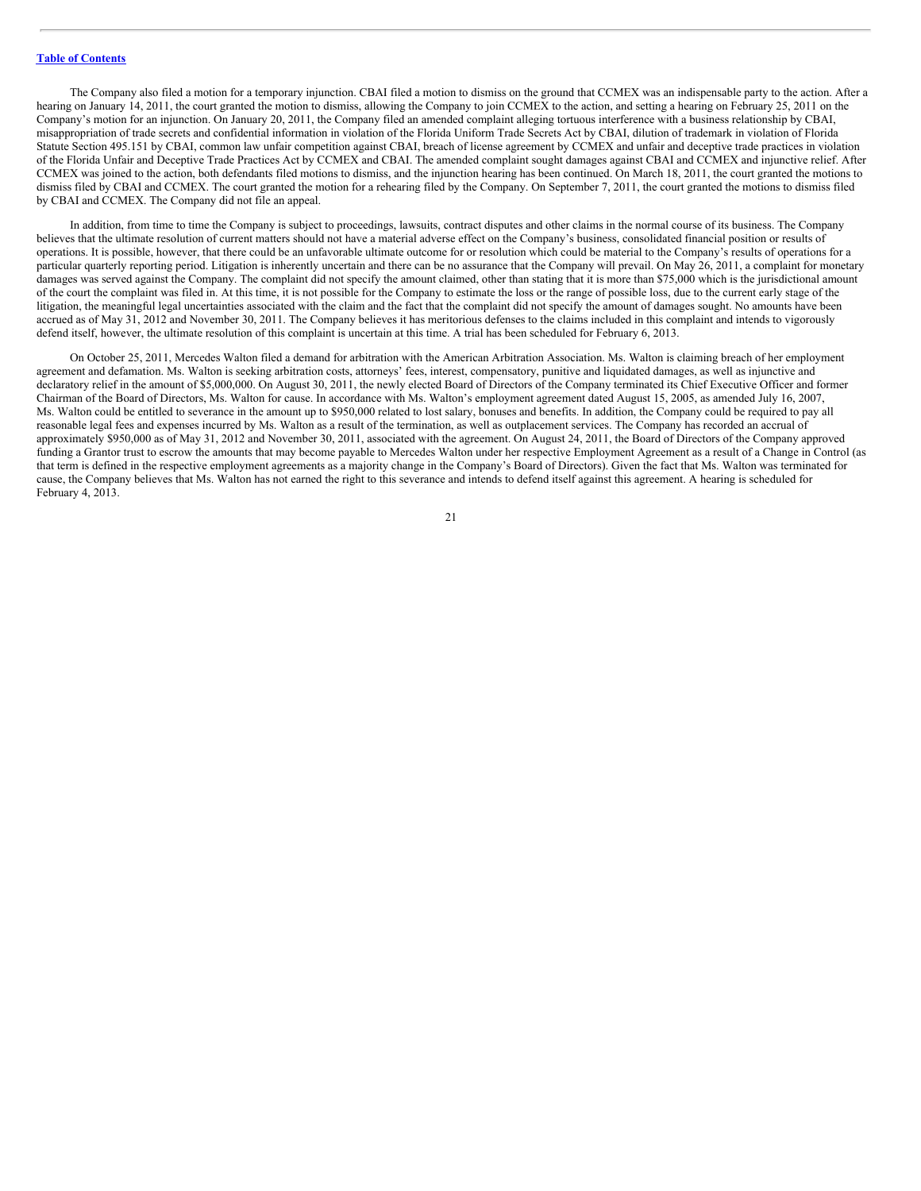The Company also filed a motion for a temporary injunction. CBAI filed a motion to dismiss on the ground that CCMEX was an indispensable party to the action. After a hearing on January 14, 2011, the court granted the motion to dismiss, allowing the Company to join CCMEX to the action, and setting a hearing on February 25, 2011 on the Company's motion for an injunction. On January 20, 2011, the Company filed an amended complaint alleging tortuous interference with a business relationship by CBAI, misappropriation of trade secrets and confidential information in violation of the Florida Uniform Trade Secrets Act by CBAI, dilution of trademark in violation of Florida Statute Section 495.151 by CBAI, common law unfair competition against CBAI, breach of license agreement by CCMEX and unfair and deceptive trade practices in violation of the Florida Unfair and Deceptive Trade Practices Act by CCMEX and CBAI. The amended complaint sought damages against CBAI and CCMEX and injunctive relief. After CCMEX was joined to the action, both defendants filed motions to dismiss, and the injunction hearing has been continued. On March 18, 2011, the court granted the motions to dismiss filed by CBAI and CCMEX. The court granted the motion for a rehearing filed by the Company. On September 7, 2011, the court granted the motions to dismiss filed by CBAI and CCMEX. The Company did not file an appeal.

In addition, from time to time the Company is subject to proceedings, lawsuits, contract disputes and other claims in the normal course of its business. The Company believes that the ultimate resolution of current matters should not have a material adverse effect on the Company's business, consolidated financial position or results of operations. It is possible, however, that there could be an unfavorable ultimate outcome for or resolution which could be material to the Company's results of operations for a particular quarterly reporting period. Litigation is inherently uncertain and there can be no assurance that the Company will prevail. On May 26, 2011, a complaint for monetary damages was served against the Company. The complaint did not specify the amount claimed, other than stating that it is more than $75,000 which is the jurisdictional amount of the court the complaint was filed in. At this time, it is not possible for the Company to estimate the loss or the range of possible loss, due to the current early stage of the litigation, the meaningful legal uncertainties associated with the claim and the fact that the complaint did not specify the amount of damages sought. No amounts have been accrued as of May 31, 2012 and November 30, 2011. The Company believes it has meritorious defenses to the claims included in this complaint and intends to vigorously defend itself, however, the ultimate resolution of this complaint is uncertain at this time. A trial has been scheduled for February 6, 2013.

On October 25, 2011, Mercedes Walton filed a demand for arbitration with the American Arbitration Association. Ms. Walton is claiming breach of her employment agreement and defamation. Ms. Walton is seeking arbitration costs, attorneys' fees, interest, compensatory, punitive and liquidated damages, as well as injunctive and declaratory relief in the amount of $5,000,000. On August 30, 2011, the newly elected Board of Directors of the Company terminated its Chief Executive Officer and former Chairman of the Board of Directors, Ms. Walton for cause. In accordance with Ms. Walton's employment agreement dated August 15, 2005, as amended July 16, 2007, Ms. Walton could be entitled to severance in the amount up to $950,000 related to lost salary, bonuses and benefits. In addition, the Company could be required to pay all reasonable legal fees and expenses incurred by Ms. Walton as a result of the termination, as well as outplacement services. The Company has recorded an accrual of approximately $950,000 as of May 31, 2012 and November 30, 2011, associated with the agreement. On August 24, 2011, the Board of Directors of the Company approved funding a Grantor trust to escrow the amounts that may become payable to Mercedes Walton under her respective Employment Agreement as a result of a Change in Control (as that term is defined in the respective employment agreements as a majority change in the Company's Board of Directors). Given the fact that Ms. Walton was terminated for cause, the Company believes that Ms. Walton has not earned the right to this severance and intends to defend itself against this agreement. A hearing is scheduled for February 4, 2013.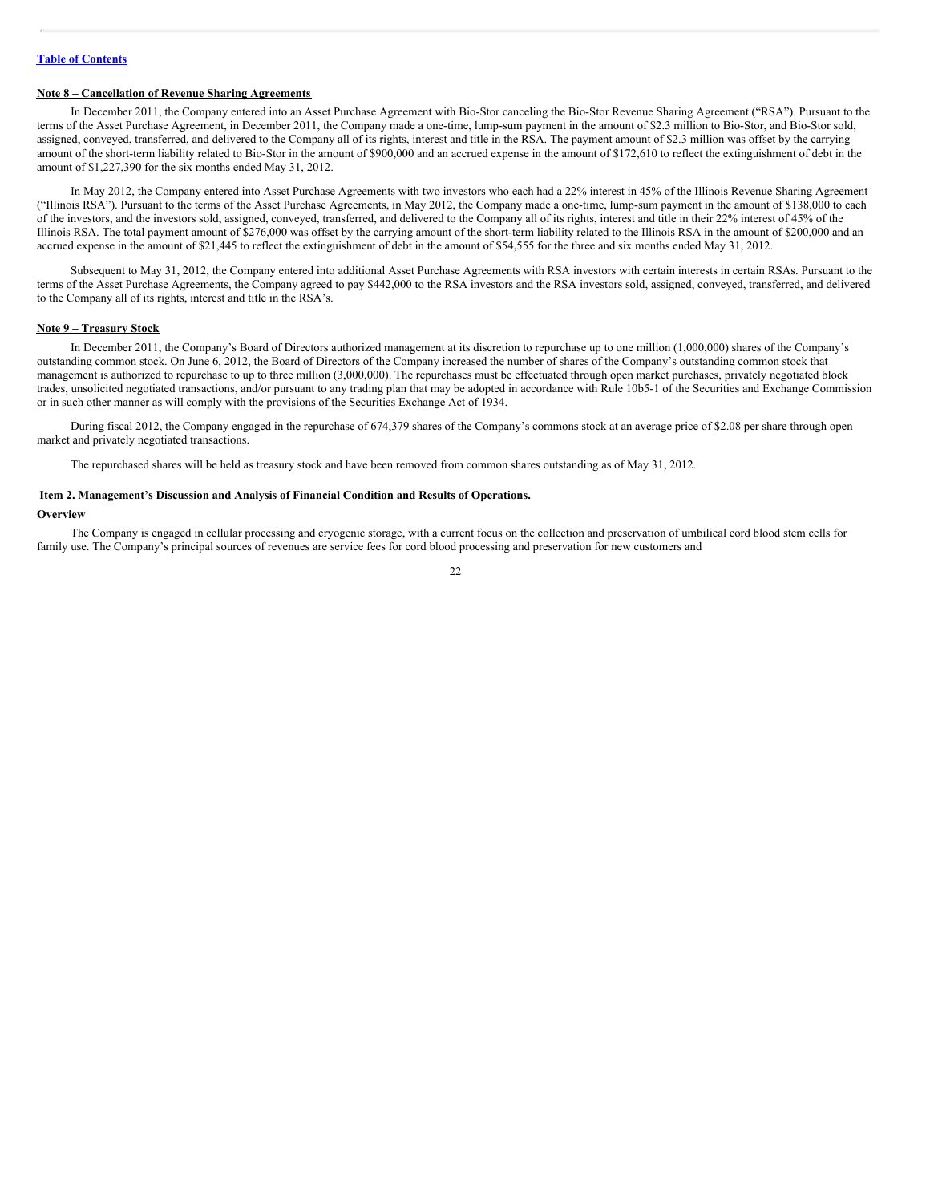[Table of Contents](#)

**Note 8 – Cancellation of Revenue Sharing Agreements**

In December 2011, the Company entered into an Asset Purchase Agreement with Bio-Stor canceling the Bio-Stor Revenue Sharing Agreement ("RSA"). Pursuant to the terms of the Asset Purchase Agreement, in December 2011, the Company made a one-time, lump-sum payment in the amount of $2.3 million to Bio-Stor, and Bio-Stor sold, assigned, conveyed, transferred, and delivered to the Company all of its rights, interest and title in the RSA. The payment amount of $2.3 million was offset by the carrying amount of the short-term liability related to Bio-Stor in the amount of $900,000 and an accrued expense in the amount of $172,610 to reflect the extinguishment of debt in the amount of $1,227,390 for the six months ended May 31, 2012.

In May 2012, the Company entered into Asset Purchase Agreements with two investors who each had a 22% interest in 45% of the Illinois Revenue Sharing Agreement ("Illinois RSA"). Pursuant to the terms of the Asset Purchase Agreements, in May 2012, the Company made a one-time, lump-sum payment in the amount of $138,000 to each of the investors, and the investors sold, assigned, conveyed, transferred, and delivered to the Company all of its rights, interest and title in their 22% interest of 45% of the Illinois RSA. The total payment amount of $276,000 was offset by the carrying amount of the short-term liability related to the Illinois RSA in the amount of $200,000 and an accrued expense in the amount of $21,445 to reflect the extinguishment of debt in the amount of $54,555 for the three and six months ended May 31, 2012.

Subsequent to May 31, 2012, the Company entered into additional Asset Purchase Agreements with RSA investors with certain interests in certain RSAs. Pursuant to the terms of the Asset Purchase Agreements, the Company agreed to pay $442,000 to the RSA investors and the RSA investors sold, assigned, conveyed, transferred, and delivered to the Company all of its rights, interest and title in the RSA's.

**Note 9 – Treasury Stock**

In December 2011, the Company's Board of Directors authorized management at its discretion to repurchase up to one million (1,000,000) shares of the Company's outstanding common stock. On June 6, 2012, the Board of Directors of the Company increased the number of shares of the Company's outstanding common stock that management is authorized to repurchase to up to three million (3,000,000). The repurchases must be effectuated through open market purchases, privately negotiated block trades, unsolicited negotiated transactions, and/or pursuant to any trading plan that may be adopted in accordance with Rule 10b5-1 of the Securities and Exchange Commission or in such other manner as will comply with the provisions of the Securities Exchange Act of 1934.

During fiscal 2012, the Company engaged in the repurchase of 674,379 shares of the Company's commons stock at an average price of $2.08 per share through open market and privately negotiated transactions.

The repurchased shares will be held as treasury stock and have been removed from common shares outstanding as of May 31, 2012.

## Item 2. Management's Discussion and Analysis of Financial Condition and Results of Operations.

**Overview**

The Company is engaged in cellular processing and cryogenic storage, with a current focus on the collection and preservation of umbilical cord blood stem cells for family use. The Company's principal sources of revenues are service fees for cord blood processing and preservation for new customers and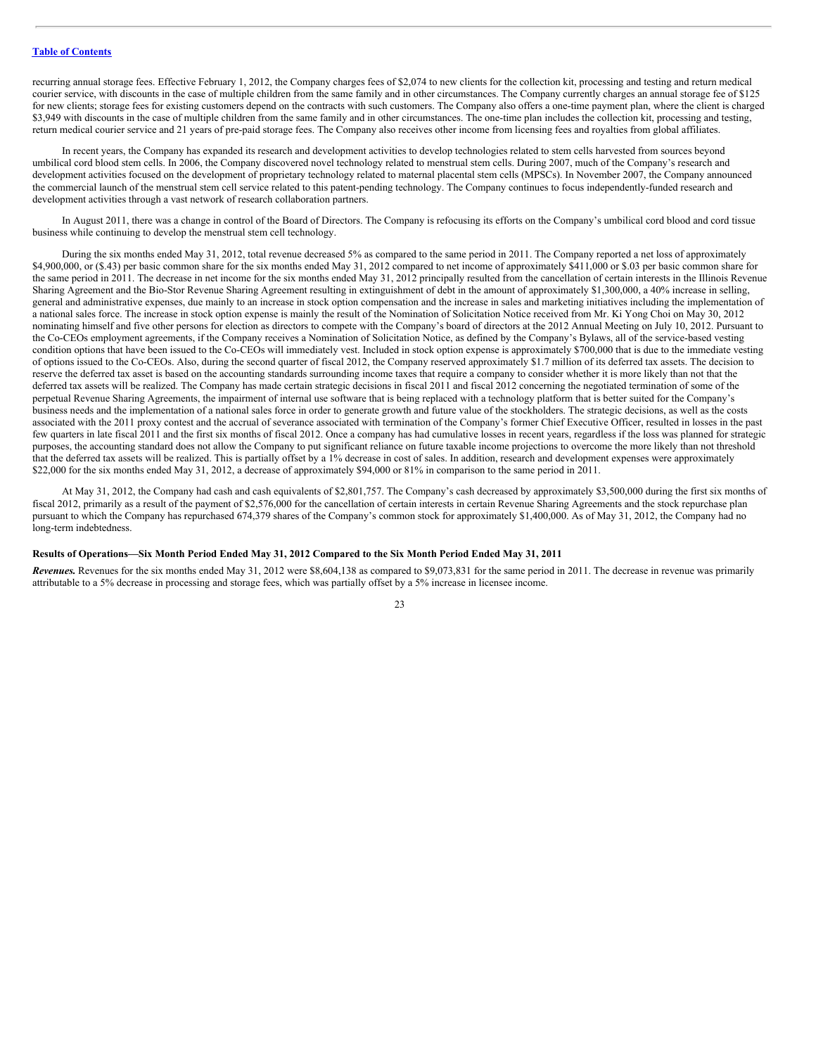recurring annual storage fees. Effective February 1, 2012, the Company charges fees of $2,074 to new clients for the collection kit, processing and testing and return medical courier service, with discounts in the case of multiple children from the same family and in other circumstances. The Company currently charges an annual storage fee of $125 for new clients; storage fees for existing customers depend on the contracts with such customers. The Company also offers a one-time payment plan, where the client is charged $3,949 with discounts in the case of multiple children from the same family and in other circumstances. The one-time plan includes the collection kit, processing and testing, return medical courier service and 21 years of pre-paid storage fees. The Company also receives other income from licensing fees and royalties from global affiliates.

In recent years, the Company has expanded its research and development activities to develop technologies related to stem cells harvested from sources beyond umbilical cord blood stem cells. In 2006, the Company discovered novel technology related to menstrual stem cells. During 2007, much of the Company's research and development activities focused on the development of proprietary technology related to maternal placental stem cells (MPSCs). In November 2007, the Company announced the commercial launch of the menstrual stem cell service related to this patent-pending technology. The Company continues to focus independently-funded research and development activities through a vast network of research collaboration partners.

In August 2011, there was a change in control of the Board of Directors. The Company is refocusing its efforts on the Company's umbilical cord blood and cord tissue business while continuing to develop the menstrual stem cell technology.

During the six months ended May 31, 2012, total revenue decreased 5% as compared to the same period in 2011. The Company reported a net loss of approximately $4,900,000, or ($.43) per basic common share for the six months ended May 31, 2012 compared to net income of approximately $411,000 or $.03 per basic common share for the same period in 2011. The decrease in net income for the six months ended May 31, 2012 principally resulted from the cancellation of certain interests in the Illinois Revenue Sharing Agreement and the Bio-Stor Revenue Sharing Agreement resulting in extinguishment of debt in the amount of approximately $1,300,000, a 40% increase in selling, general and administrative expenses, due mainly to an increase in stock option compensation and the increase in sales and marketing initiatives including the implementation of a national sales force. The increase in stock option expense is mainly the result of the Nomination of Solicitation Notice received from Mr. Ki Yong Choi on May 30, 2012 nominating himself and five other persons for election as directors to compete with the Company's board of directors at the 2012 Annual Meeting on July 10, 2012. Pursuant to the Co-CEOs employment agreements, if the Company receives a Nomination of Solicitation Notice, as defined by the Company's Bylaws, all of the service-based vesting condition options that have been issued to the Co-CEOs will immediately vest. Included in stock option expense is approximately $700,000 that is due to the immediate vesting of options issued to the Co-CEOs. Also, during the second quarter of fiscal 2012, the Company reserved approximately $1.7 million of its deferred tax assets. The decision to reserve the deferred tax asset is based on the accounting standards surrounding income taxes that require a company to consider whether it is more likely than not that the deferred tax assets will be realized. The Company has made certain strategic decisions in fiscal 2011 and fiscal 2012 concerning the negotiated termination of some of the perpetual Revenue Sharing Agreements, the impairment of internal use software that is being replaced with a technology platform that is better suited for the Company's business needs and the implementation of a national sales force in order to generate growth and future value of the stockholders. The strategic decisions, as well as the costs associated with the 2011 proxy contest and the accrual of severance associated with termination of the Company's former Chief Executive Officer, resulted in losses in the past few quarters in late fiscal 2011 and the first six months of fiscal 2012. Once a company has had cumulative losses in recent years, regardless if the loss was planned for strategic purposes, the accounting standard does not allow the Company to put significant reliance on future taxable income projections to overcome the more likely than not threshold that the deferred tax assets will be realized. This is partially offset by a 1% decrease in cost of sales. In addition, research and development expenses were approximately $22,000 for the six months ended May 31, 2012, a decrease of approximately $94,000 or 81% in comparison to the same period in 2011.

At May 31, 2012, the Company had cash and cash equivalents of $2,801,757. The Company's cash decreased by approximately $3,500,000 during the first six months of fiscal 2012, primarily as a result of the payment of $2,576,000 for the cancellation of certain interests in certain Revenue Sharing Agreements and the stock repurchase plan pursuant to which the Company has repurchased 674,379 shares of the Company's common stock for approximately $1,400,000. As of May 31, 2012, the Company had no long-term indebtedness.

**Results of Operations—Six Month Period Ended May 31, 2012 Compared to the Six Month Period Ended May 31, 2011**

***Revenues.*** Revenues for the six months ended May 31, 2012 were $8,604,138 as compared to $9,073,831 for the same period in 2011. The decrease in revenue was primarily attributable to a 5% decrease in processing and storage fees, which was partially offset by a 5% increase in licensee income.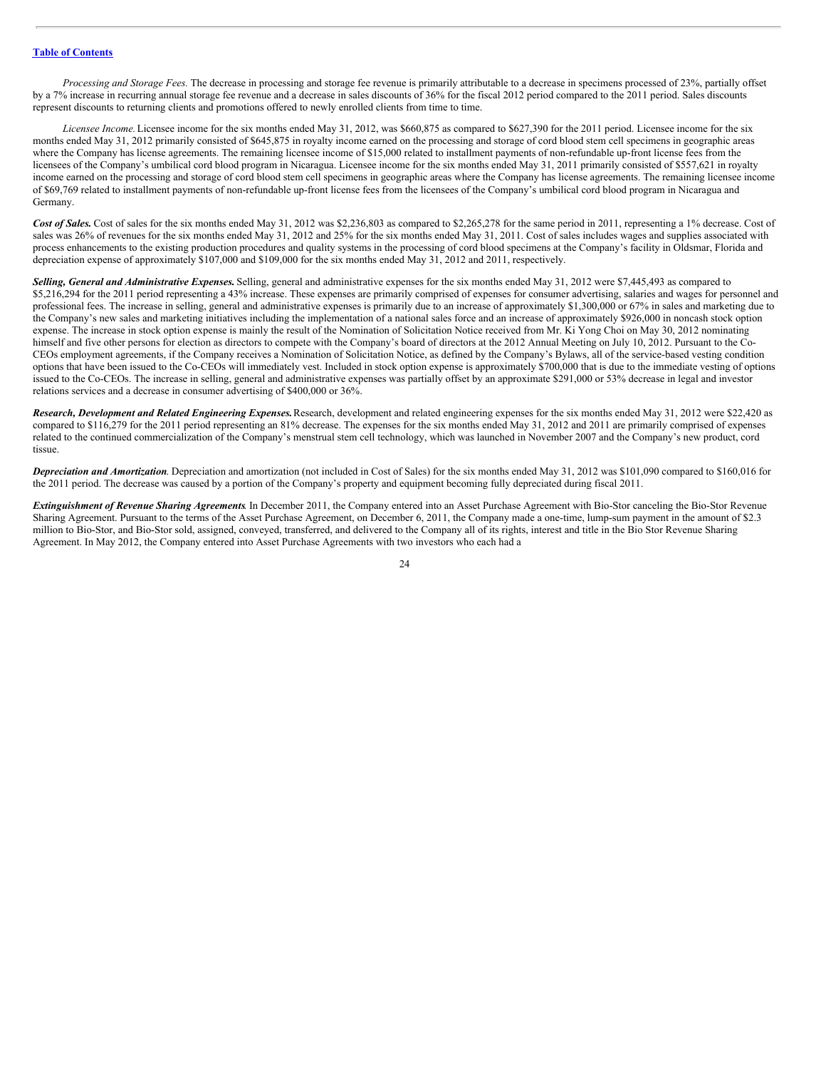*Processing and Storage Fees.* The decrease in processing and storage fee revenue is primarily attributable to a decrease in specimens processed of 23%, partially offset by a 7% increase in recurring annual storage fee revenue and a decrease in sales discounts of 36% for the fiscal 2012 period compared to the 2011 period. Sales discounts represent discounts to returning clients and promotions offered to newly enrolled clients from time to time.

*Licensee Income.* Licensee income for the six months ended May 31, 2012, was $660,875 as compared to $627,390 for the 2011 period. Licensee income for the six months ended May 31, 2012 primarily consisted of $645,875 in royalty income earned on the processing and storage of cord blood stem cell specimens in geographic areas where the Company has license agreements. The remaining licensee income of $15,000 related to installment payments of non-refundable up-front license fees from the licensees of the Company's umbilical cord blood program in Nicaragua. Licensee income for the six months ended May 31, 2011 primarily consisted of $557,621 in royalty income earned on the processing and storage of cord blood stem cell specimens in geographic areas where the Company has license agreements. The remaining licensee income of $69,769 related to installment payments of non-refundable up-front license fees from the licensees of the Company's umbilical cord blood program in Nicaragua and Germany.

***Cost of Sales.*** Cost of sales for the six months ended May 31, 2012 was $2,236,803 as compared to $2,265,278 for the same period in 2011, representing a 1% decrease. Cost of sales was 26% of revenues for the six months ended May 31, 2012 and 25% for the six months ended May 31, 2011. Cost of sales includes wages and supplies associated with process enhancements to the existing production procedures and quality systems in the processing of cord blood specimens at the Company's facility in Oldsmar, Florida and depreciation expense of approximately $107,000 and $109,000 for the six months ended May 31, 2012 and 2011, respectively.

***Selling, General and Administrative Expenses.*** Selling, general and administrative expenses for the six months ended May 31, 2012 were $7,445,493 as compared to $5,216,294 for the 2011 period representing a 43% increase. These expenses are primarily comprised of expenses for consumer advertising, salaries and wages for personnel and professional fees. The increase in selling, general and administrative expenses is primarily due to an increase of approximately $1,300,000 or 67% in sales and marketing due to the Company's new sales and marketing initiatives including the implementation of a national sales force and an increase of approximately $926,000 in noncash stock option expense. The increase in stock option expense is mainly the result of the Nomination of Solicitation Notice received from Mr. Ki Yong Choi on May 30, 2012 nominating himself and five other persons for election as directors to compete with the Company's board of directors at the 2012 Annual Meeting on July 10, 2012. Pursuant to the Co-CEOs employment agreements, if the Company receives a Nomination of Solicitation Notice, as defined by the Company's Bylaws, all of the service-based vesting condition options that have been issued to the Co-CEOs will immediately vest. Included in stock option expense is approximately $700,000 that is due to the immediate vesting of options issued to the Co-CEOs. The increase in selling, general and administrative expenses was partially offset by an approximate $291,000 or 53% decrease in legal and investor relations services and a decrease in consumer advertising of $400,000 or 36%.

***Research, Development and Related Engineering Expenses.*** Research, development and related engineering expenses for the six months ended May 31, 2012 were $22,420 as compared to $116,279 for the 2011 period representing an 81% decrease. The expenses for the six months ended May 31, 2012 and 2011 are primarily comprised of expenses related to the continued commercialization of the Company's menstrual stem cell technology, which was launched in November 2007 and the Company's new product, cord tissue.

***Depreciation and Amortization****.* Depreciation and amortization (not included in Cost of Sales) for the six months ended May 31, 2012 was $101,090 compared to $160,016 for the 2011 period. The decrease was caused by a portion of the Company's property and equipment becoming fully depreciated during fiscal 2011.

***Extinguishment of Revenue Sharing Agreements****.* In December 2011, the Company entered into an Asset Purchase Agreement with Bio-Stor canceling the Bio-Stor Revenue Sharing Agreement. Pursuant to the terms of the Asset Purchase Agreement, on December 6, 2011, the Company made a one-time, lump-sum payment in the amount of $2.3 million to Bio-Stor, and Bio-Stor sold, assigned, conveyed, transferred, and delivered to the Company all of its rights, interest and title in the Bio Stor Revenue Sharing Agreement. In May 2012, the Company entered into Asset Purchase Agreements with two investors who each had a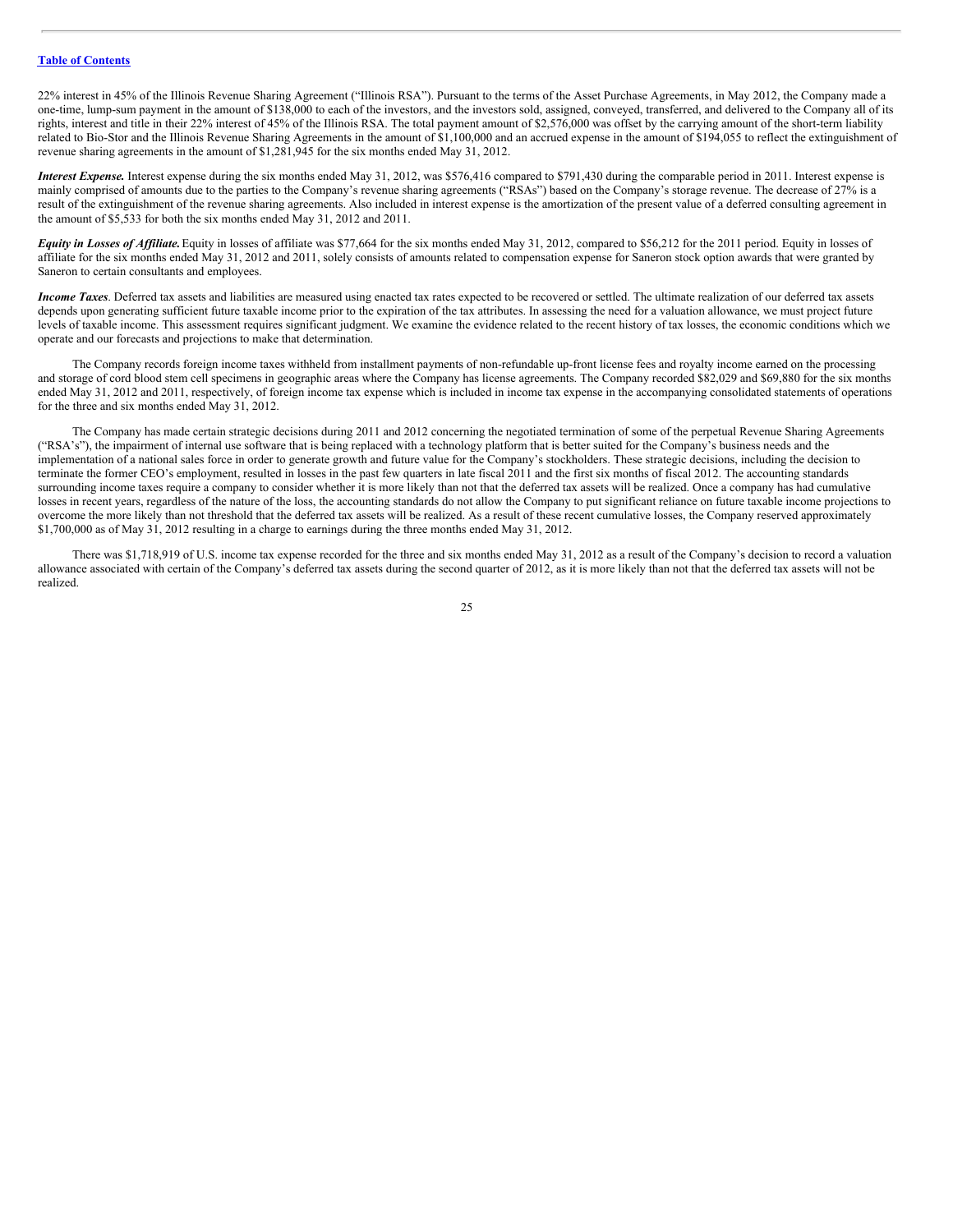22% interest in 45% of the Illinois Revenue Sharing Agreement ("Illinois RSA"). Pursuant to the terms of the Asset Purchase Agreements, in May 2012, the Company made a one-time, lump-sum payment in the amount of $138,000 to each of the investors, and the investors sold, assigned, conveyed, transferred, and delivered to the Company all of its rights, interest and title in their 22% interest of 45% of the Illinois RSA. The total payment amount of $2,576,000 was offset by the carrying amount of the short-term liability related to Bio-Stor and the Illinois Revenue Sharing Agreements in the amount of $1,100,000 and an accrued expense in the amount of $194,055 to reflect the extinguishment of revenue sharing agreements in the amount of $1,281,945 for the six months ended May 31, 2012.

***Interest Expense.*** Interest expense during the six months ended May 31, 2012, was $576,416 compared to $791,430 during the comparable period in 2011. Interest expense is mainly comprised of amounts due to the parties to the Company's revenue sharing agreements ("RSAs") based on the Company's storage revenue. The decrease of 27% is a result of the extinguishment of the revenue sharing agreements. Also included in interest expense is the amortization of the present value of a deferred consulting agreement in the amount of $5,533 for both the six months ended May 31, 2012 and 2011.

***Equity in Losses of Affiliate.*** Equity in losses of affiliate was $77,664 for the six months ended May 31, 2012, compared to $56,212 for the 2011 period. Equity in losses of affiliate for the six months ended May 31, 2012 and 2011, solely consists of amounts related to compensation expense for Saneron stock option awards that were granted by Saneron to certain consultants and employees.

***Income Taxes***. Deferred tax assets and liabilities are measured using enacted tax rates expected to be recovered or settled. The ultimate realization of our deferred tax assets depends upon generating sufficient future taxable income prior to the expiration of the tax attributes. In assessing the need for a valuation allowance, we must project future levels of taxable income. This assessment requires significant judgment. We examine the evidence related to the recent history of tax losses, the economic conditions which we operate and our forecasts and projections to make that determination.

The Company records foreign income taxes withheld from installment payments of non-refundable up-front license fees and royalty income earned on the processing and storage of cord blood stem cell specimens in geographic areas where the Company has license agreements. The Company recorded $82,029 and $69,880 for the six months ended May 31, 2012 and 2011, respectively, of foreign income tax expense which is included in income tax expense in the accompanying consolidated statements of operations for the three and six months ended May 31, 2012.

The Company has made certain strategic decisions during 2011 and 2012 concerning the negotiated termination of some of the perpetual Revenue Sharing Agreements ("RSA's"), the impairment of internal use software that is being replaced with a technology platform that is better suited for the Company's business needs and the implementation of a national sales force in order to generate growth and future value for the Company's stockholders. These strategic decisions, including the decision to terminate the former CEO's employment, resulted in losses in the past few quarters in late fiscal 2011 and the first six months of fiscal 2012. The accounting standards surrounding income taxes require a company to consider whether it is more likely than not that the deferred tax assets will be realized. Once a company has had cumulative losses in recent years, regardless of the nature of the loss, the accounting standards do not allow the Company to put significant reliance on future taxable income projections to overcome the more likely than not threshold that the deferred tax assets will be realized. As a result of these recent cumulative losses, the Company reserved approximately $1,700,000 as of May 31, 2012 resulting in a charge to earnings during the three months ended May 31, 2012.

There was $1,718,919 of U.S. income tax expense recorded for the three and six months ended May 31, 2012 as a result of the Company's decision to record a valuation allowance associated with certain of the Company's deferred tax assets during the second quarter of 2012, as it is more likely than not that the deferred tax assets will not be realized.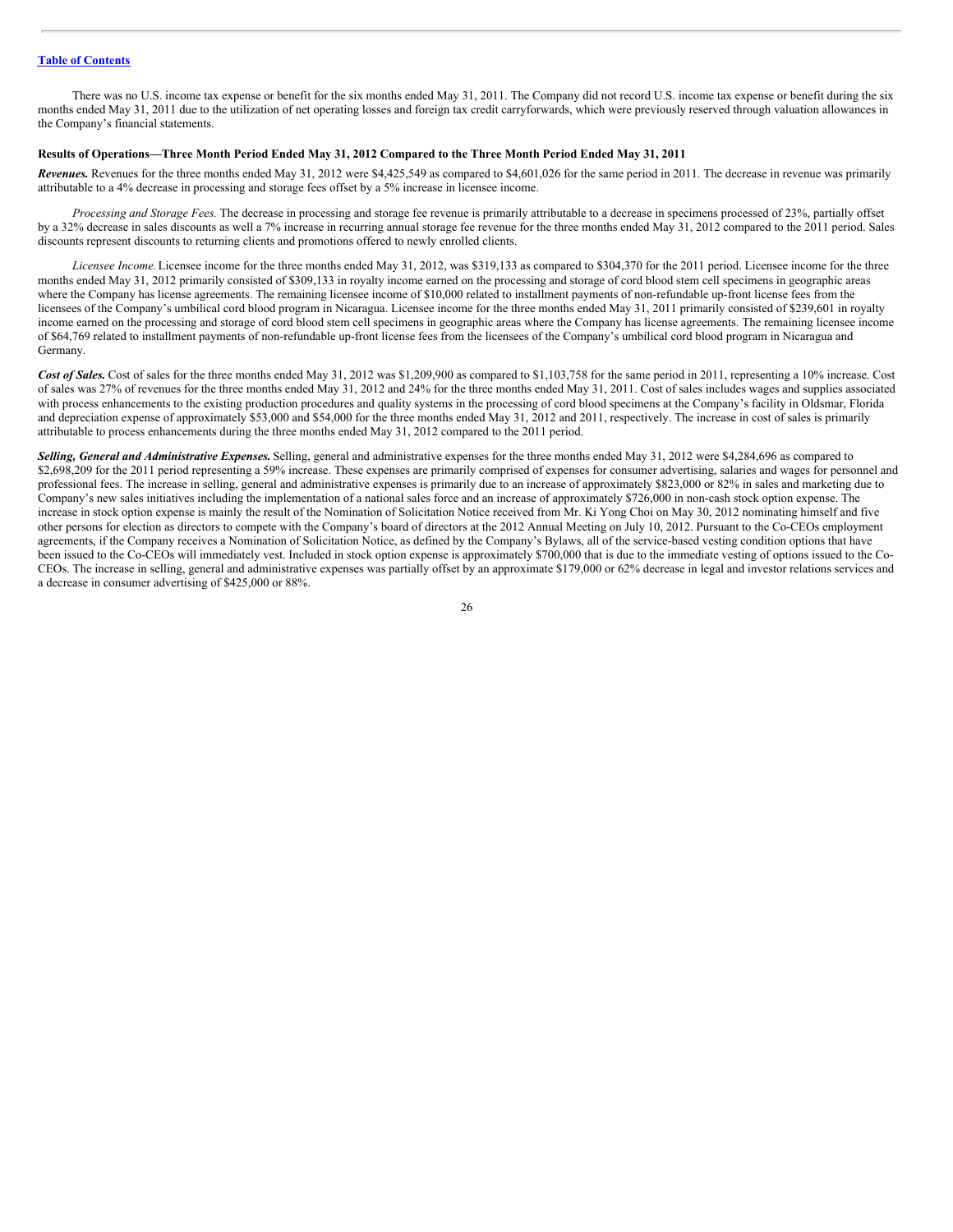[Table of Contents](#)

There was no U.S. income tax expense or benefit for the six months ended May 31, 2011. The Company did not record U.S. income tax expense or benefit during the six months ended May 31, 2011 due to the utilization of net operating losses and foreign tax credit carryforwards, which were previously reserved through valuation allowances in the Company's financial statements.

**Results of Operations—Three Month Period Ended May 31, 2012 Compared to the Three Month Period Ended May 31, 2011**

***Revenues.*** Revenues for the three months ended May 31, 2012 were $4,425,549 as compared to $4,601,026 for the same period in 2011. The decrease in revenue was primarily attributable to a 4% decrease in processing and storage fees offset by a 5% increase in licensee income.

*Processing and Storage Fees.* The decrease in processing and storage fee revenue is primarily attributable to a decrease in specimens processed of 23%, partially offset by a 32% decrease in sales discounts as well a 7% increase in recurring annual storage fee revenue for the three months ended May 31, 2012 compared to the 2011 period. Sales discounts represent discounts to returning clients and promotions offered to newly enrolled clients.

*Licensee Income.* Licensee income for the three months ended May 31, 2012, was $319,133 as compared to $304,370 for the 2011 period. Licensee income for the three months ended May 31, 2012 primarily consisted of $309,133 in royalty income earned on the processing and storage of cord blood stem cell specimens in geographic areas where the Company has license agreements. The remaining licensee income of $10,000 related to installment payments of non-refundable up-front license fees from the licensees of the Company's umbilical cord blood program in Nicaragua. Licensee income for the three months ended May 31, 2011 primarily consisted of $239,601 in royalty income earned on the processing and storage of cord blood stem cell specimens in geographic areas where the Company has license agreements. The remaining licensee income of $64,769 related to installment payments of non-refundable up-front license fees from the licensees of the Company's umbilical cord blood program in Nicaragua and Germany.

***Cost of Sales.*** Cost of sales for the three months ended May 31, 2012 was $1,209,900 as compared to $1,103,758 for the same period in 2011, representing a 10% increase. Cost of sales was 27% of revenues for the three months ended May 31, 2012 and 24% for the three months ended May 31, 2011. Cost of sales includes wages and supplies associated with process enhancements to the existing production procedures and quality systems in the processing of cord blood specimens at the Company's facility in Oldsmar, Florida and depreciation expense of approximately $53,000 and $54,000 for the three months ended May 31, 2012 and 2011, respectively. The increase in cost of sales is primarily attributable to process enhancements during the three months ended May 31, 2012 compared to the 2011 period.

***Selling, General and Administrative Expenses.*** Selling, general and administrative expenses for the three months ended May 31, 2012 were $4,284,696 as compared to $2,698,209 for the 2011 period representing a 59% increase. These expenses are primarily comprised of expenses for consumer advertising, salaries and wages for personnel and professional fees. The increase in selling, general and administrative expenses is primarily due to an increase of approximately $823,000 or 82% in sales and marketing due to Company's new sales initiatives including the implementation of a national sales force and an increase of approximately $726,000 in non-cash stock option expense. The increase in stock option expense is mainly the result of the Nomination of Solicitation Notice received from Mr. Ki Yong Choi on May 30, 2012 nominating himself and five other persons for election as directors to compete with the Company's board of directors at the 2012 Annual Meeting on July 10, 2012. Pursuant to the Co-CEOs employment agreements, if the Company receives a Nomination of Solicitation Notice, as defined by the Company's Bylaws, all of the service-based vesting condition options that have been issued to the Co-CEOs will immediately vest. Included in stock option expense is approximately $700,000 that is due to the immediate vesting of options issued to the Co-CEOs. The increase in selling, general and administrative expenses was partially offset by an approximate $179,000 or 62% decrease in legal and investor relations services and a decrease in consumer advertising of $425,000 or 88%.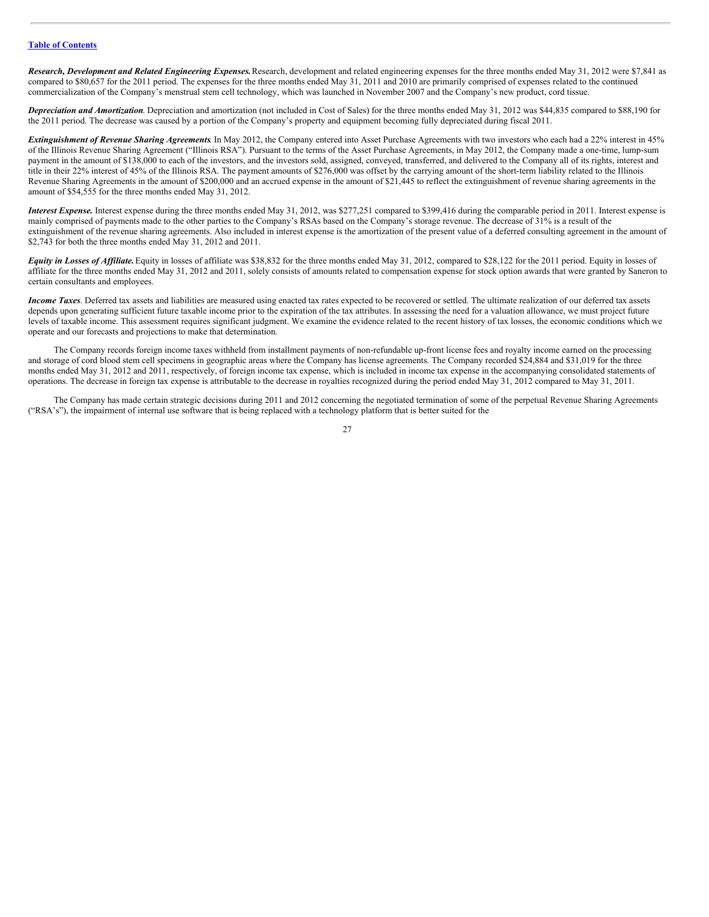*[Table of Contents](#)*

***Research, Development and Related Engineering Expenses.*** Research, development and related engineering expenses for the three months ended May 31, 2012 were $7,841 as compared to $80,657 for the 2011 period. The expenses for the three months ended May 31, 2011 and 2010 are primarily comprised of expenses related to the continued commercialization of the Company's menstrual stem cell technology, which was launched in November 2007 and the Company's new product, cord tissue.

***Depreciation and Amortization***. Depreciation and amortization (not included in Cost of Sales) for the three months ended May 31, 2012 was $44,835 compared to $88,190 for the 2011 period. The decrease was caused by a portion of the Company's property and equipment becoming fully depreciated during fiscal 2011.

***Extinguishment of Revenue Sharing Agreements***. In May 2012, the Company entered into Asset Purchase Agreements with two investors who each had a 22% interest in 45% of the Illinois Revenue Sharing Agreement ("Illinois RSA"). Pursuant to the terms of the Asset Purchase Agreements, in May 2012, the Company made a one-time, lump-sum payment in the amount of $138,000 to each of the investors, and the investors sold, assigned, conveyed, transferred, and delivered to the Company all of its rights, interest and title in their 22% interest of 45% of the Illinois RSA. The payment amounts of $276,000 was offset by the carrying amount of the short-term liability related to the Illinois Revenue Sharing Agreements in the amount of $200,000 and an accrued expense in the amount of $21,445 to reflect the extinguishment of revenue sharing agreements in the amount of $54,555 for the three months ended May 31, 2012.

***Interest Expense.*** Interest expense during the three months ended May 31, 2012, was $277,251 compared to $399,416 during the comparable period in 2011. Interest expense is mainly comprised of payments made to the other parties to the Company's RSAs based on the Company's storage revenue. The decrease of 31% is a result of the extinguishment of the revenue sharing agreements. Also included in interest expense is the amortization of the present value of a deferred consulting agreement in the amount of $2,743 for both the three months ended May 31, 2012 and 2011.

***Equity in Losses of Affiliate.*** Equity in losses of affiliate was $38,832 for the three months ended May 31, 2012, compared to $28,122 for the 2011 period. Equity in losses of affiliate for the three months ended May 31, 2012 and 2011, solely consists of amounts related to compensation expense for stock option awards that were granted by Saneron to certain consultants and employees.

***Income Taxes***. Deferred tax assets and liabilities are measured using enacted tax rates expected to be recovered or settled. The ultimate realization of our deferred tax assets depends upon generating sufficient future taxable income prior to the expiration of the tax attributes. In assessing the need for a valuation allowance, we must project future levels of taxable income. This assessment requires significant judgment. We examine the evidence related to the recent history of tax losses, the economic conditions which we operate and our forecasts and projections to make that determination.

The Company records foreign income taxes withheld from installment payments of non-refundable up-front license fees and royalty income earned on the processing and storage of cord blood stem cell specimens in geographic areas where the Company has license agreements. The Company recorded $24,884 and $31,019 for the three months ended May 31, 2012 and 2011, respectively, of foreign income tax expense, which is included in income tax expense in the accompanying consolidated statements of operations. The decrease in foreign tax expense is attributable to the decrease in royalties recognized during the period ended May 31, 2012 compared to May 31, 2011.

The Company has made certain strategic decisions during 2011 and 2012 concerning the negotiated termination of some of the perpetual Revenue Sharing Agreements ("RSA's"), the impairment of internal use software that is being replaced with a technology platform that is better suited for the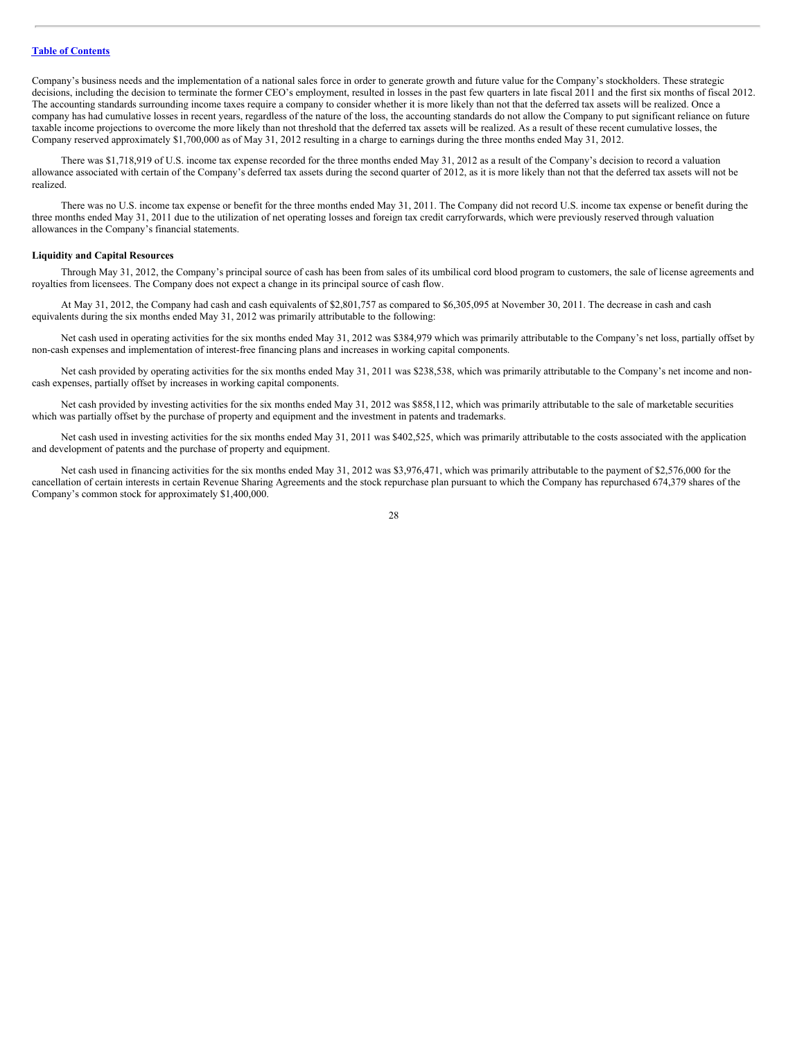Company's business needs and the implementation of a national sales force in order to generate growth and future value for the Company's stockholders. These strategic decisions, including the decision to terminate the former CEO's employment, resulted in losses in the past few quarters in late fiscal 2011 and the first six months of fiscal 2012. The accounting standards surrounding income taxes require a company to consider whether it is more likely than not that the deferred tax assets will be realized. Once a company has had cumulative losses in recent years, regardless of the nature of the loss, the accounting standards do not allow the Company to put significant reliance on future taxable income projections to overcome the more likely than not threshold that the deferred tax assets will be realized. As a result of these recent cumulative losses, the Company reserved approximately $1,700,000 as of May 31, 2012 resulting in a charge to earnings during the three months ended May 31, 2012.

There was $1,718,919 of U.S. income tax expense recorded for the three months ended May 31, 2012 as a result of the Company's decision to record a valuation allowance associated with certain of the Company's deferred tax assets during the second quarter of 2012, as it is more likely than not that the deferred tax assets will not be realized.

There was no U.S. income tax expense or benefit for the three months ended May 31, 2011. The Company did not record U.S. income tax expense or benefit during the three months ended May 31, 2011 due to the utilization of net operating losses and foreign tax credit carryforwards, which were previously reserved through valuation allowances in the Company's financial statements.

**Liquidity and Capital Resources**

Through May 31, 2012, the Company's principal source of cash has been from sales of its umbilical cord blood program to customers, the sale of license agreements and royalties from licensees. The Company does not expect a change in its principal source of cash flow.

At May 31, 2012, the Company had cash and cash equivalents of $2,801,757 as compared to $6,305,095 at November 30, 2011. The decrease in cash and cash equivalents during the six months ended May 31, 2012 was primarily attributable to the following:

Net cash used in operating activities for the six months ended May 31, 2012 was $384,979 which was primarily attributable to the Company's net loss, partially offset by non-cash expenses and implementation of interest-free financing plans and increases in working capital components.

Net cash provided by operating activities for the six months ended May 31, 2011 was $238,538, which was primarily attributable to the Company's net income and non-cash expenses, partially offset by increases in working capital components.

Net cash provided by investing activities for the six months ended May 31, 2012 was $858,112, which was primarily attributable to the sale of marketable securities which was partially offset by the purchase of property and equipment and the investment in patents and trademarks.

Net cash used in investing activities for the six months ended May 31, 2011 was $402,525, which was primarily attributable to the costs associated with the application and development of patents and the purchase of property and equipment.

Net cash used in financing activities for the six months ended May 31, 2012 was $3,976,471, which was primarily attributable to the payment of $2,576,000 for the cancellation of certain interests in certain Revenue Sharing Agreements and the stock repurchase plan pursuant to which the Company has repurchased 674,379 shares of the Company's common stock for approximately $1,400,000.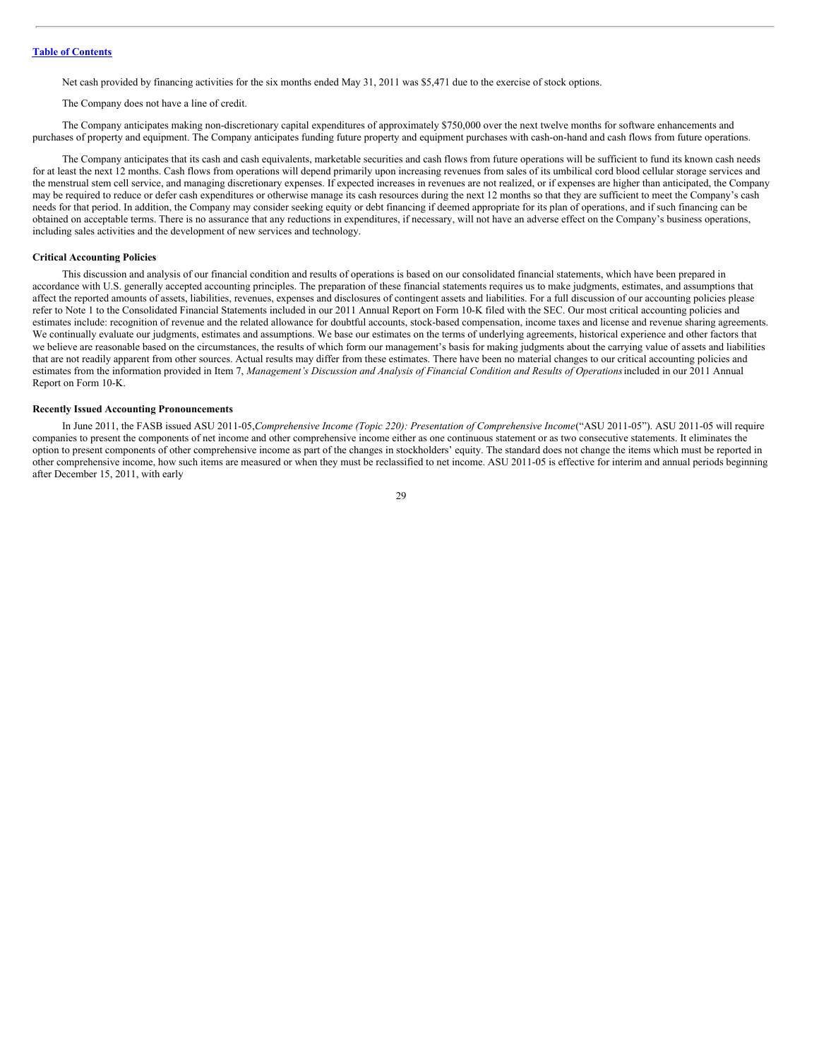Net cash provided by financing activities for the six months ended May 31, 2011 was $5,471 due to the exercise of stock options.

The Company does not have a line of credit.

The Company anticipates making non-discretionary capital expenditures of approximately $750,000 over the next twelve months for software enhancements and purchases of property and equipment. The Company anticipates funding future property and equipment purchases with cash-on-hand and cash flows from future operations.

The Company anticipates that its cash and cash equivalents, marketable securities and cash flows from future operations will be sufficient to fund its known cash needs for at least the next 12 months. Cash flows from operations will depend primarily upon increasing revenues from sales of its umbilical cord blood cellular storage services and the menstrual stem cell service, and managing discretionary expenses. If expected increases in revenues are not realized, or if expenses are higher than anticipated, the Company may be required to reduce or defer cash expenditures or otherwise manage its cash resources during the next 12 months so that they are sufficient to meet the Company's cash needs for that period. In addition, the Company may consider seeking equity or debt financing if deemed appropriate for its plan of operations, and if such financing can be obtained on acceptable terms. There is no assurance that any reductions in expenditures, if necessary, will not have an adverse effect on the Company's business operations, including sales activities and the development of new services and technology.

**Critical Accounting Policies**

This discussion and analysis of our financial condition and results of operations is based on our consolidated financial statements, which have been prepared in accordance with U.S. generally accepted accounting principles. The preparation of these financial statements requires us to make judgments, estimates, and assumptions that affect the reported amounts of assets, liabilities, revenues, expenses and disclosures of contingent assets and liabilities. For a full discussion of our accounting policies please refer to Note 1 to the Consolidated Financial Statements included in our 2011 Annual Report on Form 10-K filed with the SEC. Our most critical accounting policies and estimates include: recognition of revenue and the related allowance for doubtful accounts, stock-based compensation, income taxes and license and revenue sharing agreements. We continually evaluate our judgments, estimates and assumptions. We base our estimates on the terms of underlying agreements, historical experience and other factors that we believe are reasonable based on the circumstances, the results of which form our management's basis for making judgments about the carrying value of assets and liabilities that are not readily apparent from other sources. Actual results may differ from these estimates. There have been no material changes to our critical accounting policies and estimates from the information provided in Item 7, *Management's Discussion and Analysis of Financial Condition and Results of Operations* included in our 2011 Annual Report on Form 10-K.

**Recently Issued Accounting Pronouncements**

In June 2011, the FASB issued ASU 2011-05, *Comprehensive Income (Topic 220): Presentation of Comprehensive Income* ("ASU 2011-05"). ASU 2011-05 will require companies to present the components of net income and other comprehensive income either as one continuous statement or as two consecutive statements. It eliminates the option to present components of other comprehensive income as part of the changes in stockholders' equity. The standard does not change the items which must be reported in other comprehensive income, how such items are measured or when they must be reclassified to net income. ASU 2011-05 is effective for interim and annual periods beginning after December 15, 2011, with early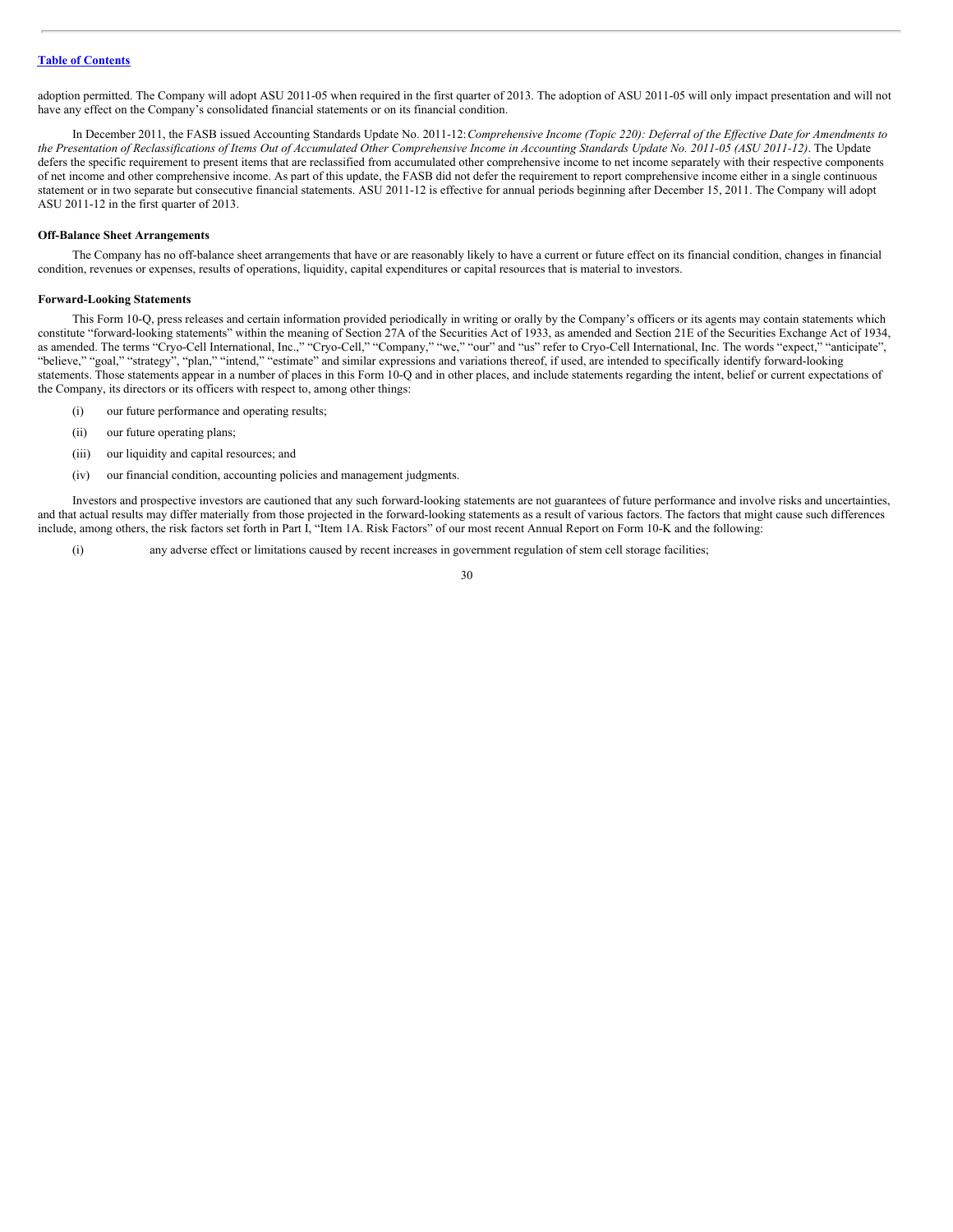adoption permitted. The Company will adopt ASU 2011-05 when required in the first quarter of 2013. The adoption of ASU 2011-05 will only impact presentation and will not have any effect on the Company's consolidated financial statements or on its financial condition.

In December 2011, the FASB issued Accounting Standards Update No. 2011-12: *Comprehensive Income (Topic 220): Deferral of the Effective Date for Amendments to the Presentation of Reclassifications of Items Out of Accumulated Other Comprehensive Income in Accounting Standards Update No. 2011-05 (ASU 2011-12)*. The Update defers the specific requirement to present items that are reclassified from accumulated other comprehensive income to net income separately with their respective components of net income and other comprehensive income. As part of this update, the FASB did not defer the requirement to report comprehensive income either in a single continuous statement or in two separate but consecutive financial statements. ASU 2011-12 is effective for annual periods beginning after December 15, 2011. The Company will adopt ASU 2011-12 in the first quarter of 2013.

**Off-Balance Sheet Arrangements**

The Company has no off-balance sheet arrangements that have or are reasonably likely to have a current or future effect on its financial condition, changes in financial condition, revenues or expenses, results of operations, liquidity, capital expenditures or capital resources that is material to investors.

**Forward-Looking Statements**

This Form 10-Q, press releases and certain information provided periodically in writing or orally by the Company's officers or its agents may contain statements which constitute "forward-looking statements" within the meaning of Section 27A of the Securities Act of 1933, as amended and Section 21E of the Securities Exchange Act of 1934, as amended. The terms "Cryo-Cell International, Inc.," "Cryo-Cell," "Company," "we," "our" and "us" refer to Cryo-Cell International, Inc. The words "expect," "anticipate", "believe," "goal," "strategy", "plan," "intend," "estimate" and similar expressions and variations thereof, if used, are intended to specifically identify forward-looking statements. Those statements appear in a number of places in this Form 10-Q and in other places, and include statements regarding the intent, belief or current expectations of the Company, its directors or its officers with respect to, among other things:

(i) our future performance and operating results;

(ii) our future operating plans;

(iii) our liquidity and capital resources; and

(iv) our financial condition, accounting policies and management judgments.

Investors and prospective investors are cautioned that any such forward-looking statements are not guarantees of future performance and involve risks and uncertainties, and that actual results may differ materially from those projected in the forward-looking statements as a result of various factors. The factors that might cause such differences include, among others, the risk factors set forth in Part I, "Item 1A. Risk Factors" of our most recent Annual Report on Form 10-K and the following:

(i) any adverse effect or limitations caused by recent increases in government regulation of stem cell storage facilities;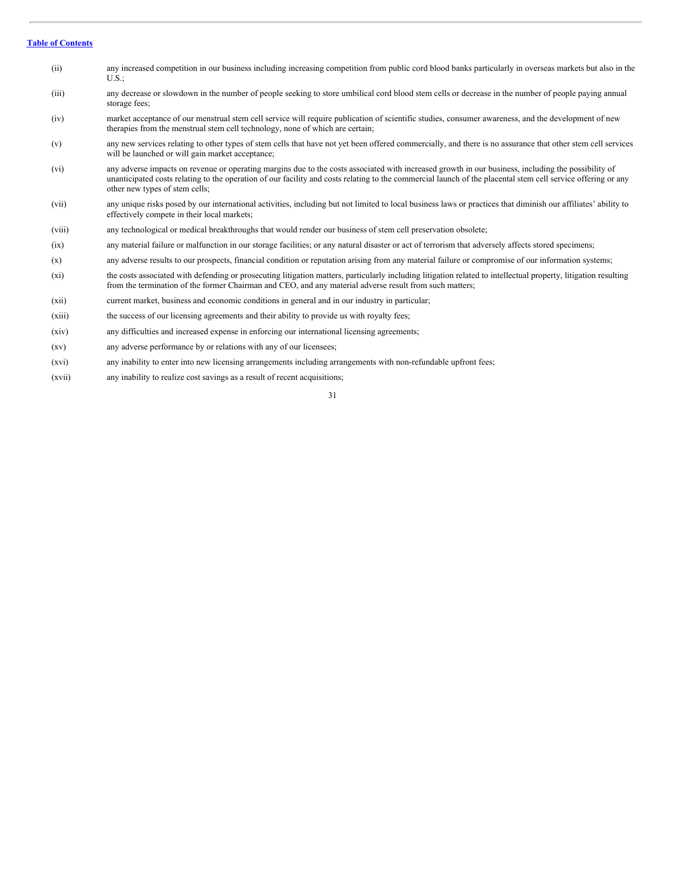(ii) any increased competition in our business including increasing competition from public cord blood banks particularly in overseas markets but also in the U.S.;

(iii) any decrease or slowdown in the number of people seeking to store umbilical cord blood stem cells or decrease in the number of people paying annual storage fees;

(iv) market acceptance of our menstrual stem cell service will require publication of scientific studies, consumer awareness, and the development of new therapies from the menstrual stem cell technology, none of which are certain;

(v) any new services relating to other types of stem cells that have not yet been offered commercially, and there is no assurance that other stem cell services will be launched or will gain market acceptance;

(vi) any adverse impacts on revenue or operating margins due to the costs associated with increased growth in our business, including the possibility of unanticipated costs relating to the operation of our facility and costs relating to the commercial launch of the placental stem cell service offering or any other new types of stem cells;

(vii) any unique risks posed by our international activities, including but not limited to local business laws or practices that diminish our affiliates' ability to effectively compete in their local markets;

(viii) any technological or medical breakthroughs that would render our business of stem cell preservation obsolete;

(ix) any material failure or malfunction in our storage facilities; or any natural disaster or act of terrorism that adversely affects stored specimens;

(x) any adverse results to our prospects, financial condition or reputation arising from any material failure or compromise of our information systems;

(xi) the costs associated with defending or prosecuting litigation matters, particularly including litigation related to intellectual property, litigation resulting from the termination of the former Chairman and CEO, and any material adverse result from such matters;

(xii) current market, business and economic conditions in general and in our industry in particular;

(xiii) the success of our licensing agreements and their ability to provide us with royalty fees;

(xiv) any difficulties and increased expense in enforcing our international licensing agreements;

(xv) any adverse performance by or relations with any of our licensees;

(xvi) any inability to enter into new licensing arrangements including arrangements with non-refundable upfront fees;

(xvii) any inability to realize cost savings as a result of recent acquisitions;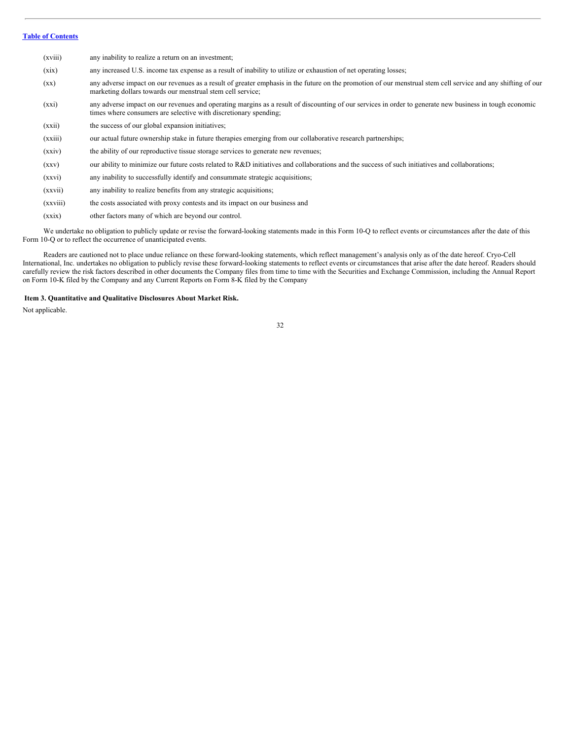[Table of Contents](#)

| | |
|---|---|
| (xviii) | any inability to realize a return on an investment; |
| (xix) | any increased U.S. income tax expense as a result of inability to utilize or exhaustion of net operating losses; |
| (xx) | any adverse impact on our revenues as a result of greater emphasis in the future on the promotion of our menstrual stem cell service and any shifting of our marketing dollars towards our menstrual stem cell service; |
| (xxi) | any adverse impact on our revenues and operating margins as a result of discounting of our services in order to generate new business in tough economic times where consumers are selective with discretionary spending; |
| (xxii) | the success of our global expansion initiatives; |
| (xxiii) | our actual future ownership stake in future therapies emerging from our collaborative research partnerships; |
| (xxiv) | the ability of our reproductive tissue storage services to generate new revenues; |
| (xxv) | our ability to minimize our future costs related to R&D initiatives and collaborations and the success of such initiatives and collaborations; |
| (xxvi) | any inability to successfully identify and consummate strategic acquisitions; |
| (xxvii) | any inability to realize benefits from any strategic acquisitions; |
| (xxviii) | the costs associated with proxy contests and its impact on our business and |
| (xxix) | other factors many of which are beyond our control. |

We undertake no obligation to publicly update or revise the forward-looking statements made in this Form 10-Q to reflect events or circumstances after the date of this Form 10-Q or to reflect the occurrence of unanticipated events.

Readers are cautioned not to place undue reliance on these forward-looking statements, which reflect management's analysis only as of the date hereof. Cryo-Cell International, Inc. undertakes no obligation to publicly revise these forward-looking statements to reflect events or circumstances that arise after the date hereof. Readers should carefully review the risk factors described in other documents the Company files from time to time with the Securities and Exchange Commission, including the Annual Report on Form 10-K filed by the Company and any Current Reports on Form 8-K filed by the Company

### Item 3. Quantitative and Qualitative Disclosures About Market Risk.

Not applicable.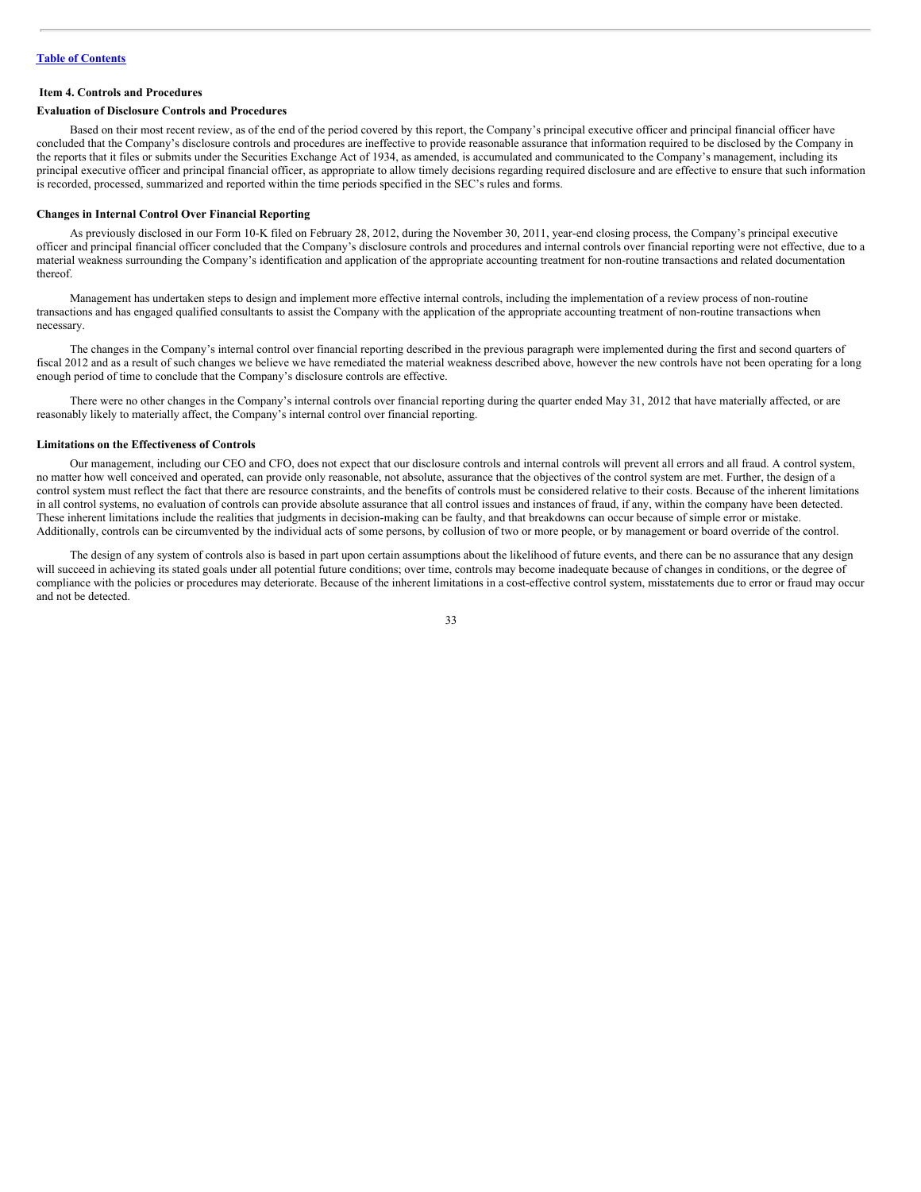[Table of Contents](#)

## Item 4. Controls and Procedures

### Evaluation of Disclosure Controls and Procedures

Based on their most recent review, as of the end of the period covered by this report, the Company's principal executive officer and principal financial officer have concluded that the Company's disclosure controls and procedures are ineffective to provide reasonable assurance that information required to be disclosed by the Company in the reports that it files or submits under the Securities Exchange Act of 1934, as amended, is accumulated and communicated to the Company's management, including its principal executive officer and principal financial officer, as appropriate to allow timely decisions regarding required disclosure and are effective to ensure that such information is recorded, processed, summarized and reported within the time periods specified in the SEC's rules and forms.

### Changes in Internal Control Over Financial Reporting

As previously disclosed in our Form 10-K filed on February 28, 2012, during the November 30, 2011, year-end closing process, the Company's principal executive officer and principal financial officer concluded that the Company's disclosure controls and procedures and internal controls over financial reporting were not effective, due to a material weakness surrounding the Company's identification and application of the appropriate accounting treatment for non-routine transactions and related documentation thereof.

Management has undertaken steps to design and implement more effective internal controls, including the implementation of a review process of non-routine transactions and has engaged qualified consultants to assist the Company with the application of the appropriate accounting treatment of non-routine transactions when necessary.

The changes in the Company's internal control over financial reporting described in the previous paragraph were implemented during the first and second quarters of fiscal 2012 and as a result of such changes we believe we have remediated the material weakness described above, however the new controls have not been operating for a long enough period of time to conclude that the Company's disclosure controls are effective.

There were no other changes in the Company's internal controls over financial reporting during the quarter ended May 31, 2012 that have materially affected, or are reasonably likely to materially affect, the Company's internal control over financial reporting.

### Limitations on the Effectiveness of Controls

Our management, including our CEO and CFO, does not expect that our disclosure controls and internal controls will prevent all errors and all fraud. A control system, no matter how well conceived and operated, can provide only reasonable, not absolute, assurance that the objectives of the control system are met. Further, the design of a control system must reflect the fact that there are resource constraints, and the benefits of controls must be considered relative to their costs. Because of the inherent limitations in all control systems, no evaluation of controls can provide absolute assurance that all control issues and instances of fraud, if any, within the company have been detected. These inherent limitations include the realities that judgments in decision-making can be faulty, and that breakdowns can occur because of simple error or mistake. Additionally, controls can be circumvented by the individual acts of some persons, by collusion of two or more people, or by management or board override of the control.

The design of any system of controls also is based in part upon certain assumptions about the likelihood of future events, and there can be no assurance that any design will succeed in achieving its stated goals under all potential future conditions; over time, controls may become inadequate because of changes in conditions, or the degree of compliance with the policies or procedures may deteriorate. Because of the inherent limitations in a cost-effective control system, misstatements due to error or fraud may occur and not be detected.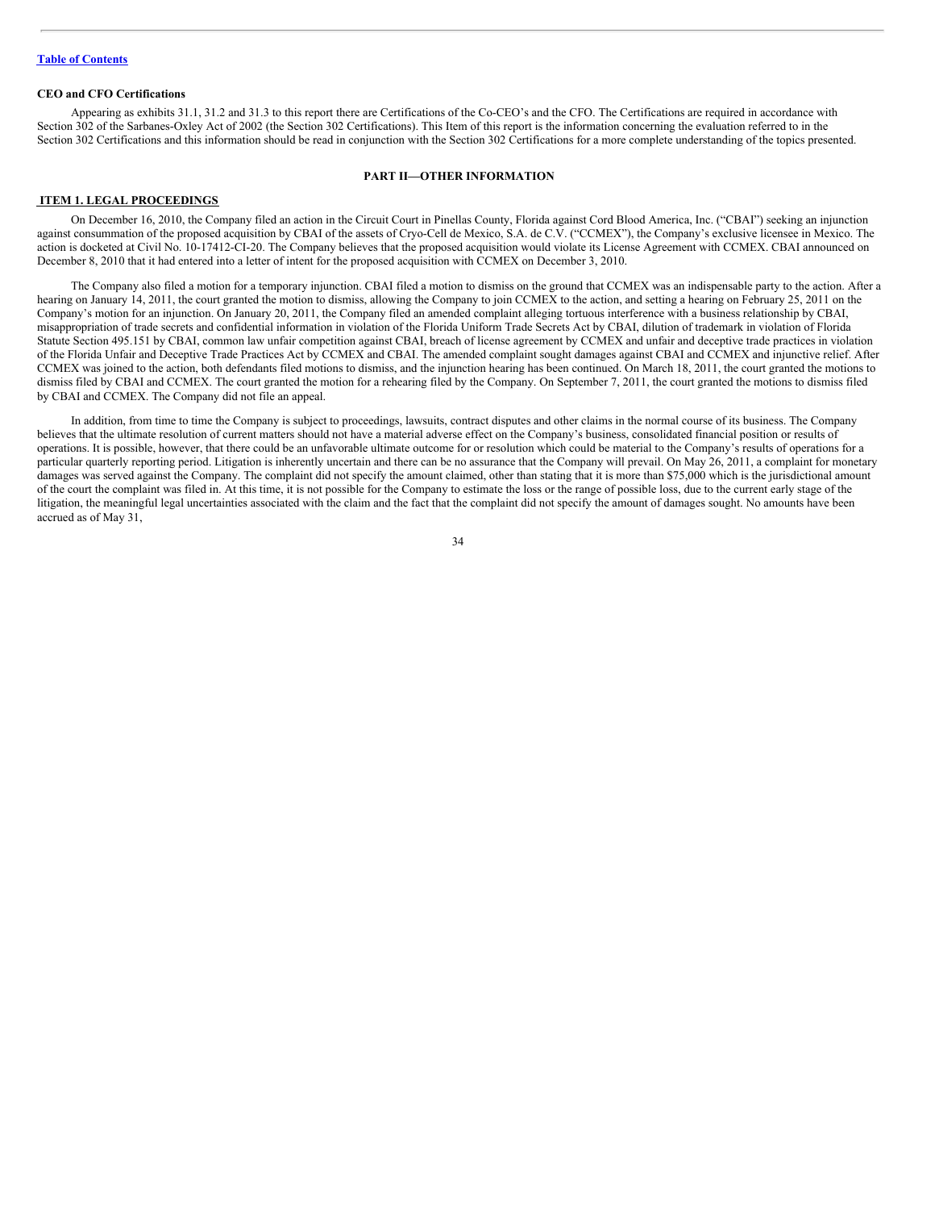**CEO and CFO Certifications**

Appearing as exhibits 31.1, 31.2 and 31.3 to this report there are Certifications of the Co-CEO's and the CFO. The Certifications are required in accordance with Section 302 of the Sarbanes-Oxley Act of 2002 (the Section 302 Certifications). This Item of this report is the information concerning the evaluation referred to in the Section 302 Certifications and this information should be read in conjunction with the Section 302 Certifications for a more complete understanding of the topics presented.

## PART II—OTHER INFORMATION

### ITEM 1. LEGAL PROCEEDINGS

On December 16, 2010, the Company filed an action in the Circuit Court in Pinellas County, Florida against Cord Blood America, Inc. ("CBAI") seeking an injunction against consummation of the proposed acquisition by CBAI of the assets of Cryo-Cell de Mexico, S.A. de C.V. ("CCMEX"), the Company's exclusive licensee in Mexico. The action is docketed at Civil No. 10-17412-CI-20. The Company believes that the proposed acquisition would violate its License Agreement with CCMEX. CBAI announced on December 8, 2010 that it had entered into a letter of intent for the proposed acquisition with CCMEX on December 3, 2010.

The Company also filed a motion for a temporary injunction. CBAI filed a motion to dismiss on the ground that CCMEX was an indispensable party to the action. After a hearing on January 14, 2011, the court granted the motion to dismiss, allowing the Company to join CCMEX to the action, and setting a hearing on February 25, 2011 on the Company's motion for an injunction. On January 20, 2011, the Company filed an amended complaint alleging tortuous interference with a business relationship by CBAI, misappropriation of trade secrets and confidential information in violation of the Florida Uniform Trade Secrets Act by CBAI, dilution of trademark in violation of Florida Statute Section 495.151 by CBAI, common law unfair competition against CBAI, breach of license agreement by CCMEX and unfair and deceptive trade practices in violation of the Florida Unfair and Deceptive Trade Practices Act by CCMEX and CBAI. The amended complaint sought damages against CBAI and CCMEX and injunctive relief. After CCMEX was joined to the action, both defendants filed motions to dismiss, and the injunction hearing has been continued. On March 18, 2011, the court granted the motions to dismiss filed by CBAI and CCMEX. The court granted the motion for a rehearing filed by the Company. On September 7, 2011, the court granted the motions to dismiss filed by CBAI and CCMEX. The Company did not file an appeal.

In addition, from time to time the Company is subject to proceedings, lawsuits, contract disputes and other claims in the normal course of its business. The Company believes that the ultimate resolution of current matters should not have a material adverse effect on the Company's business, consolidated financial position or results of operations. It is possible, however, that there could be an unfavorable ultimate outcome for or resolution which could be material to the Company's results of operations for a particular quarterly reporting period. Litigation is inherently uncertain and there can be no assurance that the Company will prevail. On May 26, 2011, a complaint for monetary damages was served against the Company. The complaint did not specify the amount claimed, other than stating that it is more than $75,000 which is the jurisdictional amount of the court the complaint was filed in. At this time, it is not possible for the Company to estimate the loss or the range of possible loss, due to the current early stage of the litigation, the meaningful legal uncertainties associated with the claim and the fact that the complaint did not specify the amount of damages sought. No amounts have been accrued as of May 31,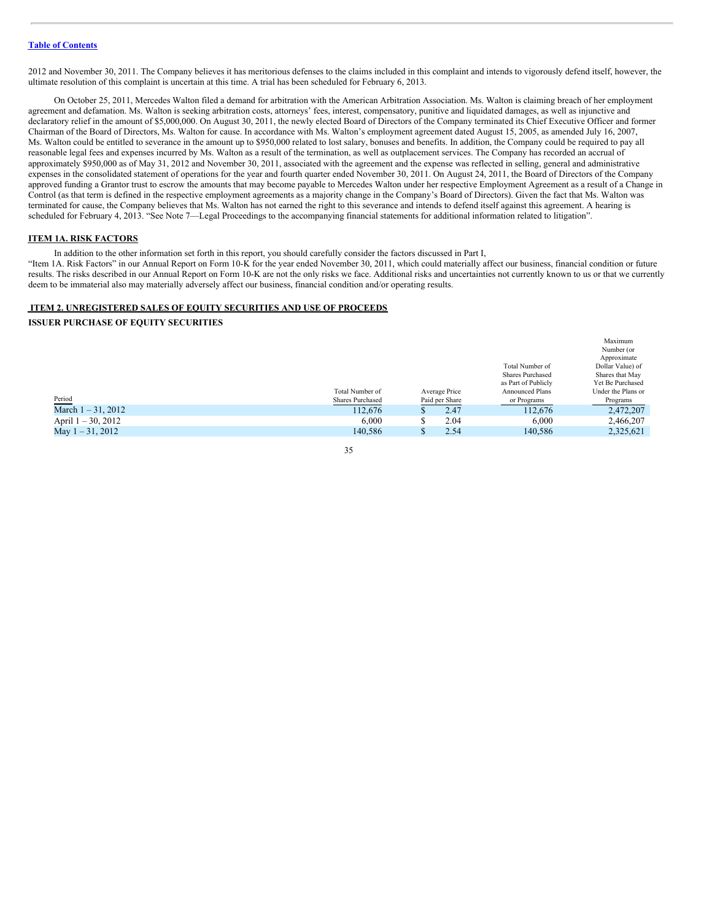2012 and November 30, 2011. The Company believes it has meritorious defenses to the claims included in this complaint and intends to vigorously defend itself, however, the ultimate resolution of this complaint is uncertain at this time. A trial has been scheduled for February 6, 2013.

On October 25, 2011, Mercedes Walton filed a demand for arbitration with the American Arbitration Association. Ms. Walton is claiming breach of her employment agreement and defamation. Ms. Walton is seeking arbitration costs, attorneys' fees, interest, compensatory, punitive and liquidated damages, as well as injunctive and declaratory relief in the amount of $5,000,000. On August 30, 2011, the newly elected Board of Directors of the Company terminated its Chief Executive Officer and former Chairman of the Board of Directors, Ms. Walton for cause. In accordance with Ms. Walton's employment agreement dated August 15, 2005, as amended July 16, 2007, Ms. Walton could be entitled to severance in the amount up to $950,000 related to lost salary, bonuses and benefits. In addition, the Company could be required to pay all reasonable legal fees and expenses incurred by Ms. Walton as a result of the termination, as well as outplacement services. The Company has recorded an accrual of approximately $950,000 as of May 31, 2012 and November 30, 2011, associated with the agreement and the expense was reflected in selling, general and administrative expenses in the consolidated statement of operations for the year and fourth quarter ended November 30, 2011. On August 24, 2011, the Board of Directors of the Company approved funding a Grantor trust to escrow the amounts that may become payable to Mercedes Walton under her respective Employment Agreement as a result of a Change in Control (as that term is defined in the respective employment agreements as a majority change in the Company's Board of Directors). Given the fact that Ms. Walton was terminated for cause, the Company believes that Ms. Walton has not earned the right to this severance and intends to defend itself against this agreement. A hearing is scheduled for February 4, 2013. "See Note 7—Legal Proceedings to the accompanying financial statements for additional information related to litigation".

## ITEM 1A. RISK FACTORS

In addition to the other information set forth in this report, you should carefully consider the factors discussed in Part I, "Item 1A. Risk Factors" in our Annual Report on Form 10-K for the year ended November 30, 2011, which could materially affect our business, financial condition or future results. The risks described in our Annual Report on Form 10-K are not the only risks we face. Additional risks and uncertainties not currently known to us or that we currently deem to be immaterial also may materially adversely affect our business, financial condition and/or operating results.

## ITEM 2. UNREGISTERED SALES OF EQUITY SECURITIES AND USE OF PROCEEDS

### ISSUER PURCHASE OF EQUITY SECURITIES

| Period | Total Number of Shares Purchased | Average Price Paid per Share | Total Number of Shares Purchased as Part of Publicly Announced Plans or Programs | Maximum Number (or Approximate Dollar Value) of Shares that May Yet Be Purchased Under the Plans or Programs |
|---|---|---|---|---|
| March 1 – 31, 2012 | 112,676 | $ 2.47 | 112,676 | 2,472,207 |
| April 1 – 30, 2012 | 6,000 | $ 2.04 | 6,000 | 2,466,207 |
| May 1 – 31, 2012 | 140,586 | $ 2.54 | 140,586 | 2,325,621 |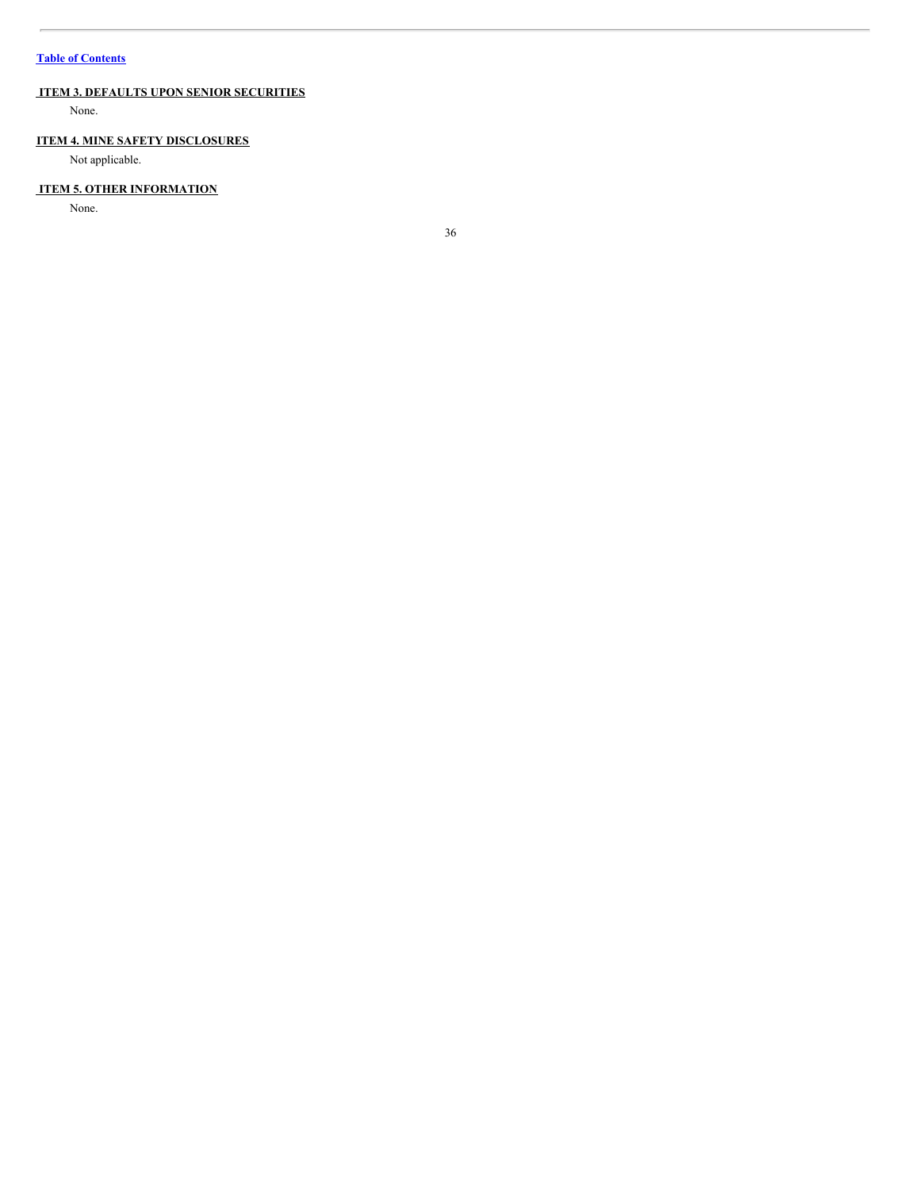## ITEM 3. DEFAULTS UPON SENIOR SECURITIES

None.

## ITEM 4. MINE SAFETY DISCLOSURES

Not applicable.

## ITEM 5. OTHER INFORMATION

None.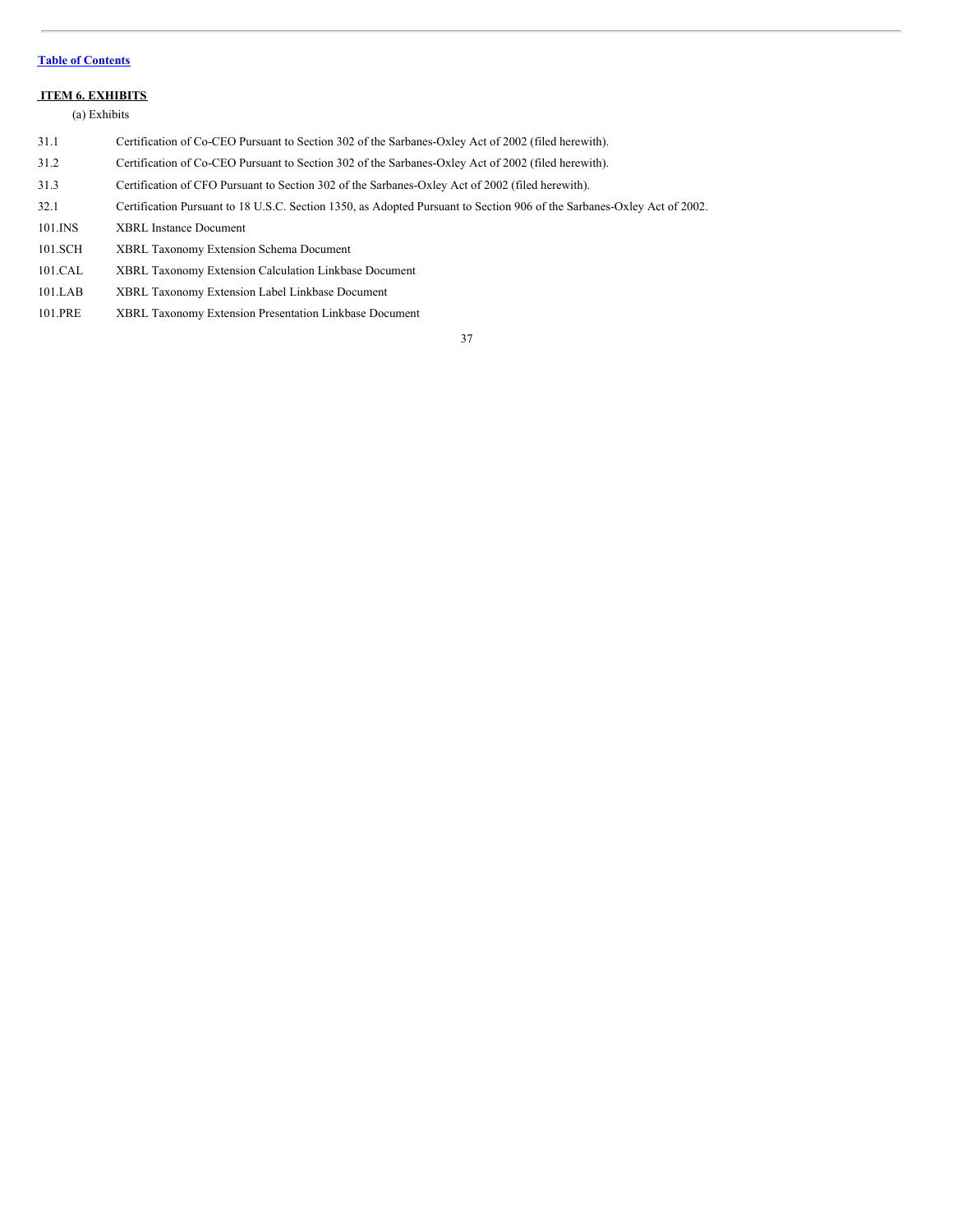[Table of Contents](#)

## ITEM 6. EXHIBITS

(a) Exhibits

| | |
|---|---|
| 31.1 | Certification of Co-CEO Pursuant to Section 302 of the Sarbanes-Oxley Act of 2002 (filed herewith). |
| 31.2 | Certification of Co-CEO Pursuant to Section 302 of the Sarbanes-Oxley Act of 2002 (filed herewith). |
| 31.3 | Certification of CFO Pursuant to Section 302 of the Sarbanes-Oxley Act of 2002 (filed herewith). |
| 32.1 | Certification Pursuant to 18 U.S.C. Section 1350, as Adopted Pursuant to Section 906 of the Sarbanes-Oxley Act of 2002. |
| 101.INS | XBRL Instance Document |
| 101.SCH | XBRL Taxonomy Extension Schema Document |
| 101.CAL | XBRL Taxonomy Extension Calculation Linkbase Document |
| 101.LAB | XBRL Taxonomy Extension Label Linkbase Document |
| 101.PRE | XBRL Taxonomy Extension Presentation Linkbase Document |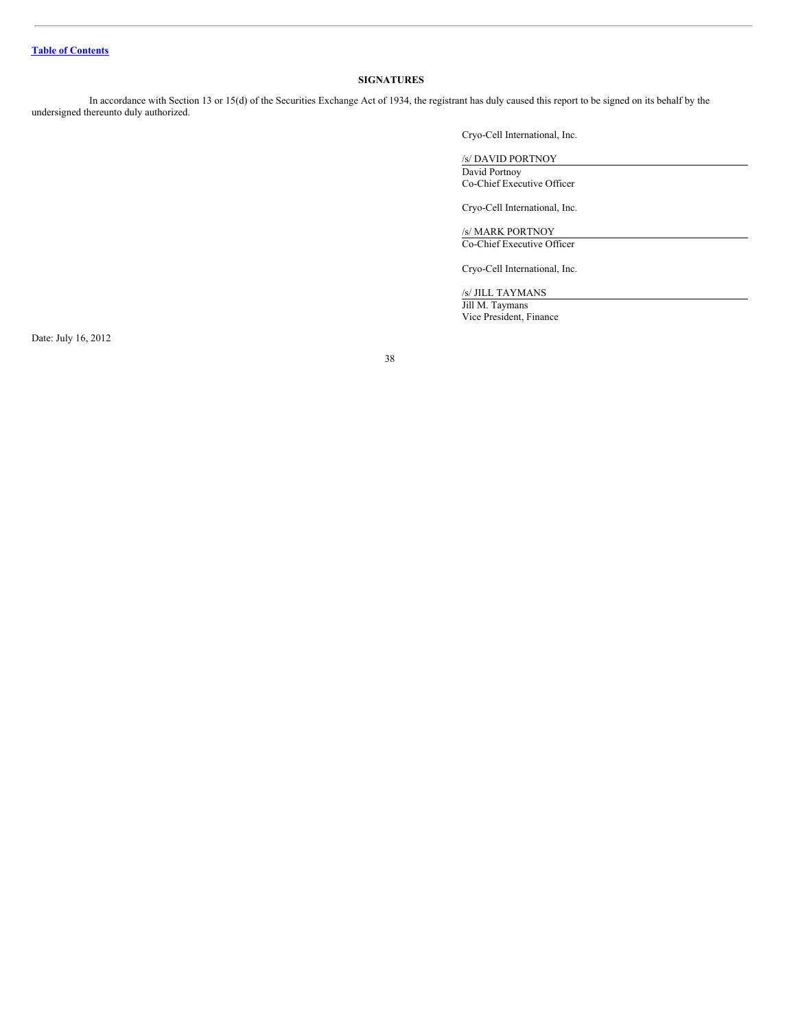[Table of Contents]

## SIGNATURES

In accordance with Section 13 or 15(d) of the Securities Exchange Act of 1934, the registrant has duly caused this report to be signed on its behalf by the undersigned thereunto duly authorized.

Cryo-Cell International, Inc.

/s/ DAVID PORTNOY
David Portnoy
Co-Chief Executive Officer

Cryo-Cell International, Inc.

/s/ MARK PORTNOY
Co-Chief Executive Officer

Cryo-Cell International, Inc.

/s/ JILL TAYMANS
Jill M. Taymans
Vice President, Finance

Date: July 16, 2012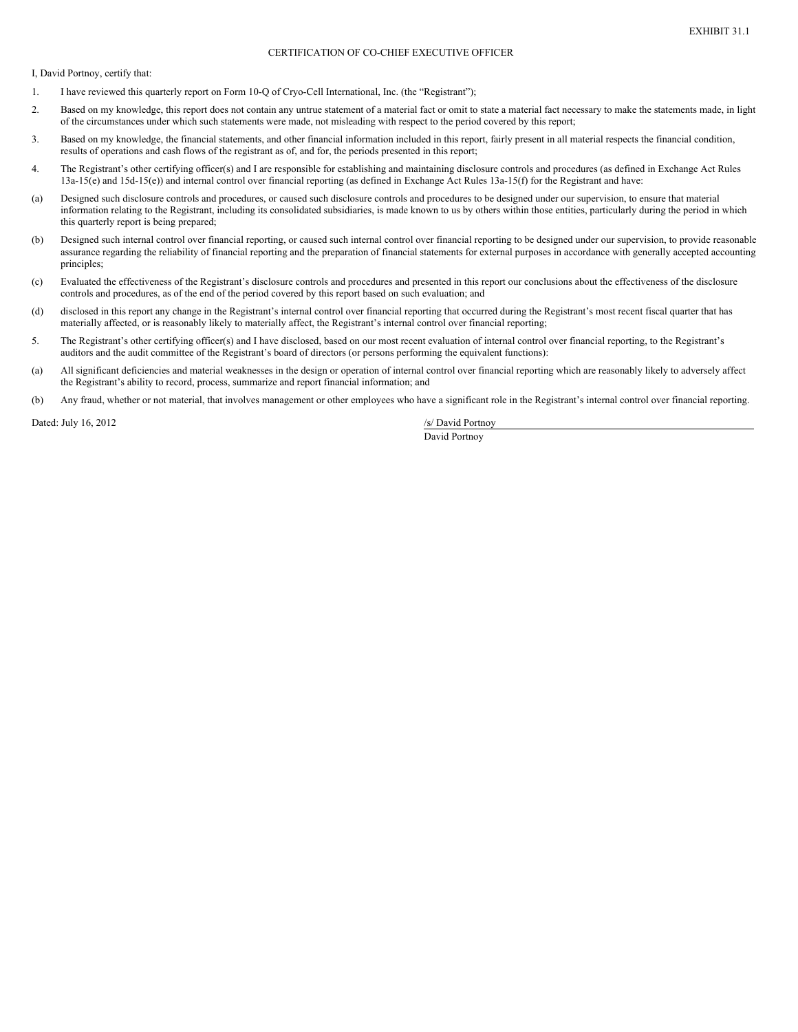EXHIBIT 31.1

# CERTIFICATION OF CO-CHIEF EXECUTIVE OFFICER

I, David Portnoy, certify that:

1. I have reviewed this quarterly report on Form 10-Q of Cryo-Cell International, Inc. (the "Registrant");

2. Based on my knowledge, this report does not contain any untrue statement of a material fact or omit to state a material fact necessary to make the statements made, in light of the circumstances under which such statements were made, not misleading with respect to the period covered by this report;

3. Based on my knowledge, the financial statements, and other financial information included in this report, fairly present in all material respects the financial condition, results of operations and cash flows of the registrant as of, and for, the periods presented in this report;

4. The Registrant's other certifying officer(s) and I are responsible for establishing and maintaining disclosure controls and procedures (as defined in Exchange Act Rules 13a-15(e) and 15d-15(e)) and internal control over financial reporting (as defined in Exchange Act Rules 13a-15(f) for the Registrant and have:

(a) Designed such disclosure controls and procedures, or caused such disclosure controls and procedures to be designed under our supervision, to ensure that material information relating to the Registrant, including its consolidated subsidiaries, is made known to us by others within those entities, particularly during the period in which this quarterly report is being prepared;

(b) Designed such internal control over financial reporting, or caused such internal control over financial reporting to be designed under our supervision, to provide reasonable assurance regarding the reliability of financial reporting and the preparation of financial statements for external purposes in accordance with generally accepted accounting principles;

(c) Evaluated the effectiveness of the Registrant's disclosure controls and procedures and presented in this report our conclusions about the effectiveness of the disclosure controls and procedures, as of the end of the period covered by this report based on such evaluation; and

(d) disclosed in this report any change in the Registrant's internal control over financial reporting that occurred during the Registrant's most recent fiscal quarter that has materially affected, or is reasonably likely to materially affect, the Registrant's internal control over financial reporting;

5. The Registrant's other certifying officer(s) and I have disclosed, based on our most recent evaluation of internal control over financial reporting, to the Registrant's auditors and the audit committee of the Registrant's board of directors (or persons performing the equivalent functions):

(a) All significant deficiencies and material weaknesses in the design or operation of internal control over financial reporting which are reasonably likely to adversely affect the Registrant's ability to record, process, summarize and report financial information; and

(b) Any fraud, whether or not material, that involves management or other employees who have a significant role in the Registrant's internal control over financial reporting.

Dated: July 16, 2012

/s/ David Portnoy

David Portnoy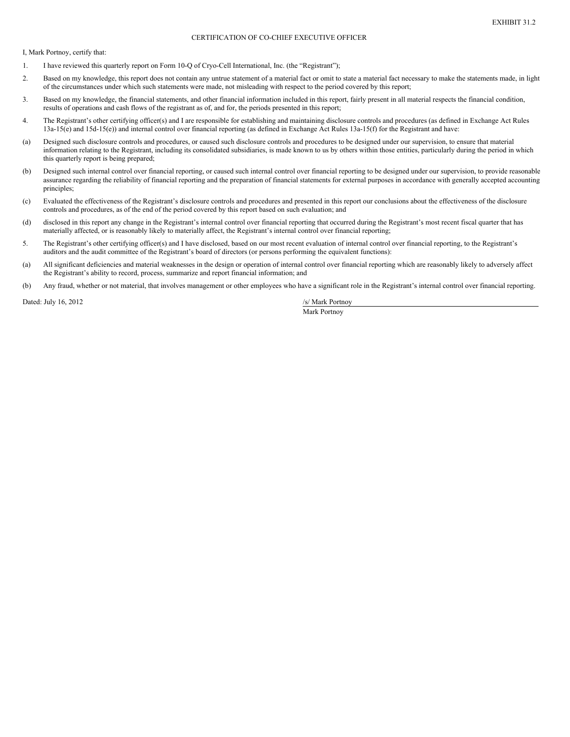EXHIBIT 31.2

CERTIFICATION OF CO-CHIEF EXECUTIVE OFFICER

I, Mark Portnoy, certify that:

1. I have reviewed this quarterly report on Form 10-Q of Cryo-Cell International, Inc. (the "Registrant");

2. Based on my knowledge, this report does not contain any untrue statement of a material fact or omit to state a material fact necessary to make the statements made, in light of the circumstances under which such statements were made, not misleading with respect to the period covered by this report;

3. Based on my knowledge, the financial statements, and other financial information included in this report, fairly present in all material respects the financial condition, results of operations and cash flows of the registrant as of, and for, the periods presented in this report;

4. The Registrant's other certifying officer(s) and I are responsible for establishing and maintaining disclosure controls and procedures (as defined in Exchange Act Rules 13a-15(e) and 15d-15(e)) and internal control over financial reporting (as defined in Exchange Act Rules 13a-15(f) for the Registrant and have:

(a) Designed such disclosure controls and procedures, or caused such disclosure controls and procedures to be designed under our supervision, to ensure that material information relating to the Registrant, including its consolidated subsidiaries, is made known to us by others within those entities, particularly during the period in which this quarterly report is being prepared;

(b) Designed such internal control over financial reporting, or caused such internal control over financial reporting to be designed under our supervision, to provide reasonable assurance regarding the reliability of financial reporting and the preparation of financial statements for external purposes in accordance with generally accepted accounting principles;

(c) Evaluated the effectiveness of the Registrant's disclosure controls and procedures and presented in this report our conclusions about the effectiveness of the disclosure controls and procedures, as of the end of the period covered by this report based on such evaluation; and

(d) disclosed in this report any change in the Registrant's internal control over financial reporting that occurred during the Registrant's most recent fiscal quarter that has materially affected, or is reasonably likely to materially affect, the Registrant's internal control over financial reporting;

5. The Registrant's other certifying officer(s) and I have disclosed, based on our most recent evaluation of internal control over financial reporting, to the Registrant's auditors and the audit committee of the Registrant's board of directors (or persons performing the equivalent functions):

(a) All significant deficiencies and material weaknesses in the design or operation of internal control over financial reporting which are reasonably likely to adversely affect the Registrant's ability to record, process, summarize and report financial information; and

(b) Any fraud, whether or not material, that involves management or other employees who have a significant role in the Registrant's internal control over financial reporting.

Dated: July 16, 2012

/s/ Mark Portnoy

Mark Portnoy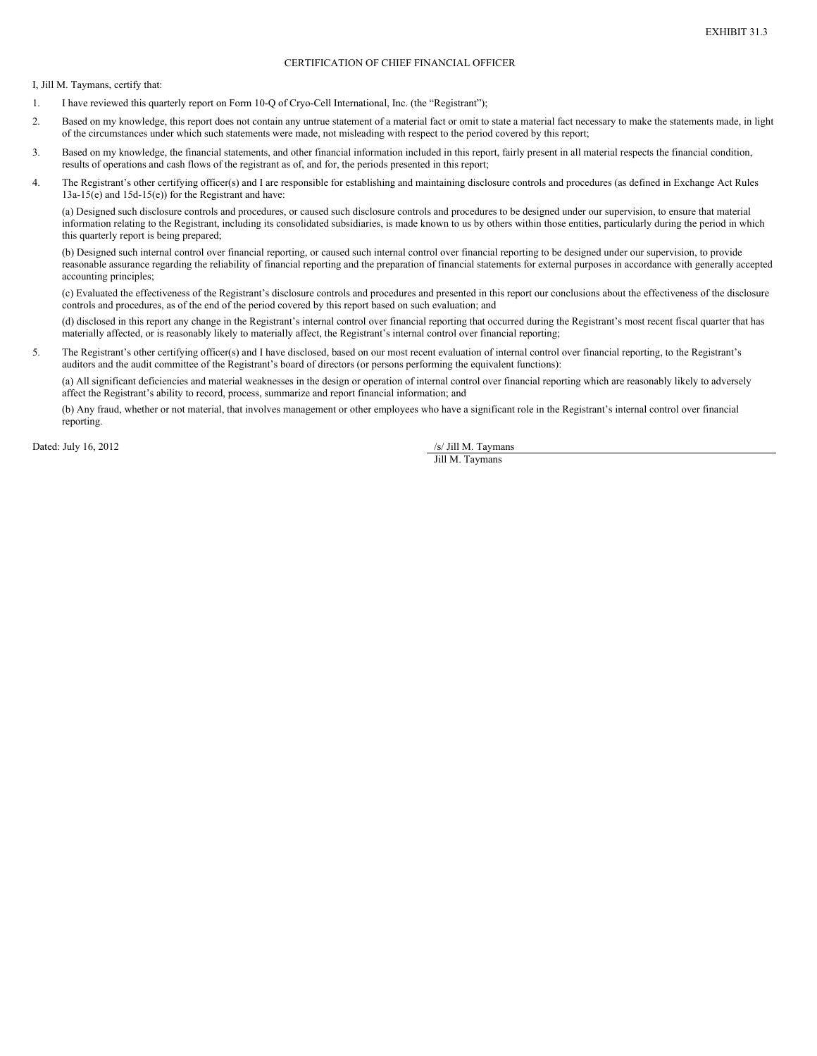EXHIBIT 31.3

CERTIFICATION OF CHIEF FINANCIAL OFFICER

I, Jill M. Taymans, certify that:

1. I have reviewed this quarterly report on Form 10-Q of Cryo-Cell International, Inc. (the "Registrant");

2. Based on my knowledge, this report does not contain any untrue statement of a material fact or omit to state a material fact necessary to make the statements made, in light of the circumstances under which such statements were made, not misleading with respect to the period covered by this report;

3. Based on my knowledge, the financial statements, and other financial information included in this report, fairly present in all material respects the financial condition, results of operations and cash flows of the registrant as of, and for, the periods presented in this report;

4. The Registrant's other certifying officer(s) and I are responsible for establishing and maintaining disclosure controls and procedures (as defined in Exchange Act Rules 13a-15(e) and 15d-15(e)) for the Registrant and have:

   (a) Designed such disclosure controls and procedures, or caused such disclosure controls and procedures to be designed under our supervision, to ensure that material information relating to the Registrant, including its consolidated subsidiaries, is made known to us by others within those entities, particularly during the period in which this quarterly report is being prepared;

   (b) Designed such internal control over financial reporting, or caused such internal control over financial reporting to be designed under our supervision, to provide reasonable assurance regarding the reliability of financial reporting and the preparation of financial statements for external purposes in accordance with generally accepted accounting principles;

   (c) Evaluated the effectiveness of the Registrant's disclosure controls and procedures and presented in this report our conclusions about the effectiveness of the disclosure controls and procedures, as of the end of the period covered by this report based on such evaluation; and

   (d) disclosed in this report any change in the Registrant's internal control over financial reporting that occurred during the Registrant's most recent fiscal quarter that has materially affected, or is reasonably likely to materially affect, the Registrant's internal control over financial reporting;

5. The Registrant's other certifying officer(s) and I have disclosed, based on our most recent evaluation of internal control over financial reporting, to the Registrant's auditors and the audit committee of the Registrant's board of directors (or persons performing the equivalent functions):

   (a) All significant deficiencies and material weaknesses in the design or operation of internal control over financial reporting which are reasonably likely to adversely affect the Registrant's ability to record, process, summarize and report financial information; and

   (b) Any fraud, whether or not material, that involves management or other employees who have a significant role in the Registrant's internal control over financial reporting.

Dated: July 16, 2012

/s/ Jill M. Taymans

Jill M. Taymans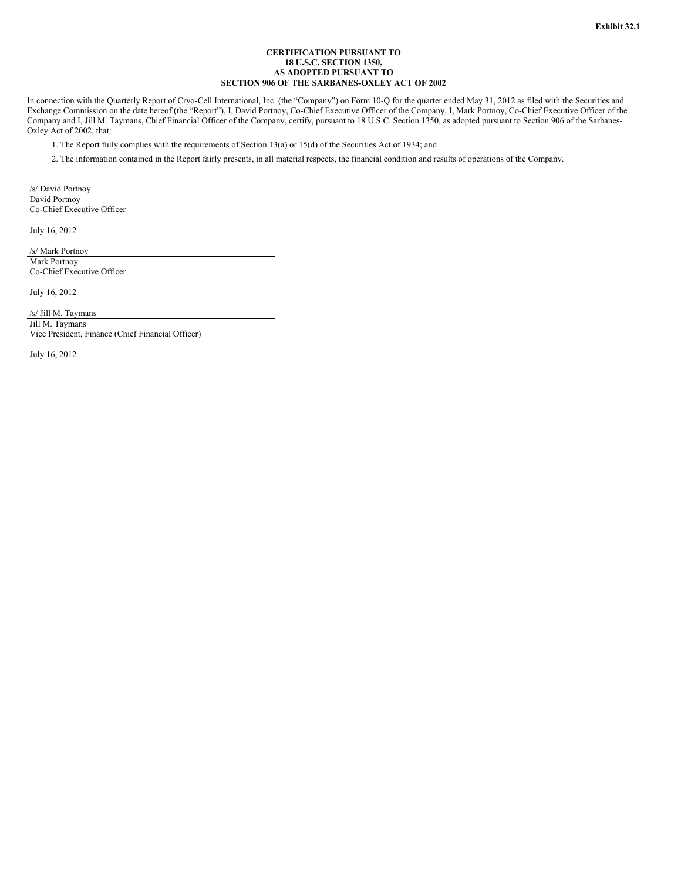**Exhibit 32.1**

**CERTIFICATION PURSUANT TO**
**18 U.S.C. SECTION 1350,**
**AS ADOPTED PURSUANT TO**
**SECTION 906 OF THE SARBANES-OXLEY ACT OF 2002**

In connection with the Quarterly Report of Cryo-Cell International, Inc. (the "Company") on Form 10-Q for the quarter ended May 31, 2012 as filed with the Securities and Exchange Commission on the date hereof (the "Report"), I, David Portnoy, Co-Chief Executive Officer of the Company, I, Mark Portnoy, Co-Chief Executive Officer of the Company and I, Jill M. Taymans, Chief Financial Officer of the Company, certify, pursuant to 18 U.S.C. Section 1350, as adopted pursuant to Section 906 of the Sarbanes-Oxley Act of 2002, that:

1. The Report fully complies with the requirements of Section 13(a) or 15(d) of the Securities Act of 1934; and

2. The information contained in the Report fairly presents, in all material respects, the financial condition and results of operations of the Company.

/s/ David Portnoy
David Portnoy
Co-Chief Executive Officer

July 16, 2012

/s/ Mark Portnoy
Mark Portnoy
Co-Chief Executive Officer

July 16, 2012

/s/ Jill M. Taymans
Jill M. Taymans
Vice President, Finance (Chief Financial Officer)

July 16, 2012